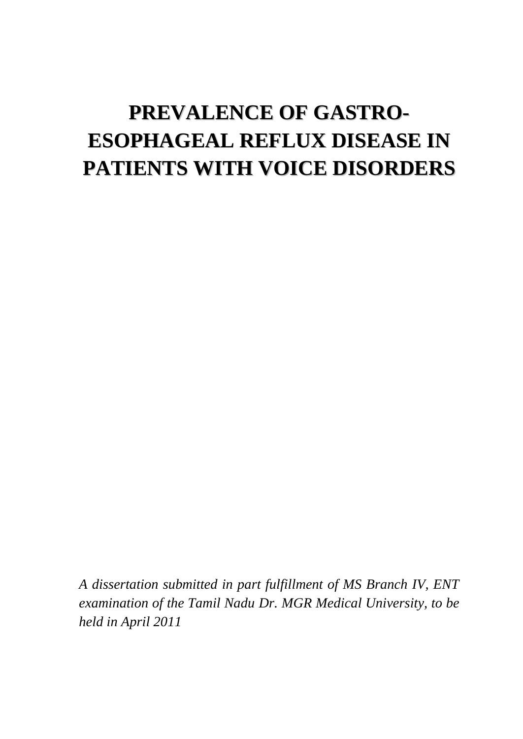# PREVALENCE OF GASTRO-ESOPHAGEAL REFLUX DISEASE IN PATIENTS WITH VOICE DISORDERS

*A dissertation submitted in part fulfillment of MS Branch IV, ENT examination of the Tamil Nadu Dr. MGR Medical University, to be held in April 2011*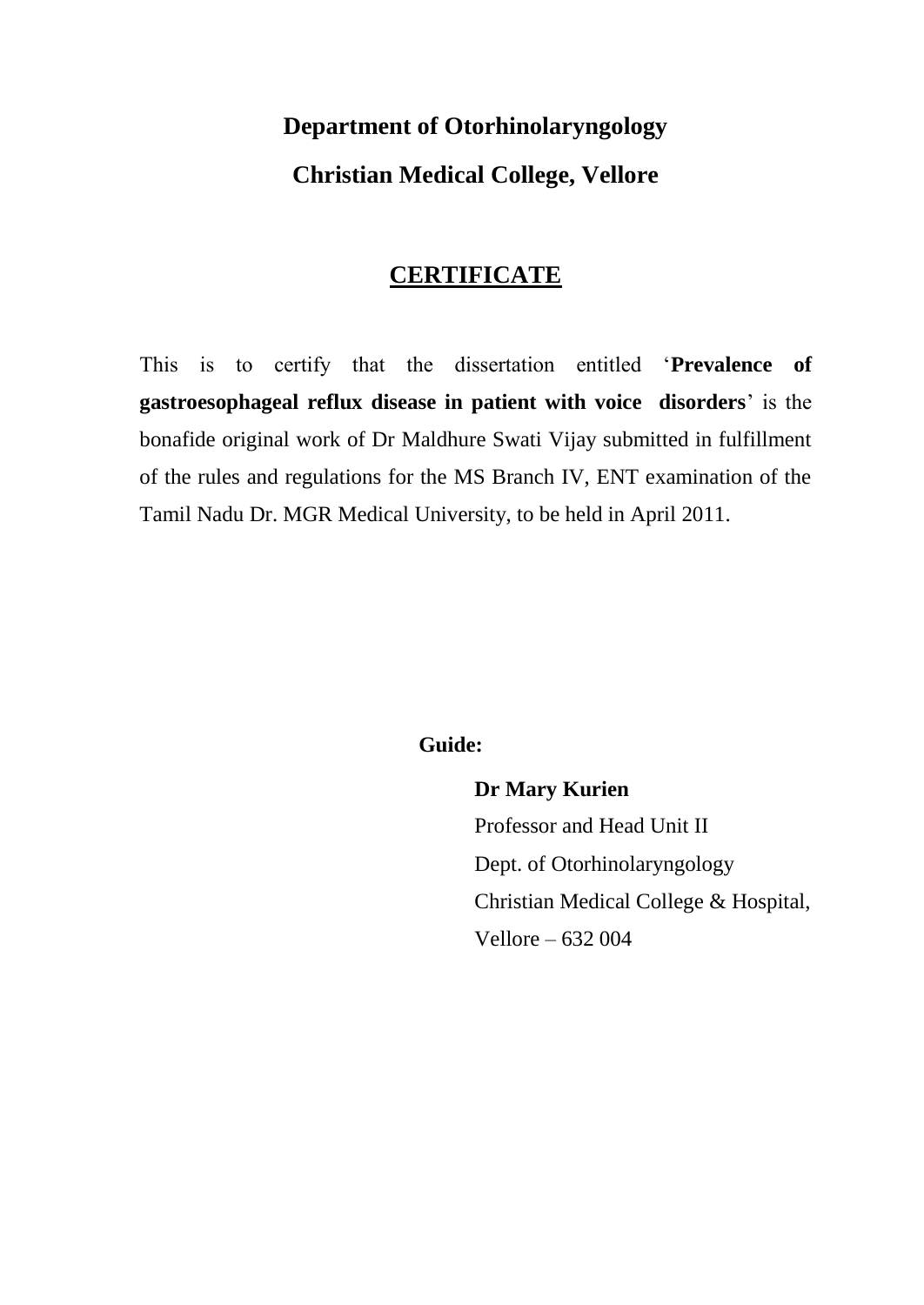**Department of Otorhinolaryngology**

**Christian Medical College, Vellore**

# CERTIFICATE

This is to certify that the dissertation entitled '**Prevalence of gastroesophageal reflux disease in patient with voice disorders**' is the bonafide original work of Dr Maldhure Swati Vijay submitted in fulfillment of the rules and regulations for the MS Branch IV, ENT examination of the Tamil Nadu Dr. MGR Medical University, to be held in April 2011.

**Guide:**

**Dr Mary Kurien**
Professor and Head Unit II
Dept. of Otorhinolaryngology
Christian Medical College & Hospital,
Vellore – 632 004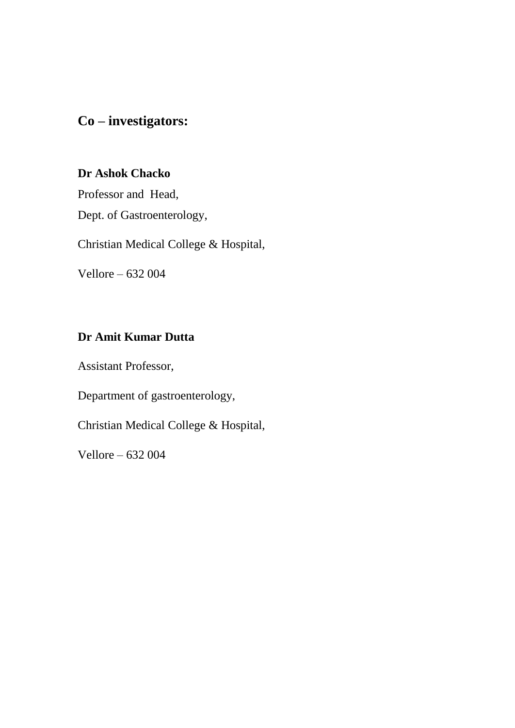## Co – investigators:

**Dr Ashok Chacko**

Professor and Head,

Dept. of Gastroenterology,

Christian Medical College & Hospital,

Vellore – 632 004

**Dr Amit Kumar Dutta**

Assistant Professor,

Department of gastroenterology,

Christian Medical College & Hospital,

Vellore – 632 004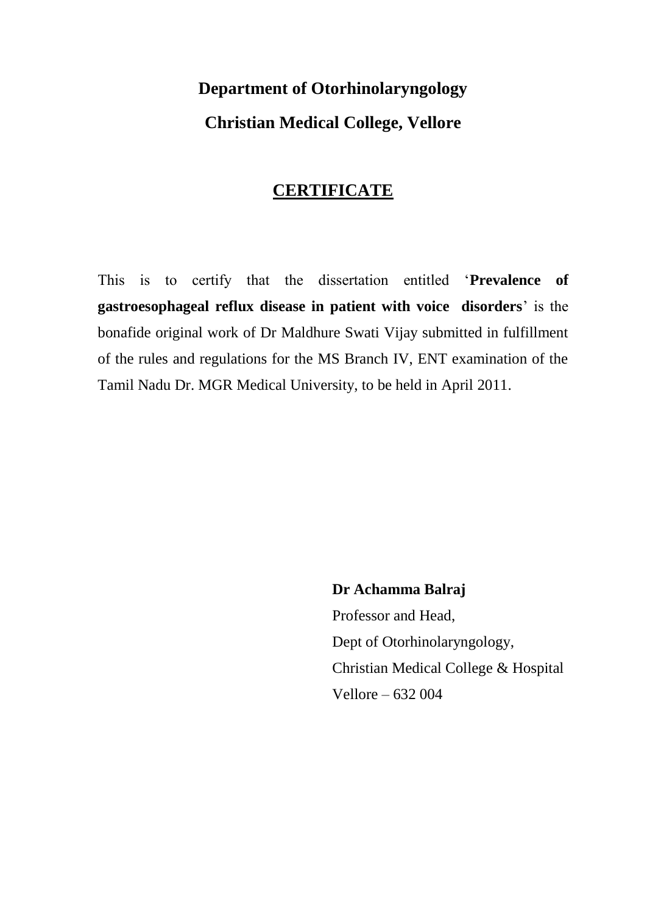**Department of Otorhinolaryngology**

**Christian Medical College, Vellore**

## CERTIFICATE

This is to certify that the dissertation entitled '**Prevalence of gastroesophageal reflux disease in patient with voice disorders**' is the bonafide original work of Dr Maldhure Swati Vijay submitted in fulfillment of the rules and regulations for the MS Branch IV, ENT examination of the Tamil Nadu Dr. MGR Medical University, to be held in April 2011.

**Dr Achamma Balraj**
Professor and Head,
Dept of Otorhinolaryngology,
Christian Medical College & Hospital
Vellore – 632 004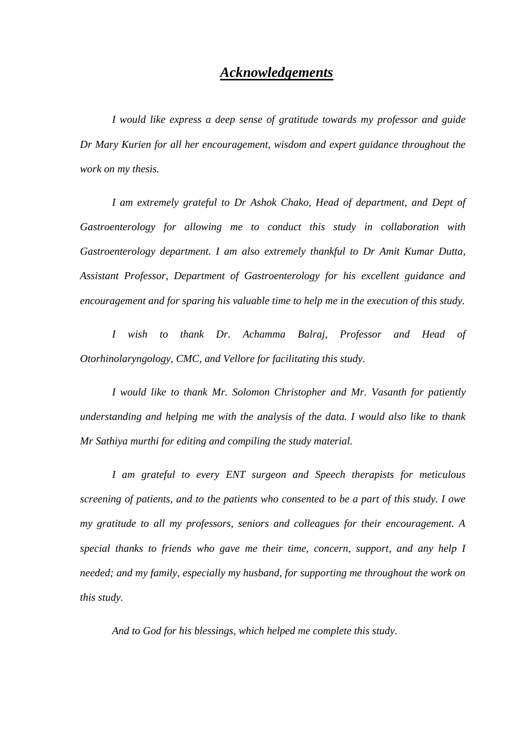# ***Acknowledgements***

*I would like express a deep sense of gratitude towards my professor and guide Dr Mary Kurien for all her encouragement, wisdom and expert guidance throughout the work on my thesis.*

*I am extremely grateful to Dr Ashok Chako, Head of department, and Dept of Gastroenterology for allowing me to conduct this study in collaboration with Gastroenterology department. I am also extremely thankful to Dr Amit Kumar Dutta, Assistant Professor, Department of Gastroenterology for his excellent guidance and encouragement and for sparing his valuable time to help me in the execution of this study.*

*I wish to thank Dr. Achamma Balraj, Professor and Head of Otorhinolaryngology, CMC, and Vellore for facilitating this study.*

*I would like to thank Mr. Solomon Christopher and Mr. Vasanth for patiently understanding and helping me with the analysis of the data. I would also like to thank Mr Sathiya murthi for editing and compiling the study material.*

*I am grateful to every ENT surgeon and Speech therapists for meticulous screening of patients, and to the patients who consented to be a part of this study. I owe my gratitude to all my professors, seniors and colleagues for their encouragement. A special thanks to friends who gave me their time, concern, support, and any help I needed; and my family, especially my husband, for supporting me throughout the work on this study.*

*And to God for his blessings, which helped me complete this study.*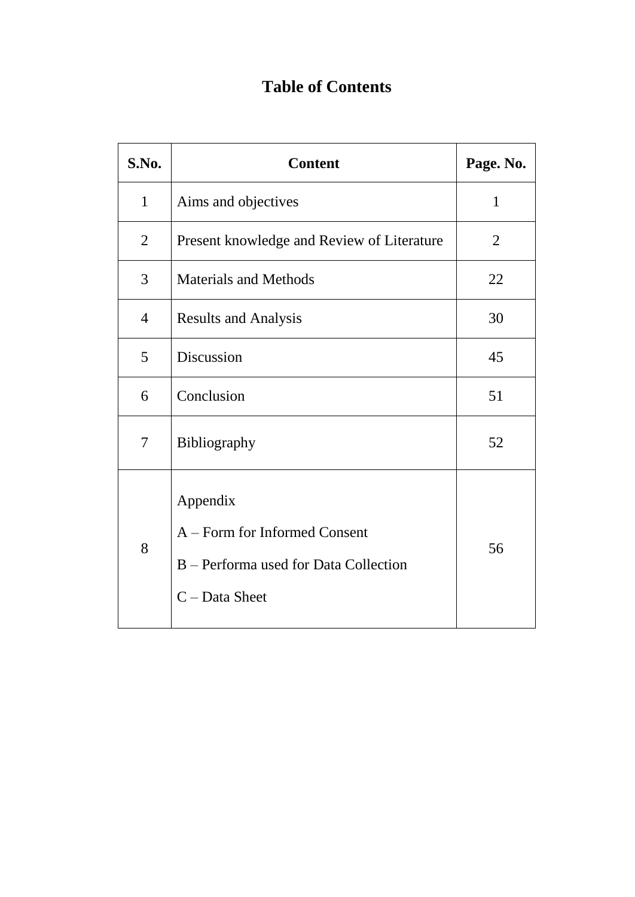# Table of Contents

| S.No. | Content | Page. No. |
|---|---|---|
| 1 | Aims and objectives | 1 |
| 2 | Present knowledge and Review of Literature | 2 |
| 3 | Materials and Methods | 22 |
| 4 | Results and Analysis | 30 |
| 5 | Discussion | 45 |
| 6 | Conclusion | 51 |
| 7 | Bibliography | 52 |
| 8 | Appendix<br>A – Form for Informed Consent<br>B – Performa used for Data Collection<br>C – Data Sheet | 56 |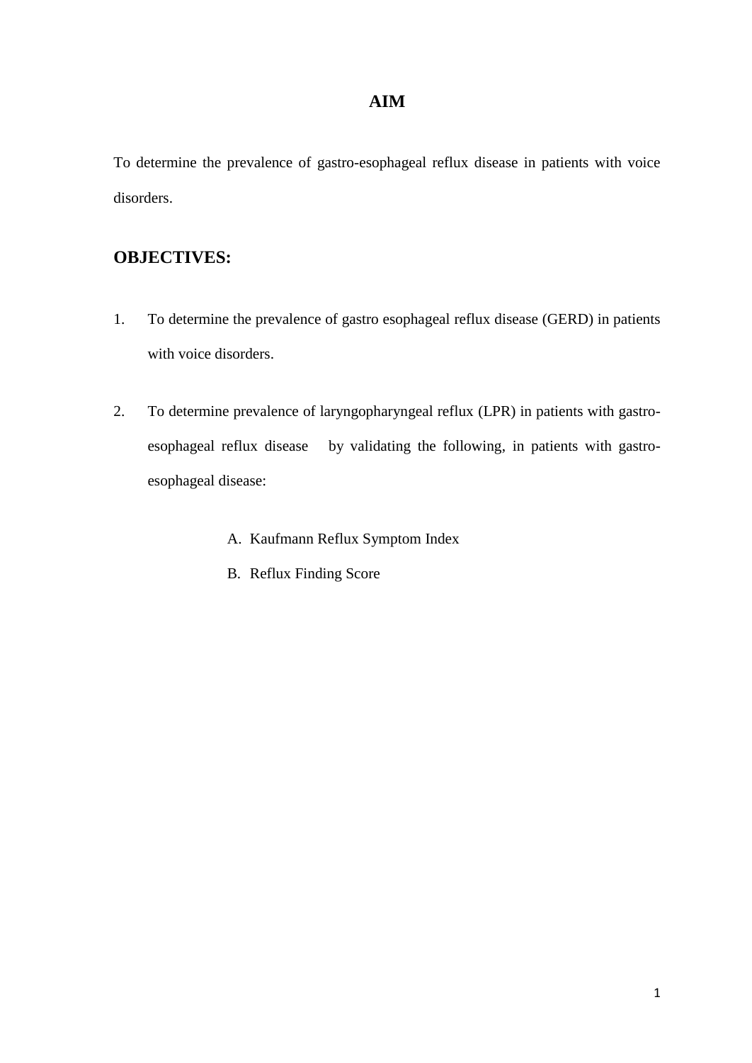# AIM

To determine the prevalence of gastro-esophageal reflux disease in patients with voice disorders.

## OBJECTIVES:

1. To determine the prevalence of gastro esophageal reflux disease (GERD) in patients with voice disorders.

2. To determine prevalence of laryngopharyngeal reflux (LPR) in patients with gastro-esophageal reflux disease by validating the following, in patients with gastro-esophageal disease:

   A. Kaufmann Reflux Symptom Index

   B. Reflux Finding Score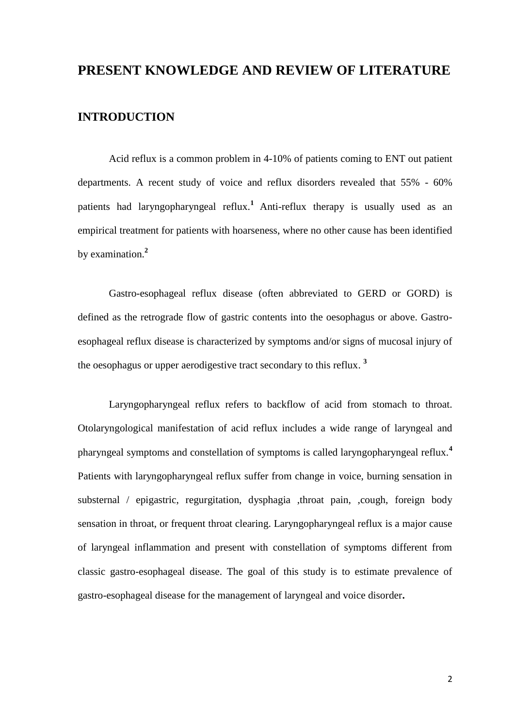# PRESENT KNOWLEDGE AND REVIEW OF LITERATURE

## INTRODUCTION

Acid reflux is a common problem in 4-10% of patients coming to ENT out patient departments. A recent study of voice and reflux disorders revealed that 55% - 60% patients had laryngopharyngeal reflux.[1] Anti-reflux therapy is usually used as an empirical treatment for patients with hoarseness, where no other cause has been identified by examination.[2]

Gastro-esophageal reflux disease (often abbreviated to GERD or GORD) is defined as the retrograde flow of gastric contents into the oesophagus or above. Gastro-esophageal reflux disease is characterized by symptoms and/or signs of mucosal injury of the oesophagus or upper aerodigestive tract secondary to this reflux. [3]

Laryngopharyngeal reflux refers to backflow of acid from stomach to throat. Otolaryngological manifestation of acid reflux includes a wide range of laryngeal and pharyngeal symptoms and constellation of symptoms is called laryngopharyngeal reflux.[4] Patients with laryngopharyngeal reflux suffer from change in voice, burning sensation in substernal / epigastric, regurgitation, dysphagia ,throat pain, ,cough, foreign body sensation in throat, or frequent throat clearing. Laryngopharyngeal reflux is a major cause of laryngeal inflammation and present with constellation of symptoms different from classic gastro-esophageal disease. The goal of this study is to estimate prevalence of gastro-esophageal disease for the management of laryngeal and voice disorder**.**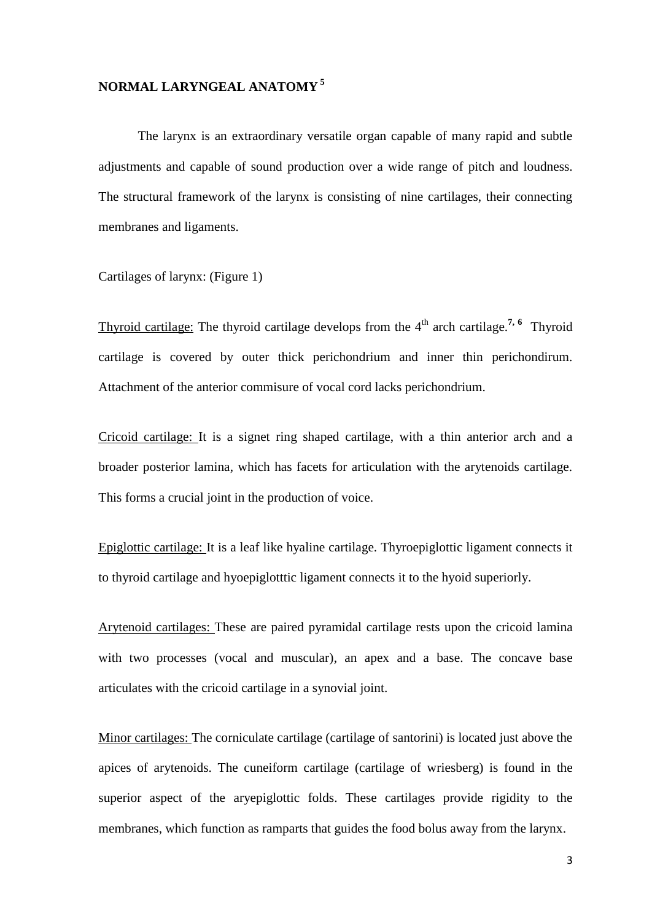## NORMAL LARYNGEAL ANATOMY [5]

The larynx is an extraordinary versatile organ capable of many rapid and subtle adjustments and capable of sound production over a wide range of pitch and loudness. The structural framework of the larynx is consisting of nine cartilages, their connecting membranes and ligaments.

Cartilages of larynx: (Figure 1)

Thyroid cartilage: The thyroid cartilage develops from the 4$^{th}$ arch cartilage.[7, 6] Thyroid cartilage is covered by outer thick perichondrium and inner thin perichondirum. Attachment of the anterior commisure of vocal cord lacks perichondrium.

Cricoid cartilage: It is a signet ring shaped cartilage, with a thin anterior arch and a broader posterior lamina, which has facets for articulation with the arytenoids cartilage. This forms a crucial joint in the production of voice.

Epiglottic cartilage: It is a leaf like hyaline cartilage. Thyroepiglottic ligament connects it to thyroid cartilage and hyoepiglotttic ligament connects it to the hyoid superiorly.

Arytenoid cartilages: These are paired pyramidal cartilage rests upon the cricoid lamina with two processes (vocal and muscular), an apex and a base. The concave base articulates with the cricoid cartilage in a synovial joint.

Minor cartilages: The corniculate cartilage (cartilage of santorini) is located just above the apices of arytenoids. The cuneiform cartilage (cartilage of wriesberg) is found in the superior aspect of the aryepiglottic folds. These cartilages provide rigidity to the membranes, which function as ramparts that guides the food bolus away from the larynx.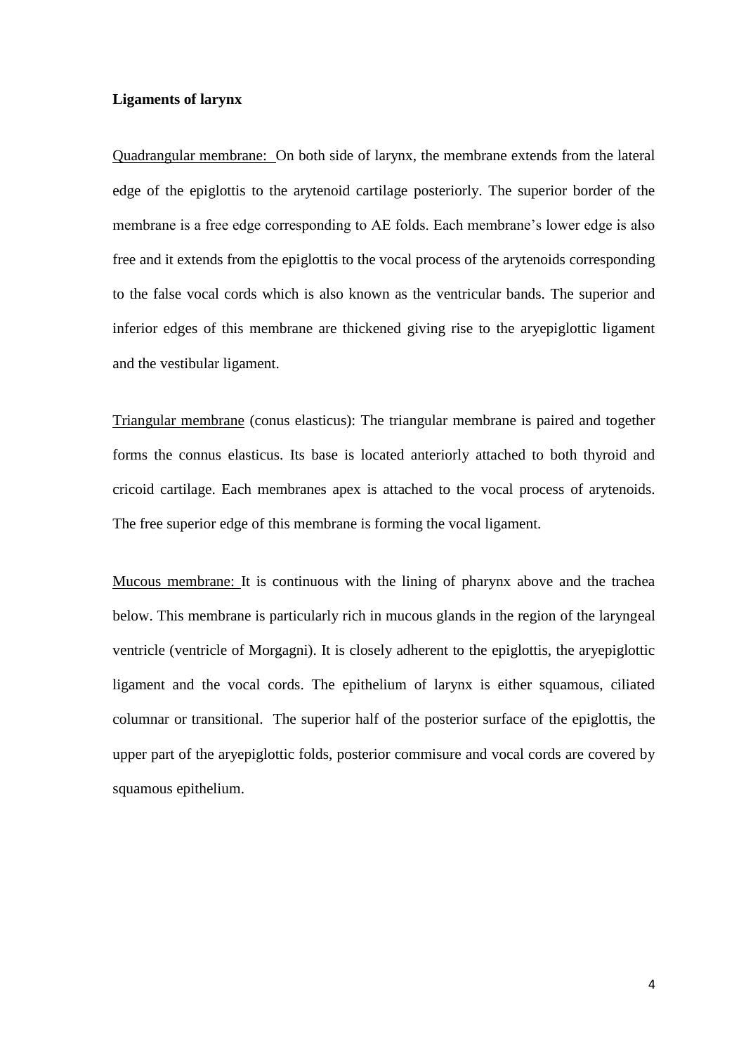**Ligaments of larynx**

Quadrangular membrane: On both side of larynx, the membrane extends from the lateral edge of the epiglottis to the arytenoid cartilage posteriorly. The superior border of the membrane is a free edge corresponding to AE folds. Each membrane's lower edge is also free and it extends from the epiglottis to the vocal process of the arytenoids corresponding to the false vocal cords which is also known as the ventricular bands. The superior and inferior edges of this membrane are thickened giving rise to the aryepiglottic ligament and the vestibular ligament.

Triangular membrane (conus elasticus): The triangular membrane is paired and together forms the connus elasticus. Its base is located anteriorly attached to both thyroid and cricoid cartilage. Each membranes apex is attached to the vocal process of arytenoids. The free superior edge of this membrane is forming the vocal ligament.

Mucous membrane: It is continuous with the lining of pharynx above and the trachea below. This membrane is particularly rich in mucous glands in the region of the laryngeal ventricle (ventricle of Morgagni). It is closely adherent to the epiglottis, the aryepiglottic ligament and the vocal cords. The epithelium of larynx is either squamous, ciliated columnar or transitional. The superior half of the posterior surface of the epiglottis, the upper part of the aryepiglottic folds, posterior commisure and vocal cords are covered by squamous epithelium.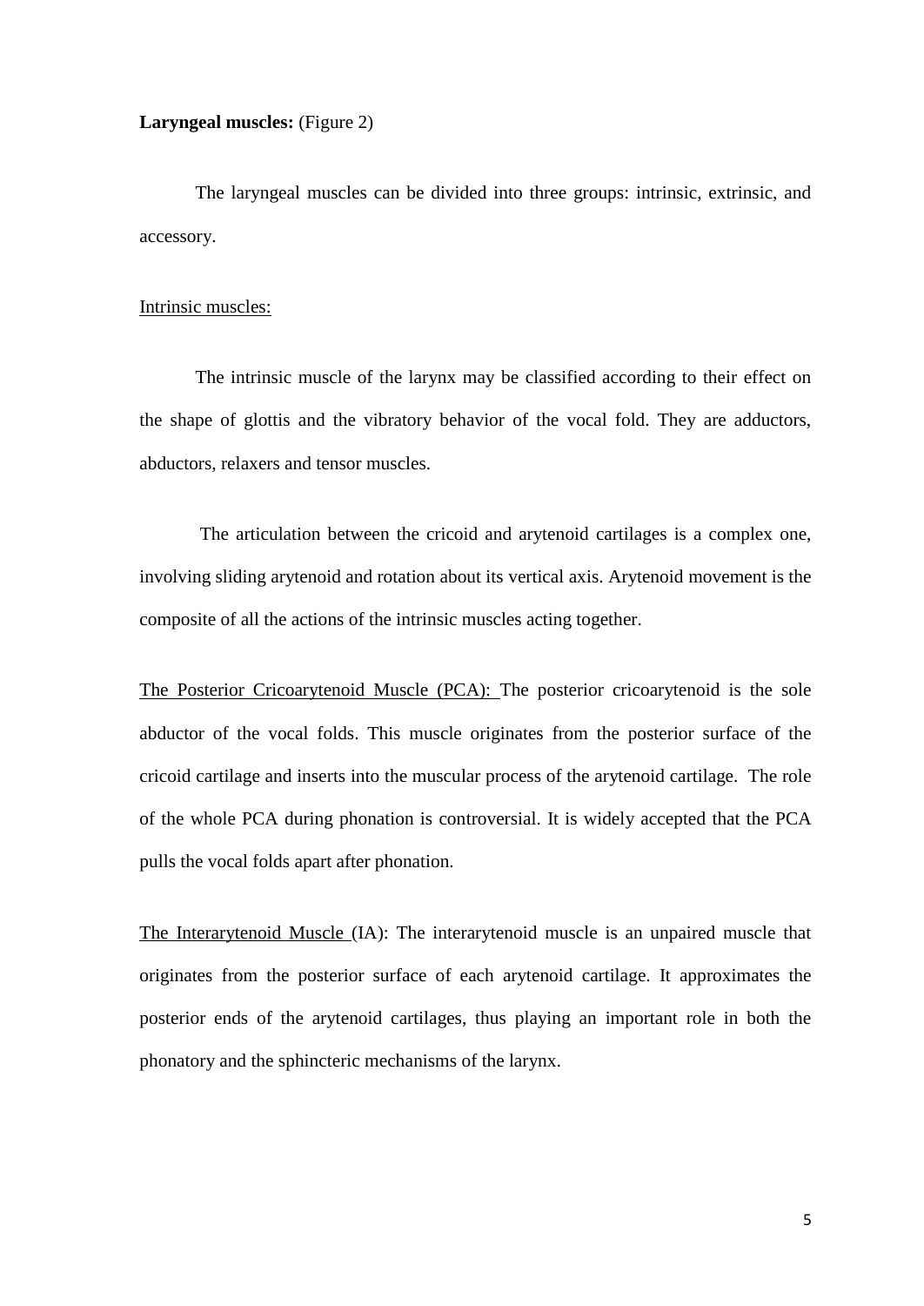**Laryngeal muscles:** (Figure 2)

The laryngeal muscles can be divided into three groups: intrinsic, extrinsic, and accessory.

Intrinsic muscles:

The intrinsic muscle of the larynx may be classified according to their effect on the shape of glottis and the vibratory behavior of the vocal fold. They are adductors, abductors, relaxers and tensor muscles.

The articulation between the cricoid and arytenoid cartilages is a complex one, involving sliding arytenoid and rotation about its vertical axis. Arytenoid movement is the composite of all the actions of the intrinsic muscles acting together.

The Posterior Cricoarytenoid Muscle (PCA): The posterior cricoarytenoid is the sole abductor of the vocal folds. This muscle originates from the posterior surface of the cricoid cartilage and inserts into the muscular process of the arytenoid cartilage. The role of the whole PCA during phonation is controversial. It is widely accepted that the PCA pulls the vocal folds apart after phonation.

The Interarytenoid Muscle (IA): The interarytenoid muscle is an unpaired muscle that originates from the posterior surface of each arytenoid cartilage. It approximates the posterior ends of the arytenoid cartilages, thus playing an important role in both the phonatory and the sphincteric mechanisms of the larynx.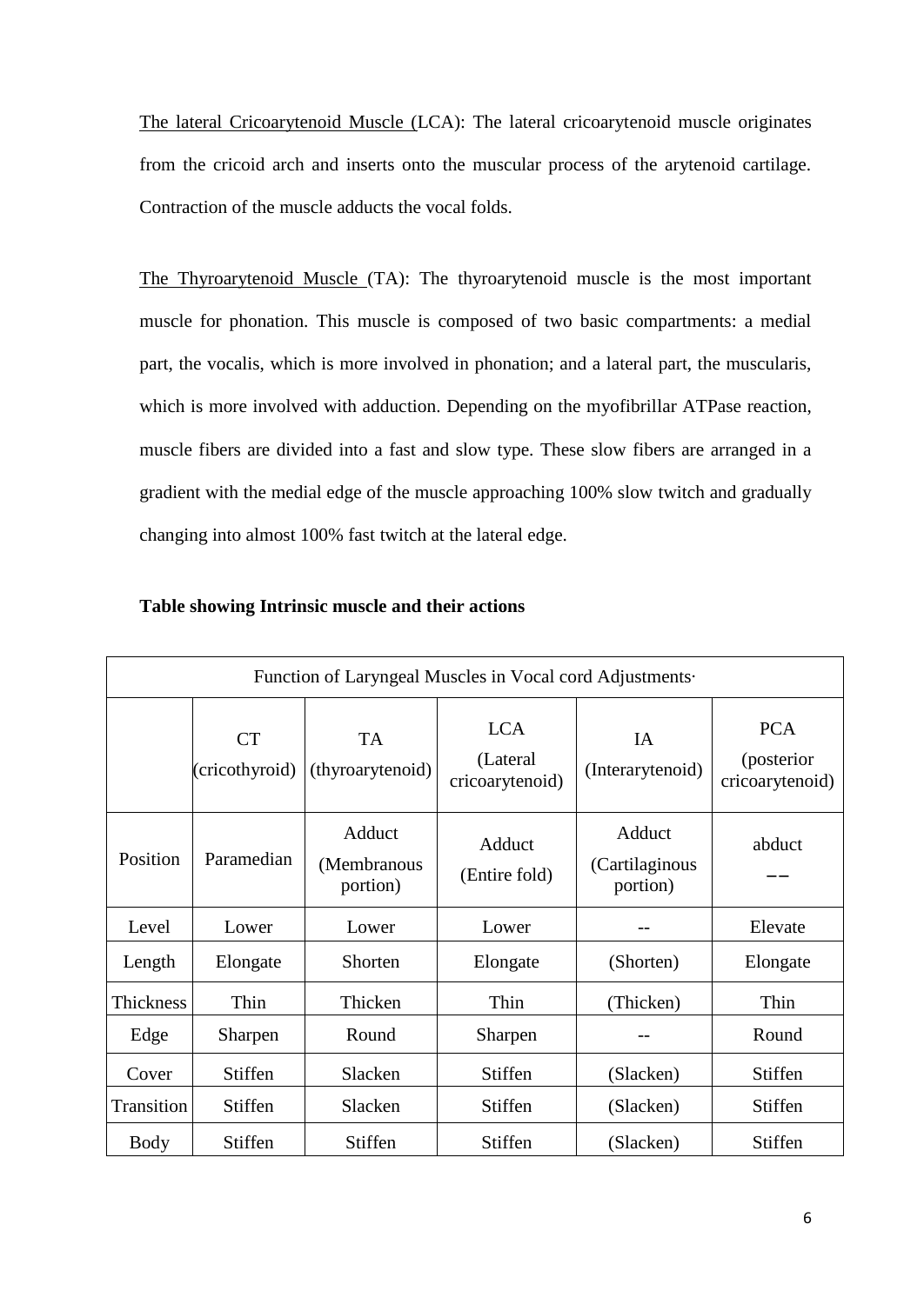The lateral Cricoarytenoid Muscle (LCA): The lateral cricoarytenoid muscle originates from the cricoid arch and inserts onto the muscular process of the arytenoid cartilage. Contraction of the muscle adducts the vocal folds.

The Thyroarytenoid Muscle (TA): The thyroarytenoid muscle is the most important muscle for phonation. This muscle is composed of two basic compartments: a medial part, the vocalis, which is more involved in phonation; and a lateral part, the muscularis, which is more involved with adduction. Depending on the myofibrillar ATPase reaction, muscle fibers are divided into a fast and slow type. These slow fibers are arranged in a gradient with the medial edge of the muscle approaching 100% slow twitch and gradually changing into almost 100% fast twitch at the lateral edge.

**Table showing Intrinsic muscle and their actions**

| Function of Laryngeal Muscles in Vocal cord Adjustments· | | | | | |
|---|---|---|---|---|---|
| | CT (cricothyroid) | TA (thyroarytenoid) | LCA (Lateral cricoarytenoid) | IA (Interarytenoid) | PCA (posterior cricoarytenoid) |
| Position | Paramedian | Adduct (Membranous portion) | Adduct (Entire fold) | Adduct (Cartilaginous portion) | abduct –– |
| Level | Lower | Lower | Lower | -- | Elevate |
| Length | Elongate | Shorten | Elongate | (Shorten) | Elongate |
| Thickness | Thin | Thicken | Thin | (Thicken) | Thin |
| Edge | Sharpen | Round | Sharpen | -- | Round |
| Cover | Stiffen | Slacken | Stiffen | (Slacken) | Stiffen |
| Transition | Stiffen | Slacken | Stiffen | (Slacken) | Stiffen |
| Body | Stiffen | Stiffen | Stiffen | (Slacken) | Stiffen |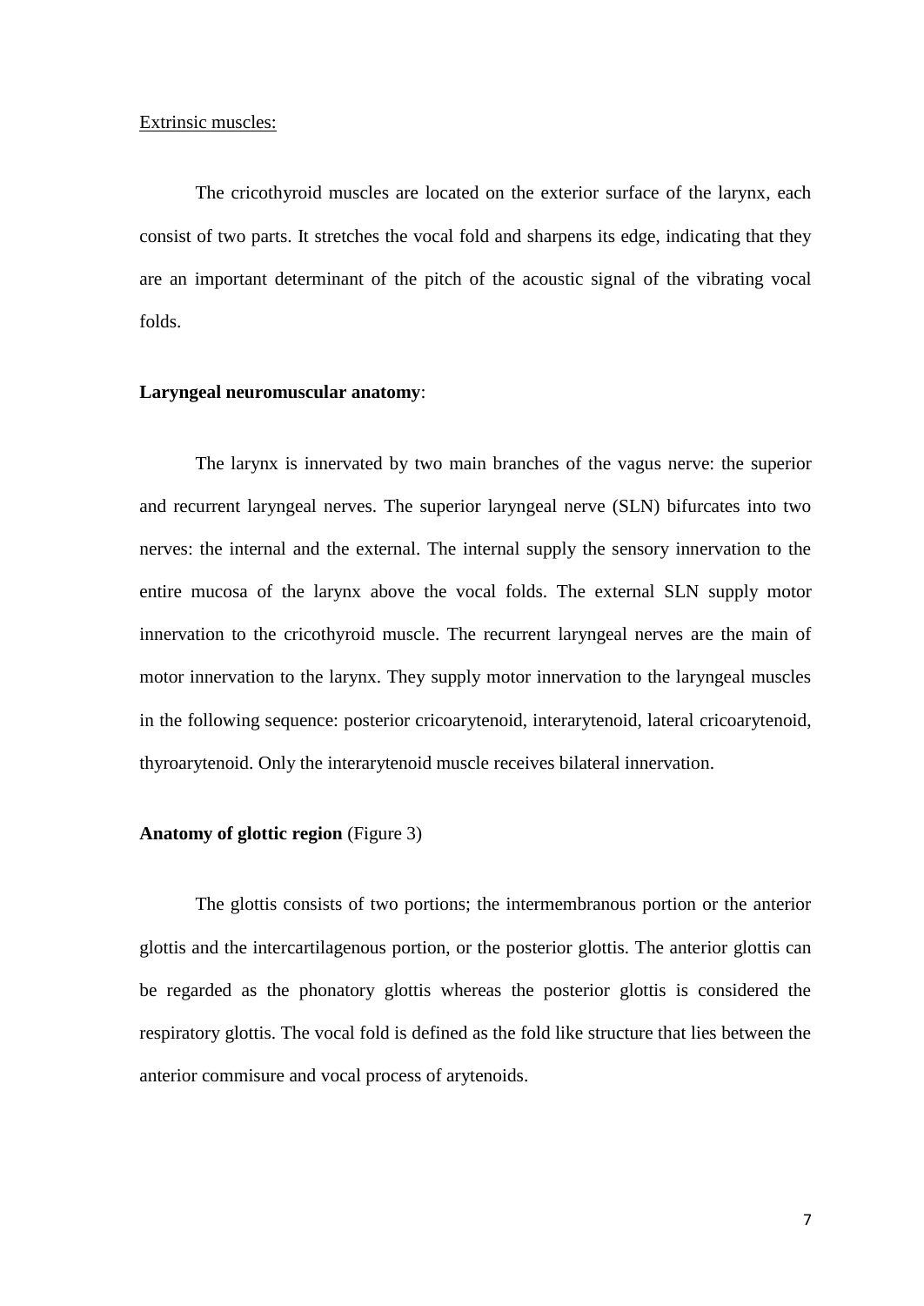Extrinsic muscles:

The cricothyroid muscles are located on the exterior surface of the larynx, each consist of two parts. It stretches the vocal fold and sharpens its edge, indicating that they are an important determinant of the pitch of the acoustic signal of the vibrating vocal folds.

**Laryngeal neuromuscular anatomy**:

The larynx is innervated by two main branches of the vagus nerve: the superior and recurrent laryngeal nerves. The superior laryngeal nerve (SLN) bifurcates into two nerves: the internal and the external. The internal supply the sensory innervation to the entire mucosa of the larynx above the vocal folds. The external SLN supply motor innervation to the cricothyroid muscle. The recurrent laryngeal nerves are the main of motor innervation to the larynx. They supply motor innervation to the laryngeal muscles in the following sequence: posterior cricoarytenoid, interarytenoid, lateral cricoarytenoid, thyroarytenoid. Only the interarytenoid muscle receives bilateral innervation.

**Anatomy of glottic region** (Figure 3)

The glottis consists of two portions; the intermembranous portion or the anterior glottis and the intercartilagenous portion, or the posterior glottis. The anterior glottis can be regarded as the phonatory glottis whereas the posterior glottis is considered the respiratory glottis. The vocal fold is defined as the fold like structure that lies between the anterior commisure and vocal process of arytenoids.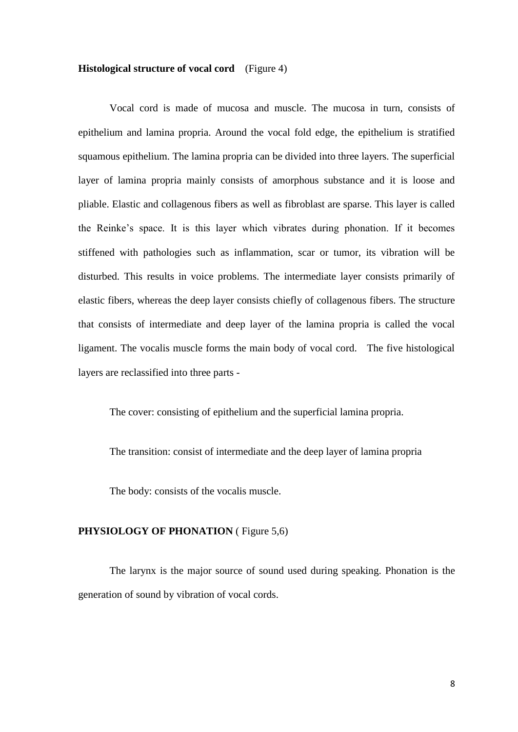**Histological structure of vocal cord** (Figure 4)

Vocal cord is made of mucosa and muscle. The mucosa in turn, consists of epithelium and lamina propria. Around the vocal fold edge, the epithelium is stratified squamous epithelium. The lamina propria can be divided into three layers. The superficial layer of lamina propria mainly consists of amorphous substance and it is loose and pliable. Elastic and collagenous fibers as well as fibroblast are sparse. This layer is called the Reinke's space. It is this layer which vibrates during phonation. If it becomes stiffened with pathologies such as inflammation, scar or tumor, its vibration will be disturbed. This results in voice problems. The intermediate layer consists primarily of elastic fibers, whereas the deep layer consists chiefly of collagenous fibers. The structure that consists of intermediate and deep layer of the lamina propria is called the vocal ligament. The vocalis muscle forms the main body of vocal cord. The five histological layers are reclassified into three parts -

The cover: consisting of epithelium and the superficial lamina propria.

The transition: consist of intermediate and the deep layer of lamina propria

The body: consists of the vocalis muscle.

**PHYSIOLOGY OF PHONATION** ( Figure 5,6)

The larynx is the major source of sound used during speaking. Phonation is the generation of sound by vibration of vocal cords.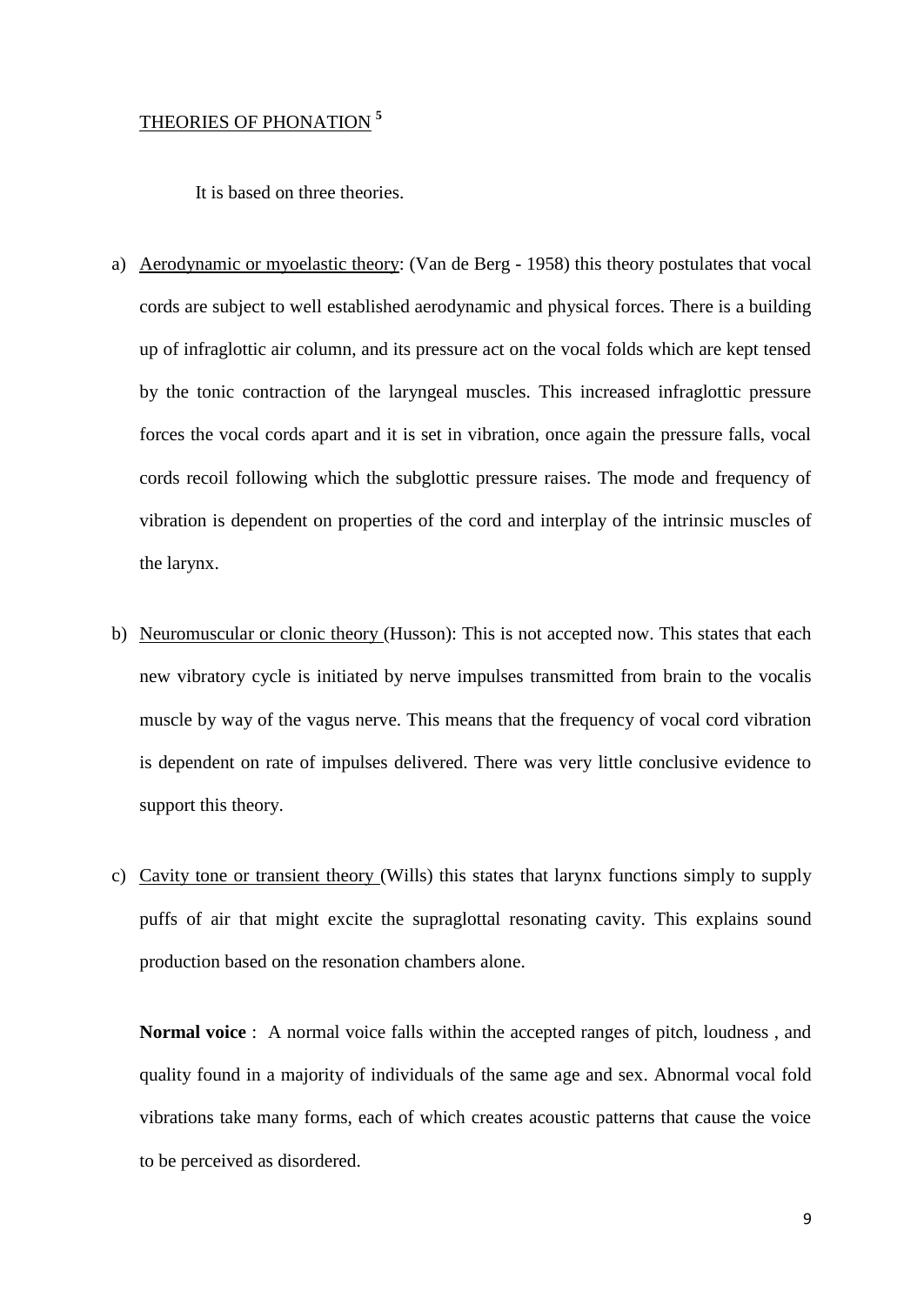## THEORIES OF PHONATION [5]

It is based on three theories.

a) Aerodynamic or myoelastic theory: (Van de Berg - 1958) this theory postulates that vocal cords are subject to well established aerodynamic and physical forces. There is a building up of infraglottic air column, and its pressure act on the vocal folds which are kept tensed by the tonic contraction of the laryngeal muscles. This increased infraglottic pressure forces the vocal cords apart and it is set in vibration, once again the pressure falls, vocal cords recoil following which the subglottic pressure raises. The mode and frequency of vibration is dependent on properties of the cord and interplay of the intrinsic muscles of the larynx.

b) Neuromuscular or clonic theory (Husson): This is not accepted now. This states that each new vibratory cycle is initiated by nerve impulses transmitted from brain to the vocalis muscle by way of the vagus nerve. This means that the frequency of vocal cord vibration is dependent on rate of impulses delivered. There was very little conclusive evidence to support this theory.

c) Cavity tone or transient theory (Wills) this states that larynx functions simply to supply puffs of air that might excite the supraglottal resonating cavity. This explains sound production based on the resonation chambers alone.

**Normal voice** : A normal voice falls within the accepted ranges of pitch, loudness , and quality found in a majority of individuals of the same age and sex. Abnormal vocal fold vibrations take many forms, each of which creates acoustic patterns that cause the voice to be perceived as disordered.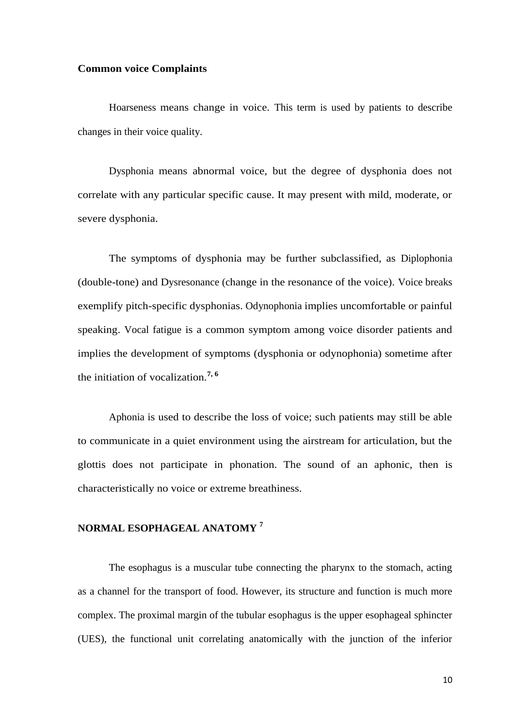**Common voice Complaints**

Hoarseness means change in voice. This term is used by patients to describe changes in their voice quality.

Dysphonia means abnormal voice, but the degree of dysphonia does not correlate with any particular specific cause. It may present with mild, moderate, or severe dysphonia.

The symptoms of dysphonia may be further subclassified, as Diplophonia (double-tone) and Dysresonance (change in the resonance of the voice). Voice breaks exemplify pitch-specific dysphonias. Odynophonia implies uncomfortable or painful speaking. Vocal fatigue is a common symptom among voice disorder patients and implies the development of symptoms (dysphonia or odynophonia) sometime after the initiation of vocalization.[7, 6]

Aphonia is used to describe the loss of voice; such patients may still be able to communicate in a quiet environment using the airstream for articulation, but the glottis does not participate in phonation. The sound of an aphonic, then is characteristically no voice or extreme breathiness.

## NORMAL ESOPHAGEAL ANATOMY [7]

The esophagus is a muscular tube connecting the pharynx to the stomach, acting as a channel for the transport of food. However, its structure and function is much more complex. The proximal margin of the tubular esophagus is the upper esophageal sphincter (UES), the functional unit correlating anatomically with the junction of the inferior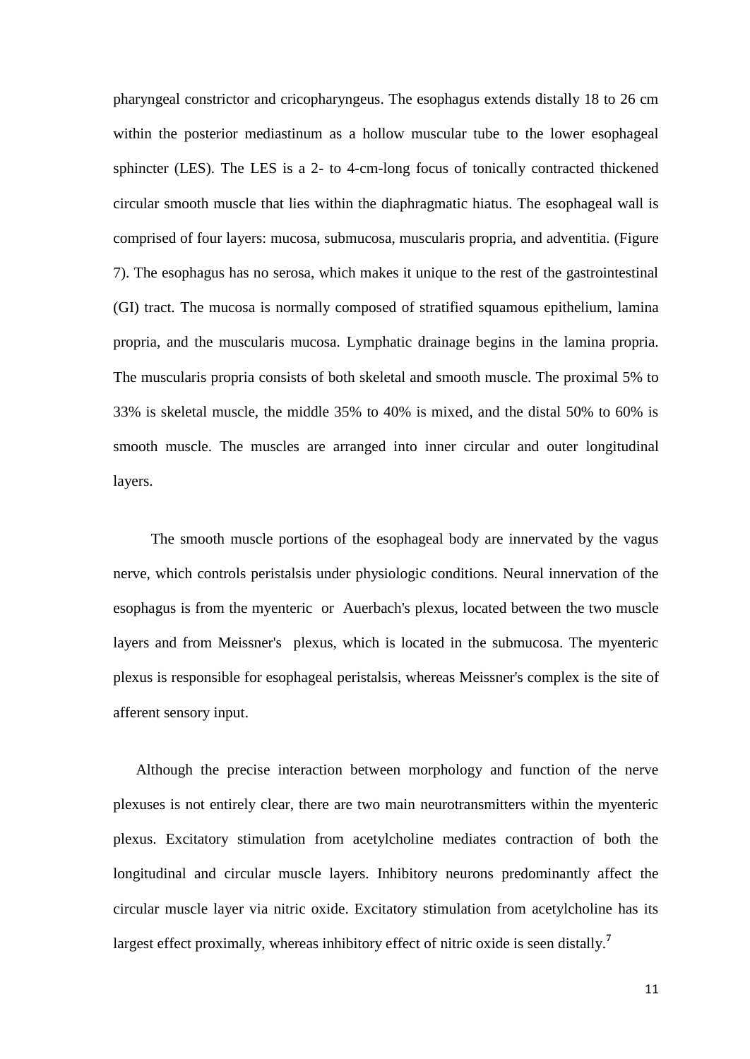pharyngeal constrictor and cricopharyngeus. The esophagus extends distally 18 to 26 cm within the posterior mediastinum as a hollow muscular tube to the lower esophageal sphincter (LES). The LES is a 2- to 4-cm-long focus of tonically contracted thickened circular smooth muscle that lies within the diaphragmatic hiatus. The esophageal wall is comprised of four layers: mucosa, submucosa, muscularis propria, and adventitia. (Figure 7). The esophagus has no serosa, which makes it unique to the rest of the gastrointestinal (GI) tract. The mucosa is normally composed of stratified squamous epithelium, lamina propria, and the muscularis mucosa. Lymphatic drainage begins in the lamina propria. The muscularis propria consists of both skeletal and smooth muscle. The proximal 5% to 33% is skeletal muscle, the middle 35% to 40% is mixed, and the distal 50% to 60% is smooth muscle. The muscles are arranged into inner circular and outer longitudinal layers.

The smooth muscle portions of the esophageal body are innervated by the vagus nerve, which controls peristalsis under physiologic conditions. Neural innervation of the esophagus is from the myenteric or Auerbach's plexus, located between the two muscle layers and from Meissner's plexus, which is located in the submucosa. The myenteric plexus is responsible for esophageal peristalsis, whereas Meissner's complex is the site of afferent sensory input.

Although the precise interaction between morphology and function of the nerve plexuses is not entirely clear, there are two main neurotransmitters within the myenteric plexus. Excitatory stimulation from acetylcholine mediates contraction of both the longitudinal and circular muscle layers. Inhibitory neurons predominantly affect the circular muscle layer via nitric oxide. Excitatory stimulation from acetylcholine has its largest effect proximally, whereas inhibitory effect of nitric oxide is seen distally.[7]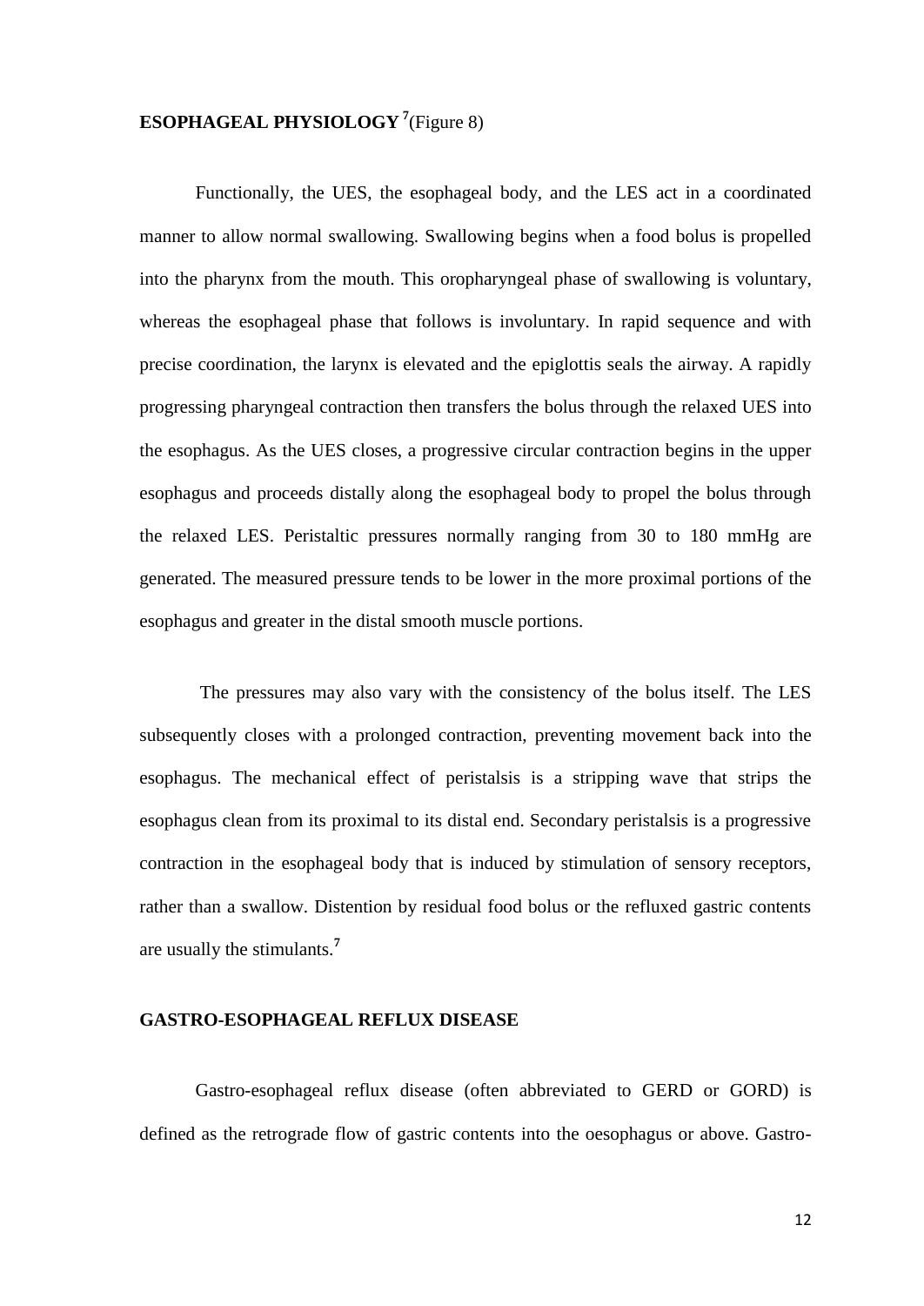## **ESOPHAGEAL PHYSIOLOGY**[7] (Figure 8)

Functionally, the UES, the esophageal body, and the LES act in a coordinated manner to allow normal swallowing. Swallowing begins when a food bolus is propelled into the pharynx from the mouth. This oropharyngeal phase of swallowing is voluntary, whereas the esophageal phase that follows is involuntary. In rapid sequence and with precise coordination, the larynx is elevated and the epiglottis seals the airway. A rapidly progressing pharyngeal contraction then transfers the bolus through the relaxed UES into the esophagus. As the UES closes, a progressive circular contraction begins in the upper esophagus and proceeds distally along the esophageal body to propel the bolus through the relaxed LES. Peristaltic pressures normally ranging from 30 to 180 mmHg are generated. The measured pressure tends to be lower in the more proximal portions of the esophagus and greater in the distal smooth muscle portions.

The pressures may also vary with the consistency of the bolus itself. The LES subsequently closes with a prolonged contraction, preventing movement back into the esophagus. The mechanical effect of peristalsis is a stripping wave that strips the esophagus clean from its proximal to its distal end. Secondary peristalsis is a progressive contraction in the esophageal body that is induced by stimulation of sensory receptors, rather than a swallow. Distention by residual food bolus or the refluxed gastric contents are usually the stimulants.[7]

## **GASTRO-ESOPHAGEAL REFLUX DISEASE**

Gastro-esophageal reflux disease (often abbreviated to GERD or GORD) is defined as the retrograde flow of gastric contents into the oesophagus or above. Gastro-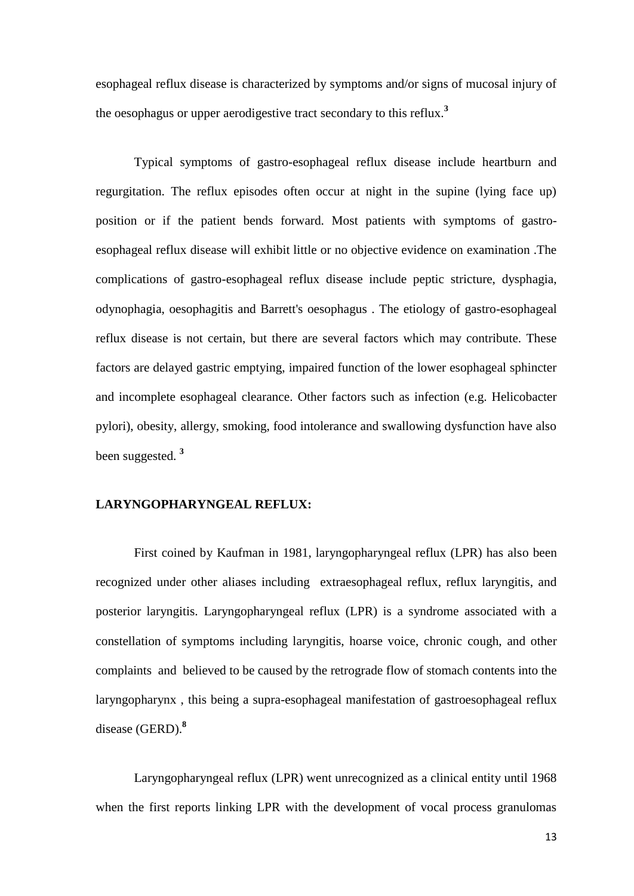esophageal reflux disease is characterized by symptoms and/or signs of mucosal injury of the oesophagus or upper aerodigestive tract secondary to this reflux.[3]

Typical symptoms of gastro-esophageal reflux disease include heartburn and regurgitation. The reflux episodes often occur at night in the supine (lying face up) position or if the patient bends forward. Most patients with symptoms of gastro-esophageal reflux disease will exhibit little or no objective evidence on examination .The complications of gastro-esophageal reflux disease include peptic stricture, dysphagia, odynophagia, oesophagitis and Barrett's oesophagus . The etiology of gastro-esophageal reflux disease is not certain, but there are several factors which may contribute. These factors are delayed gastric emptying, impaired function of the lower esophageal sphincter and incomplete esophageal clearance. Other factors such as infection (e.g. Helicobacter pylori), obesity, allergy, smoking, food intolerance and swallowing dysfunction have also been suggested. [3]

**LARYNGOPHARYNGEAL REFLUX:**

First coined by Kaufman in 1981, laryngopharyngeal reflux (LPR) has also been recognized under other aliases including extraesophageal reflux, reflux laryngitis, and posterior laryngitis. Laryngopharyngeal reflux (LPR) is a syndrome associated with a constellation of symptoms including laryngitis, hoarse voice, chronic cough, and other complaints and believed to be caused by the retrograde flow of stomach contents into the laryngopharynx , this being a supra-esophageal manifestation of gastroesophageal reflux disease (GERD).[8]

Laryngopharyngeal reflux (LPR) went unrecognized as a clinical entity until 1968 when the first reports linking LPR with the development of vocal process granulomas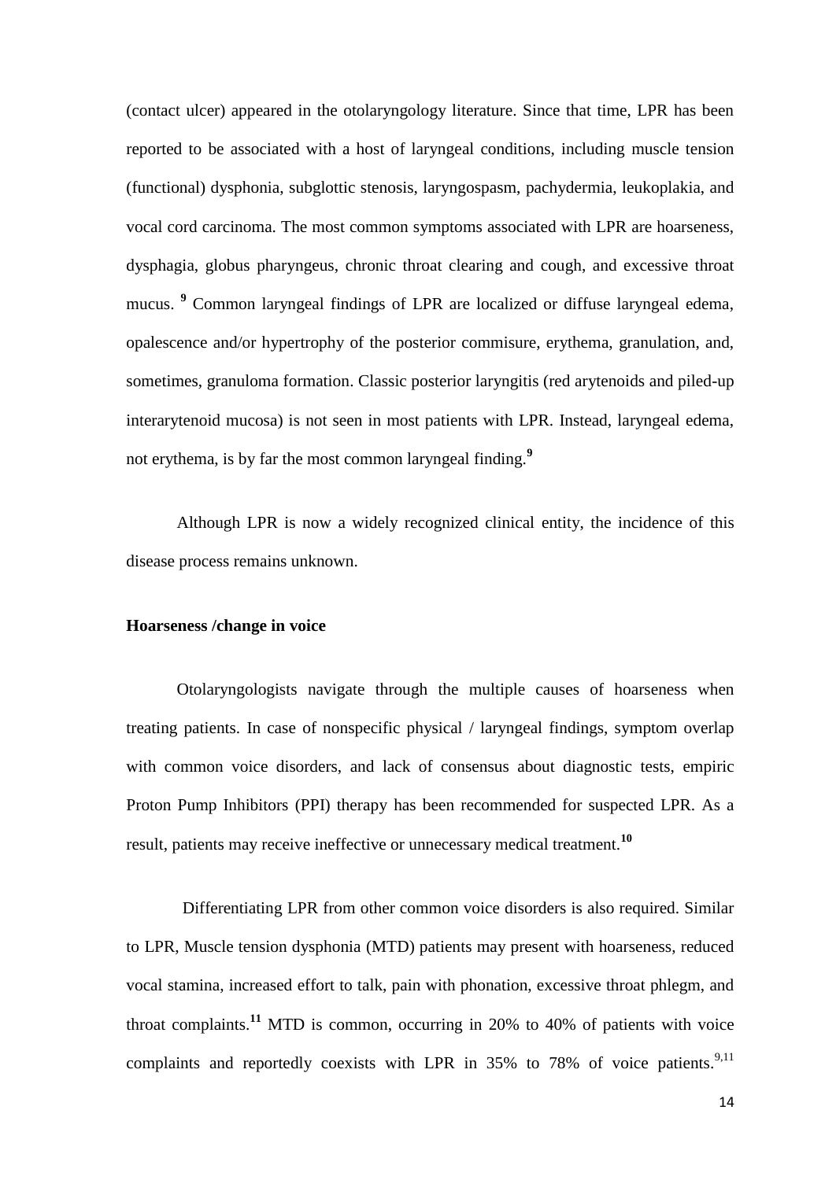(contact ulcer) appeared in the otolaryngology literature. Since that time, LPR has been reported to be associated with a host of laryngeal conditions, including muscle tension (functional) dysphonia, subglottic stenosis, laryngospasm, pachydermia, leukoplakia, and vocal cord carcinoma. The most common symptoms associated with LPR are hoarseness, dysphagia, globus pharyngeus, chronic throat clearing and cough, and excessive throat mucus. [9] Common laryngeal findings of LPR are localized or diffuse laryngeal edema, opalescence and/or hypertrophy of the posterior commisure, erythema, granulation, and, sometimes, granuloma formation. Classic posterior laryngitis (red arytenoids and piled-up interarytenoid mucosa) is not seen in most patients with LPR. Instead, laryngeal edema, not erythema, is by far the most common laryngeal finding.[9]

Although LPR is now a widely recognized clinical entity, the incidence of this disease process remains unknown.

**Hoarseness /change in voice**

Otolaryngologists navigate through the multiple causes of hoarseness when treating patients. In case of nonspecific physical / laryngeal findings, symptom overlap with common voice disorders, and lack of consensus about diagnostic tests, empiric Proton Pump Inhibitors (PPI) therapy has been recommended for suspected LPR. As a result, patients may receive ineffective or unnecessary medical treatment.[10]

Differentiating LPR from other common voice disorders is also required. Similar to LPR, Muscle tension dysphonia (MTD) patients may present with hoarseness, reduced vocal stamina, increased effort to talk, pain with phonation, excessive throat phlegm, and throat complaints.[11] MTD is common, occurring in 20% to 40% of patients with voice complaints and reportedly coexists with LPR in 35% to 78% of voice patients.[9,11]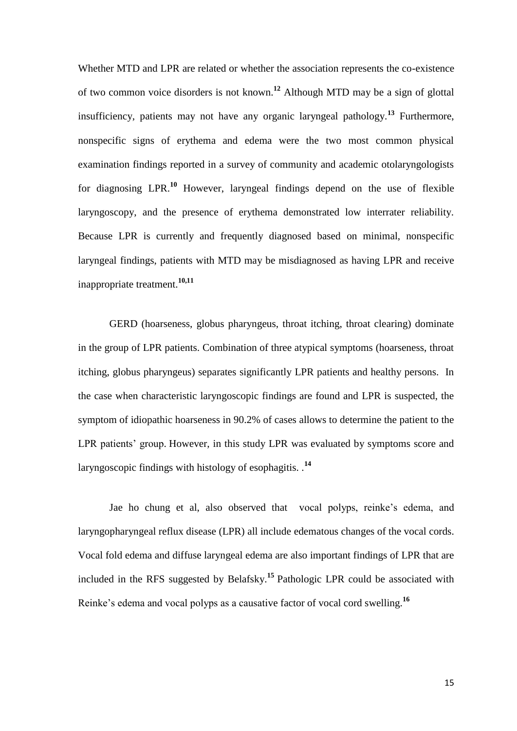Whether MTD and LPR are related or whether the association represents the co-existence of two common voice disorders is not known.[12] Although MTD may be a sign of glottal insufficiency, patients may not have any organic laryngeal pathology.[13] Furthermore, nonspecific signs of erythema and edema were the two most common physical examination findings reported in a survey of community and academic otolaryngologists for diagnosing LPR.[10] However, laryngeal findings depend on the use of flexible laryngoscopy, and the presence of erythema demonstrated low interrater reliability. Because LPR is currently and frequently diagnosed based on minimal, nonspecific laryngeal findings, patients with MTD may be misdiagnosed as having LPR and receive inappropriate treatment.[10,11]

GERD (hoarseness, globus pharyngeus, throat itching, throat clearing) dominate in the group of LPR patients. Combination of three atypical symptoms (hoarseness, throat itching, globus pharyngeus) separates significantly LPR patients and healthy persons. In the case when characteristic laryngoscopic findings are found and LPR is suspected, the symptom of idiopathic hoarseness in 90.2% of cases allows to determine the patient to the LPR patients' group. However, in this study LPR was evaluated by symptoms score and laryngoscopic findings with histology of esophagitis. .[14]

Jae ho chung et al, also observed that vocal polyps, reinke's edema, and laryngopharyngeal reflux disease (LPR) all include edematous changes of the vocal cords. Vocal fold edema and diffuse laryngeal edema are also important findings of LPR that are included in the RFS suggested by Belafsky.[15] Pathologic LPR could be associated with Reinke's edema and vocal polyps as a causative factor of vocal cord swelling.[16]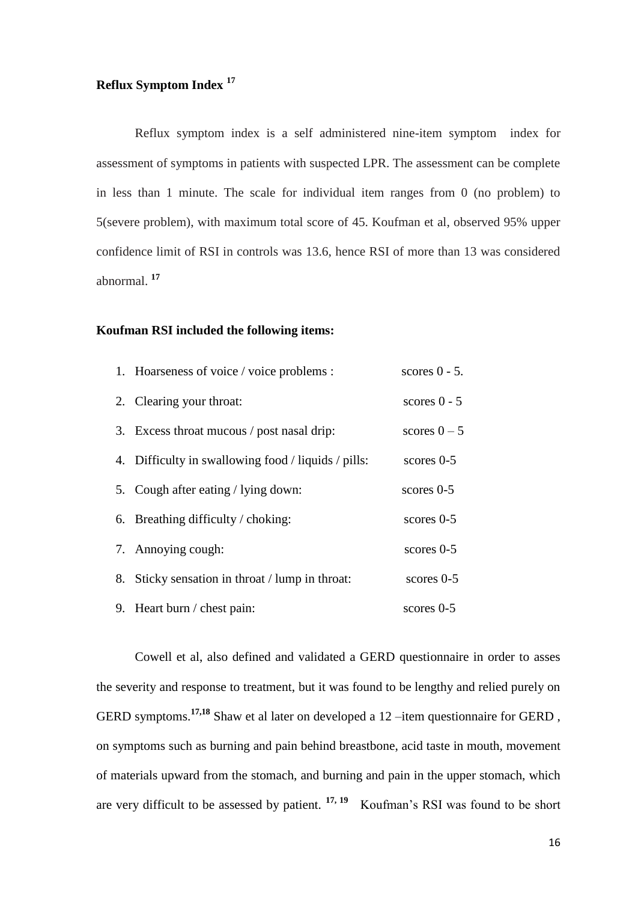## Reflux Symptom Index [17]

Reflux symptom index is a self administered nine-item symptom index for assessment of symptoms in patients with suspected LPR. The assessment can be complete in less than 1 minute. The scale for individual item ranges from 0 (no problem) to 5(severe problem), with maximum total score of 45. Koufman et al, observed 95% upper confidence limit of RSI in controls was 13.6, hence RSI of more than 13 was considered abnormal. [17]

**Koufman RSI included the following items:**

1. Hoarseness of voice / voice problems : scores 0 - 5.
2. Clearing your throat: scores 0 - 5
3. Excess throat mucous / post nasal drip: scores 0 – 5
4. Difficulty in swallowing food / liquids / pills: scores 0-5
5. Cough after eating / lying down: scores 0-5
6. Breathing difficulty / choking: scores 0-5
7. Annoying cough: scores 0-5
8. Sticky sensation in throat / lump in throat: scores 0-5
9. Heart burn / chest pain: scores 0-5

Cowell et al, also defined and validated a GERD questionnaire in order to asses the severity and response to treatment, but it was found to be lengthy and relied purely on GERD symptoms.[17,18] Shaw et al later on developed a 12 –item questionnaire for GERD , on symptoms such as burning and pain behind breastbone, acid taste in mouth, movement of materials upward from the stomach, and burning and pain in the upper stomach, which are very difficult to be assessed by patient. [17, 19] Koufman's RSI was found to be short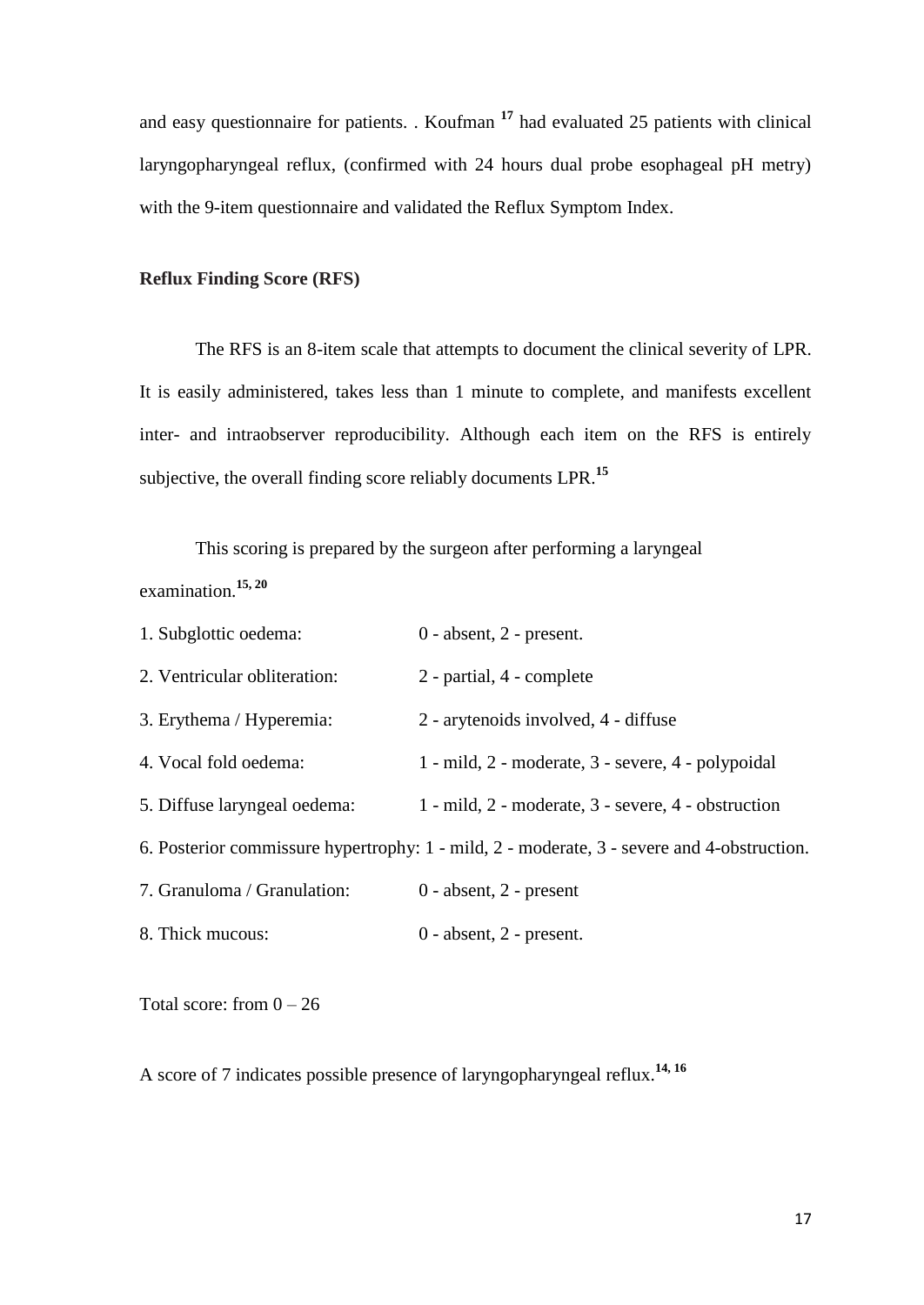and easy questionnaire for patients. . Koufman [17] had evaluated 25 patients with clinical laryngopharyngeal reflux, (confirmed with 24 hours dual probe esophageal pH metry) with the 9-item questionnaire and validated the Reflux Symptom Index.

**Reflux Finding Score (RFS)**

The RFS is an 8-item scale that attempts to document the clinical severity of LPR. It is easily administered, takes less than 1 minute to complete, and manifests excellent inter- and intraobserver reproducibility. Although each item on the RFS is entirely subjective, the overall finding score reliably documents LPR.[15]

This scoring is prepared by the surgeon after performing a laryngeal examination.[15, 20]

1. Subglottic oedema: 0 - absent, 2 - present.
2. Ventricular obliteration: 2 - partial, 4 - complete
3. Erythema / Hyperemia: 2 - arytenoids involved, 4 - diffuse
4. Vocal fold oedema: 1 - mild, 2 - moderate, 3 - severe, 4 - polypoidal
5. Diffuse laryngeal oedema: 1 - mild, 2 - moderate, 3 - severe, 4 - obstruction
6. Posterior commissure hypertrophy: 1 - mild, 2 - moderate, 3 - severe and 4-obstruction.
7. Granuloma / Granulation: 0 - absent, 2 - present
8. Thick mucous: 0 - absent, 2 - present.

Total score: from 0 – 26

A score of 7 indicates possible presence of laryngopharyngeal reflux.[14, 16]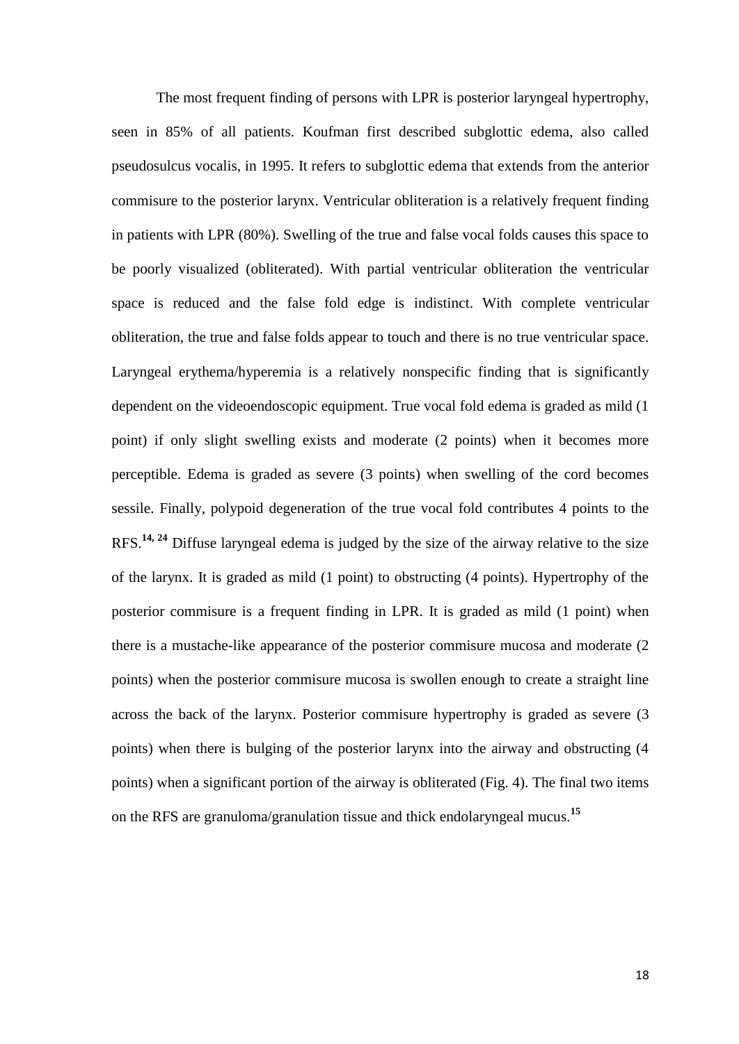The most frequent finding of persons with LPR is posterior laryngeal hypertrophy, seen in 85% of all patients. Koufman first described subglottic edema, also called pseudosulcus vocalis, in 1995. It refers to subglottic edema that extends from the anterior commisure to the posterior larynx. Ventricular obliteration is a relatively frequent finding in patients with LPR (80%). Swelling of the true and false vocal folds causes this space to be poorly visualized (obliterated). With partial ventricular obliteration the ventricular space is reduced and the false fold edge is indistinct. With complete ventricular obliteration, the true and false folds appear to touch and there is no true ventricular space. Laryngeal erythema/hyperemia is a relatively nonspecific finding that is significantly dependent on the videoendoscopic equipment. True vocal fold edema is graded as mild (1 point) if only slight swelling exists and moderate (2 points) when it becomes more perceptible. Edema is graded as severe (3 points) when swelling of the cord becomes sessile. Finally, polypoid degeneration of the true vocal fold contributes 4 points to the RFS.[14, 24] Diffuse laryngeal edema is judged by the size of the airway relative to the size of the larynx. It is graded as mild (1 point) to obstructing (4 points). Hypertrophy of the posterior commisure is a frequent finding in LPR. It is graded as mild (1 point) when there is a mustache-like appearance of the posterior commisure mucosa and moderate (2 points) when the posterior commisure mucosa is swollen enough to create a straight line across the back of the larynx. Posterior commisure hypertrophy is graded as severe (3 points) when there is bulging of the posterior larynx into the airway and obstructing (4 points) when a significant portion of the airway is obliterated (Fig. 4). The final two items on the RFS are granuloma/granulation tissue and thick endolaryngeal mucus.[15]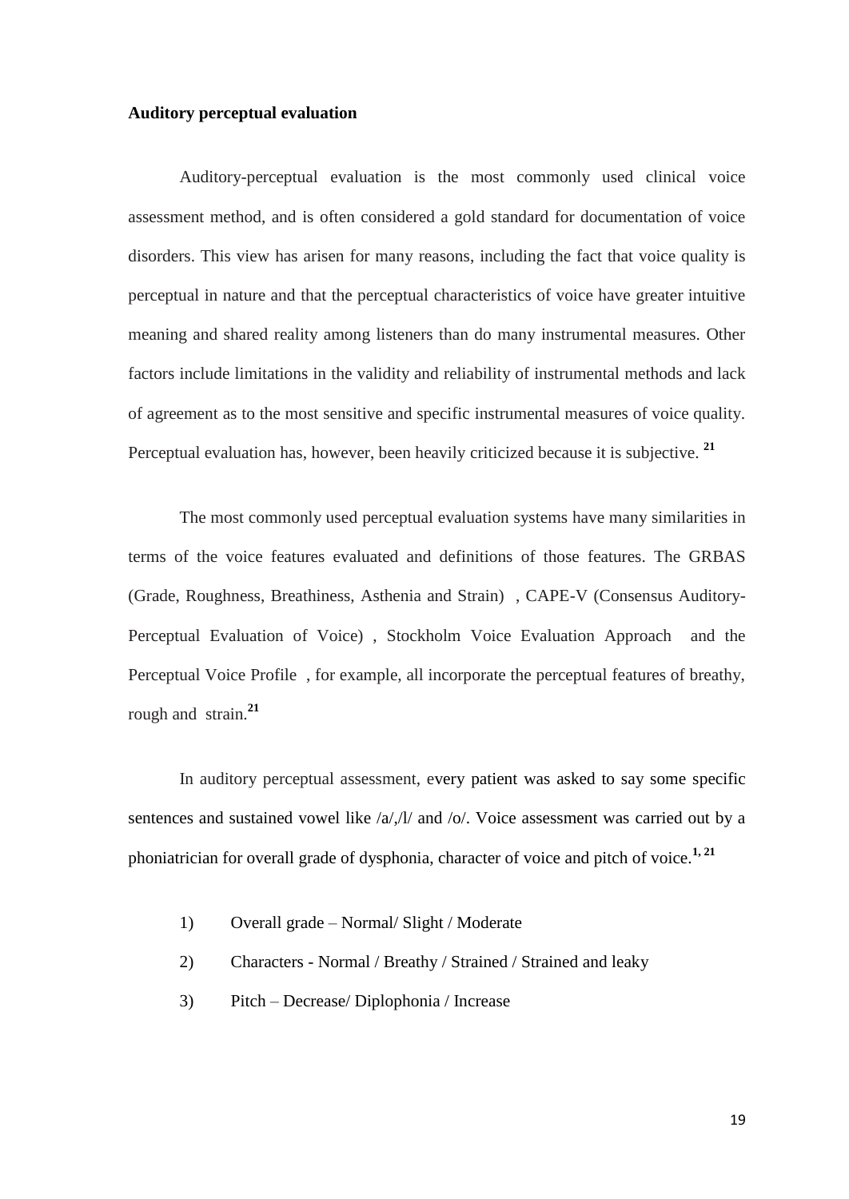**Auditory perceptual evaluation**

Auditory-perceptual evaluation is the most commonly used clinical voice assessment method, and is often considered a gold standard for documentation of voice disorders. This view has arisen for many reasons, including the fact that voice quality is perceptual in nature and that the perceptual characteristics of voice have greater intuitive meaning and shared reality among listeners than do many instrumental measures. Other factors include limitations in the validity and reliability of instrumental methods and lack of agreement as to the most sensitive and specific instrumental measures of voice quality. Perceptual evaluation has, however, been heavily criticized because it is subjective. [21]

The most commonly used perceptual evaluation systems have many similarities in terms of the voice features evaluated and definitions of those features. The GRBAS (Grade, Roughness, Breathiness, Asthenia and Strain) , CAPE-V (Consensus Auditory-Perceptual Evaluation of Voice) , Stockholm Voice Evaluation Approach and the Perceptual Voice Profile , for example, all incorporate the perceptual features of breathy, rough and strain.[21]

In auditory perceptual assessment, every patient was asked to say some specific sentences and sustained vowel like /a/,/l/ and /o/. Voice assessment was carried out by a phoniatrician for overall grade of dysphonia, character of voice and pitch of voice.[1, 21]

1) Overall grade – Normal/ Slight / Moderate
2) Characters - Normal / Breathy / Strained / Strained and leaky
3) Pitch – Decrease/ Diplophonia / Increase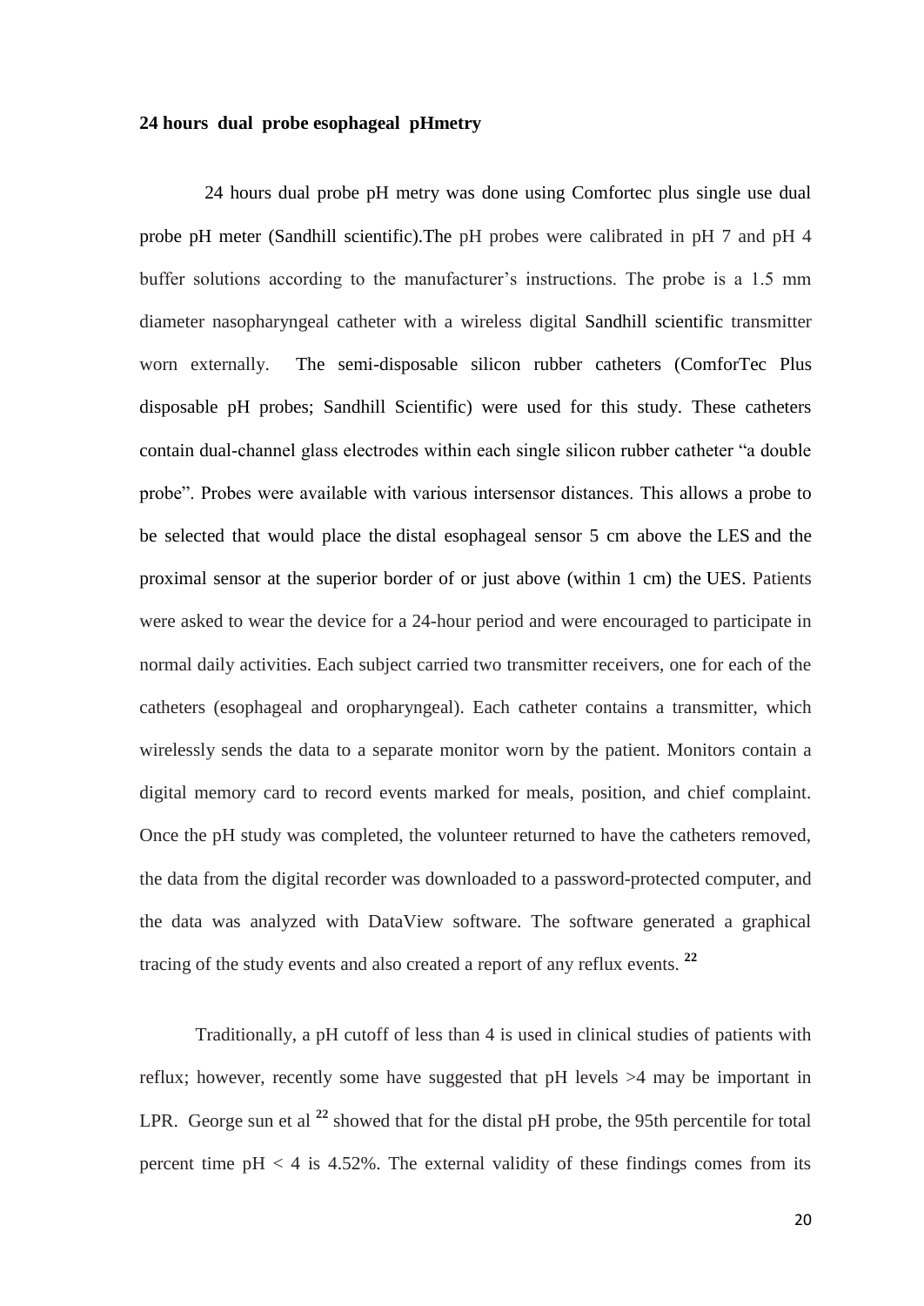**24 hours dual probe esophageal pHmetry**

24 hours dual probe pH metry was done using Comfortec plus single use dual probe pH meter (Sandhill scientific).The pH probes were calibrated in pH 7 and pH 4 buffer solutions according to the manufacturer's instructions. The probe is a 1.5 mm diameter nasopharyngeal catheter with a wireless digital Sandhill scientific transmitter worn externally. The semi-disposable silicon rubber catheters (ComforTec Plus disposable pH probes; Sandhill Scientific) were used for this study. These catheters contain dual-channel glass electrodes within each single silicon rubber catheter "a double probe". Probes were available with various intersensor distances. This allows a probe to be selected that would place the distal esophageal sensor 5 cm above the LES and the proximal sensor at the superior border of or just above (within 1 cm) the UES. Patients were asked to wear the device for a 24-hour period and were encouraged to participate in normal daily activities. Each subject carried two transmitter receivers, one for each of the catheters (esophageal and oropharyngeal). Each catheter contains a transmitter, which wirelessly sends the data to a separate monitor worn by the patient. Monitors contain a digital memory card to record events marked for meals, position, and chief complaint. Once the pH study was completed, the volunteer returned to have the catheters removed, the data from the digital recorder was downloaded to a password-protected computer, and the data was analyzed with DataView software. The software generated a graphical tracing of the study events and also created a report of any reflux events. [22]

Traditionally, a pH cutoff of less than 4 is used in clinical studies of patients with reflux; however, recently some have suggested that pH levels >4 may be important in LPR. George sun et al [22] showed that for the distal pH probe, the 95th percentile for total percent time pH < 4 is 4.52%. The external validity of these findings comes from its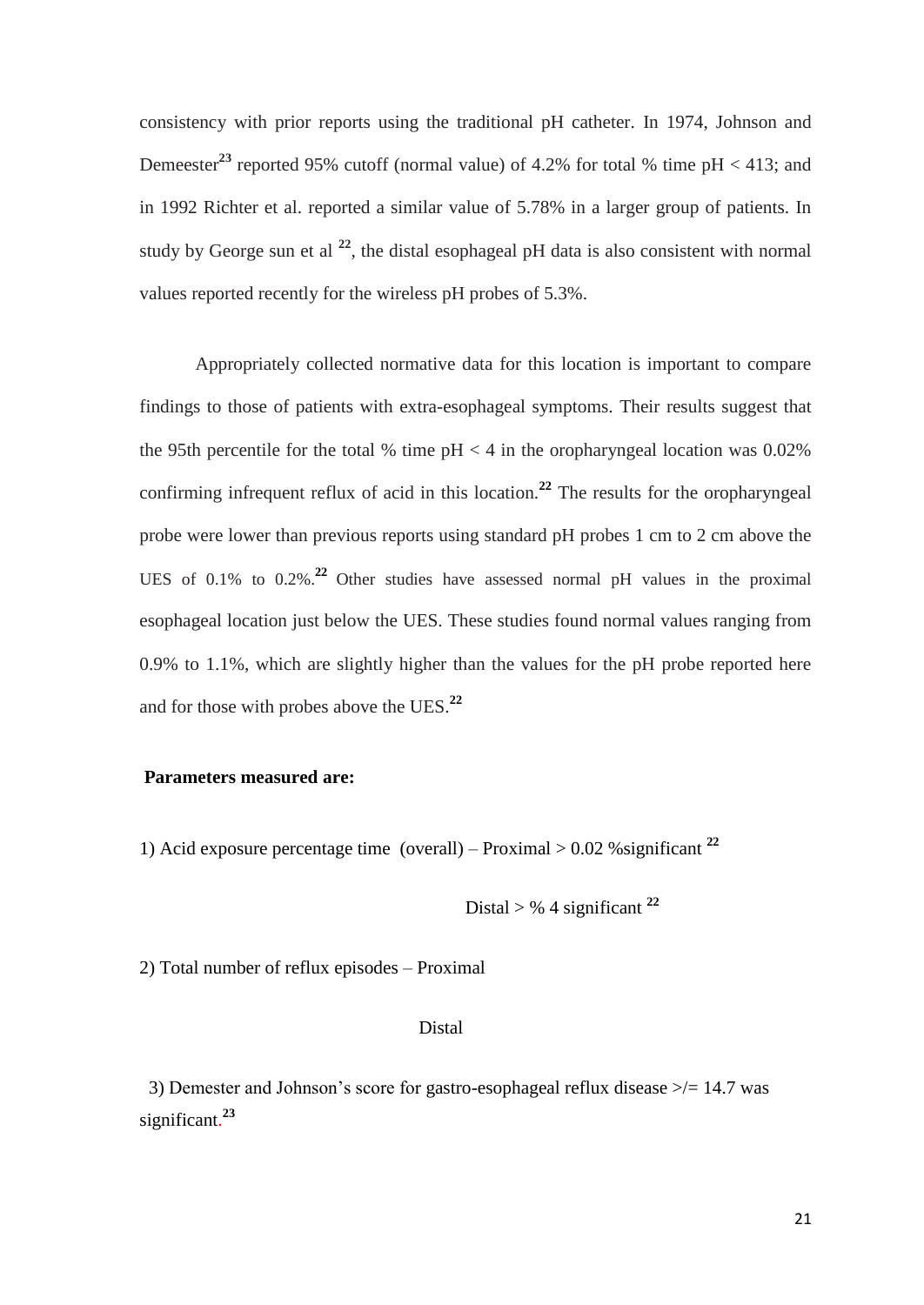consistency with prior reports using the traditional pH catheter. In 1974, Johnson and Demeester[23] reported 95% cutoff (normal value) of 4.2% for total % time pH < 413; and in 1992 Richter et al. reported a similar value of 5.78% in a larger group of patients. In study by George sun et al [22], the distal esophageal pH data is also consistent with normal values reported recently for the wireless pH probes of 5.3%.

Appropriately collected normative data for this location is important to compare findings to those of patients with extra-esophageal symptoms. Their results suggest that the 95th percentile for the total % time pH < 4 in the oropharyngeal location was 0.02% confirming infrequent reflux of acid in this location.[22] The results for the oropharyngeal probe were lower than previous reports using standard pH probes 1 cm to 2 cm above the UES of 0.1% to 0.2%.[22] Other studies have assessed normal pH values in the proximal esophageal location just below the UES. These studies found normal values ranging from 0.9% to 1.1%, which are slightly higher than the values for the pH probe reported here and for those with probes above the UES.[22]

**Parameters measured are:**

1) Acid exposure percentage time (overall) – Proximal > 0.02 %significant [22]

Distal > % 4 significant [22]

2) Total number of reflux episodes – Proximal

Distal

3) Demester and Johnson's score for gastro-esophageal reflux disease >/= 14.7 was significant.[23]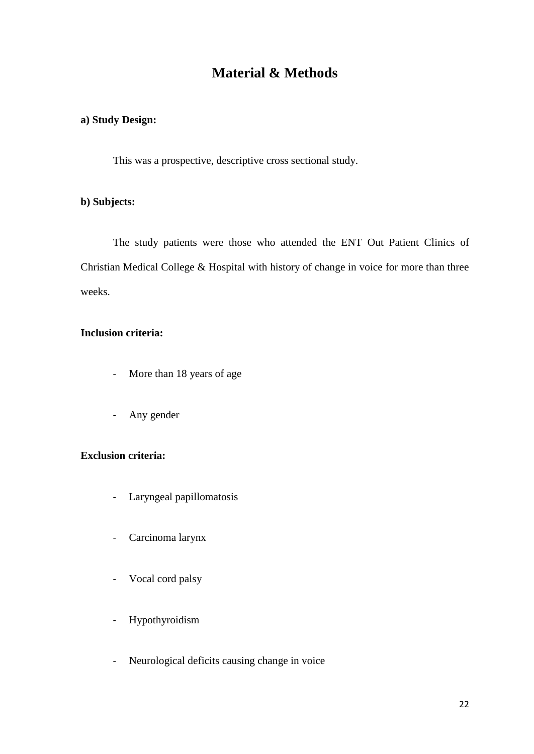# Material & Methods

**a) Study Design:**

This was a prospective, descriptive cross sectional study.

**b) Subjects:**

The study patients were those who attended the ENT Out Patient Clinics of Christian Medical College & Hospital with history of change in voice for more than three weeks.

**Inclusion criteria:**

- More than 18 years of age
- Any gender

**Exclusion criteria:**

- Laryngeal papillomatosis
- Carcinoma larynx
- Vocal cord palsy
- Hypothyroidism
- Neurological deficits causing change in voice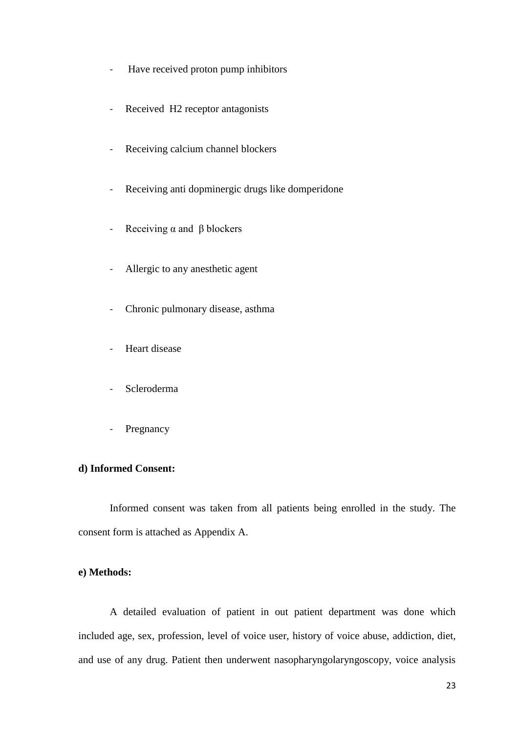- Have received proton pump inhibitors

- Received H2 receptor antagonists

- Receiving calcium channel blockers

- Receiving anti dopminergic drugs like domperidone

- Receiving α and β blockers

- Allergic to any anesthetic agent

- Chronic pulmonary disease, asthma

- Heart disease

- Scleroderma

- Pregnancy

**d) Informed Consent:**

Informed consent was taken from all patients being enrolled in the study. The consent form is attached as Appendix A.

**e) Methods:**

A detailed evaluation of patient in out patient department was done which included age, sex, profession, level of voice user, history of voice abuse, addiction, diet, and use of any drug. Patient then underwent nasopharyngolaryngoscopy, voice analysis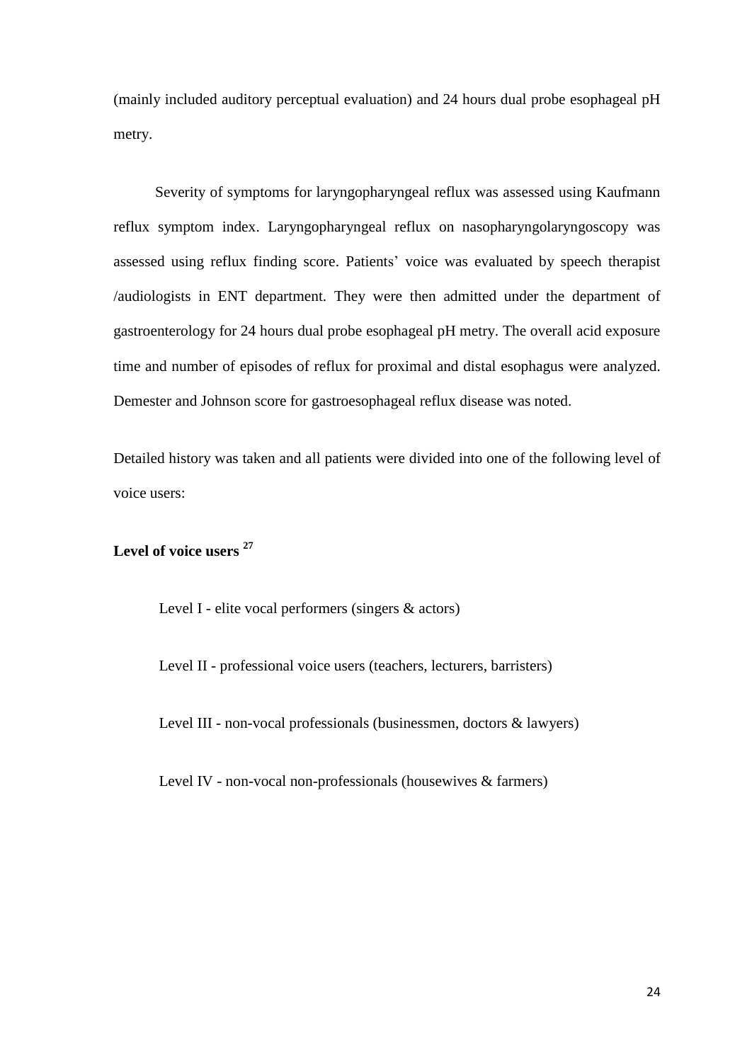(mainly included auditory perceptual evaluation) and 24 hours dual probe esophageal pH metry.

Severity of symptoms for laryngopharyngeal reflux was assessed using Kaufmann reflux symptom index. Laryngopharyngeal reflux on nasopharyngolaryngoscopy was assessed using reflux finding score. Patients' voice was evaluated by speech therapist /audiologists in ENT department. They were then admitted under the department of gastroenterology for 24 hours dual probe esophageal pH metry. The overall acid exposure time and number of episodes of reflux for proximal and distal esophagus were analyzed. Demester and Johnson score for gastroesophageal reflux disease was noted.

Detailed history was taken and all patients were divided into one of the following level of voice users:

**Level of voice users [27]**

Level I - elite vocal performers (singers & actors)

Level II - professional voice users (teachers, lecturers, barristers)

Level III - non-vocal professionals (businessmen, doctors & lawyers)

Level IV - non-vocal non-professionals (housewives & farmers)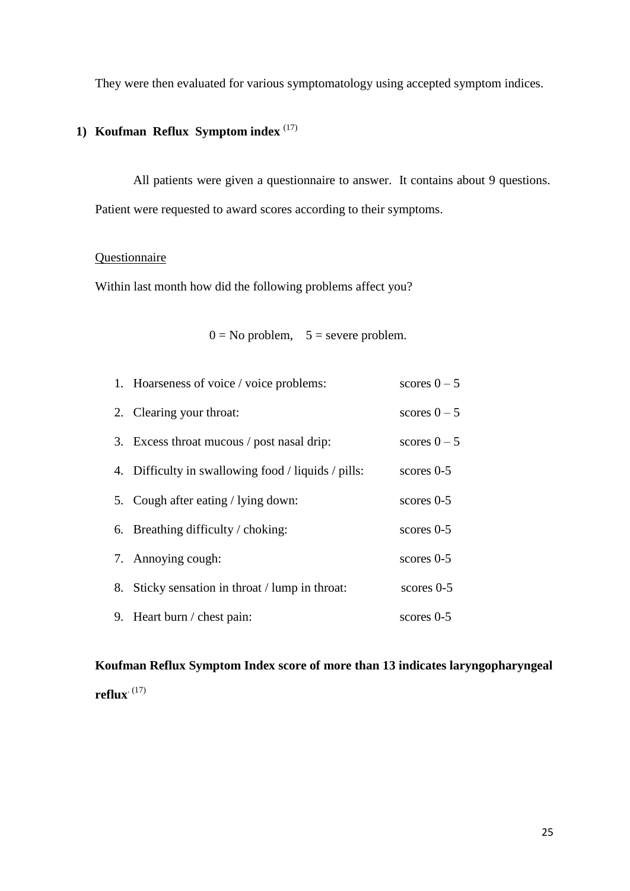They were then evaluated for various symptomatology using accepted symptom indices.

## 1) Koufman Reflux Symptom index [17]

All patients were given a questionnaire to answer. It contains about 9 questions. Patient were requested to award scores according to their symptoms.

Questionnaire

Within last month how did the following problems affect you?

0 = No problem, 5 = severe problem.

1. Hoarseness of voice / voice problems: scores 0 – 5
2. Clearing your throat: scores 0 – 5
3. Excess throat mucous / post nasal drip: scores 0 – 5
4. Difficulty in swallowing food / liquids / pills: scores 0-5
5. Cough after eating / lying down: scores 0-5
6. Breathing difficulty / choking: scores 0-5
7. Annoying cough: scores 0-5
8. Sticky sensation in throat / lump in throat: scores 0-5
9. Heart burn / chest pain: scores 0-5

**Koufman Reflux Symptom Index score of more than 13 indicates laryngopharyngeal reflux.** [17]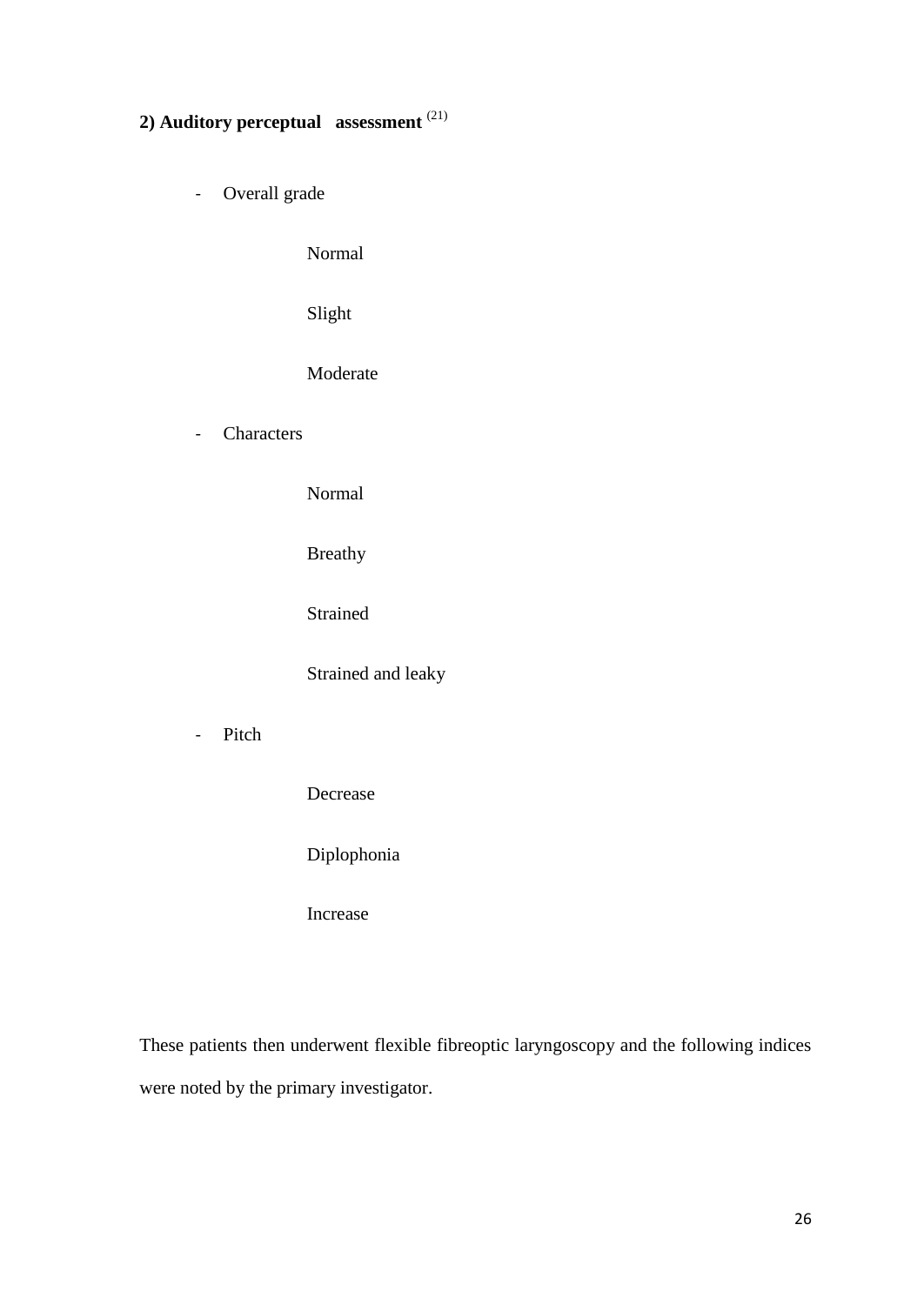**2) Auditory perceptual assessment** [21]

- Overall grade

    Normal

    Slight

    Moderate

- Characters

    Normal

    Breathy

    Strained

    Strained and leaky

- Pitch

    Decrease

    Diplophonia

    Increase

These patients then underwent flexible fibreoptic laryngoscopy and the following indices were noted by the primary investigator.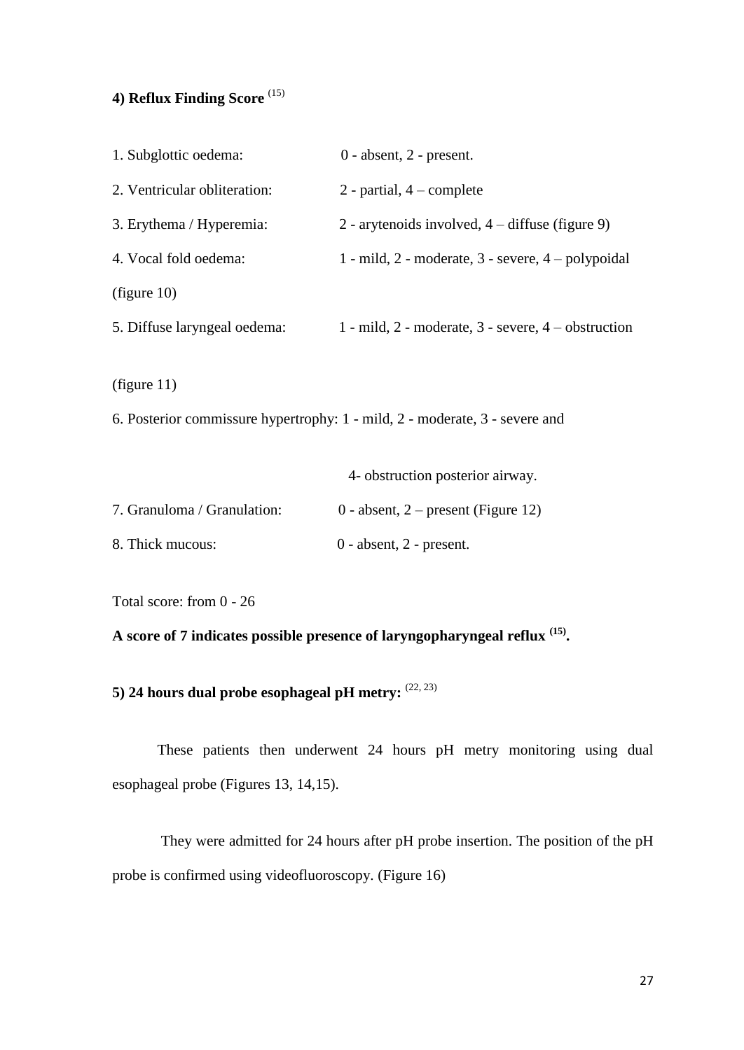#### 4) Reflux Finding Score [15]

1. Subglottic oedema: 0 - absent, 2 - present.
2. Ventricular obliteration: 2 - partial, 4 – complete
3. Erythema / Hyperemia: 2 - arytenoids involved, 4 – diffuse (figure 9)
4. Vocal fold oedema: 1 - mild, 2 - moderate, 3 - severe, 4 – polypoidal (figure 10)
5. Diffuse laryngeal oedema: 1 - mild, 2 - moderate, 3 - severe, 4 – obstruction (figure 11)
6. Posterior commissure hypertrophy: 1 - mild, 2 - moderate, 3 - severe and 4- obstruction posterior airway.
7. Granuloma / Granulation: 0 - absent, 2 – present (Figure 12)
8. Thick mucous: 0 - absent, 2 - present.

Total score: from 0 - 26

**A score of 7 indicates possible presence of laryngopharyngeal reflux [15].**

#### 5) 24 hours dual probe esophageal pH metry: [22, 23]

These patients then underwent 24 hours pH metry monitoring using dual esophageal probe (Figures 13, 14,15).

They were admitted for 24 hours after pH probe insertion. The position of the pH probe is confirmed using videofluoroscopy. (Figure 16)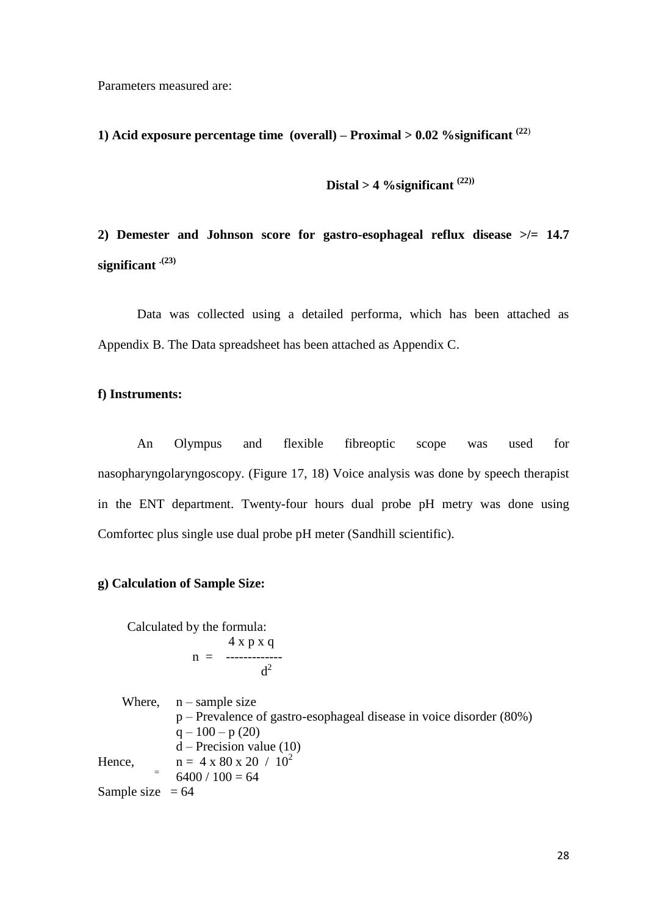Parameters measured are:

**1) Acid exposure percentage time (overall) – Proximal > 0.02 %significant [22]**

**Distal > 4 %significant [22]**

**2) Demester and Johnson score for gastro-esophageal reflux disease >/= 14.7 significant [23]**

Data was collected using a detailed performa, which has been attached as Appendix B. The Data spreadsheet has been attached as Appendix C.

**f) Instruments:**

An Olympus and flexible fibreoptic scope was used for nasopharyngolaryngoscopy. (Figure 17, 18) Voice analysis was done by speech therapist in the ENT department. Twenty-four hours dual probe pH metry was done using Comfortec plus single use dual probe pH meter (Sandhill scientific).

**g) Calculation of Sample Size:**

Calculated by the formula:

$$n = \frac{4 \times p \times q}{d^2}$$

Where, n – sample size

p – Prevalence of gastro-esophageal disease in voice disorder (80%)

q – 100 – p (20)

d – Precision value (10)

Hence, $n = 4 \times 80 \times 20 \ / \ 10^2$

$= 6400 / 100 = 64$

Sample size = 64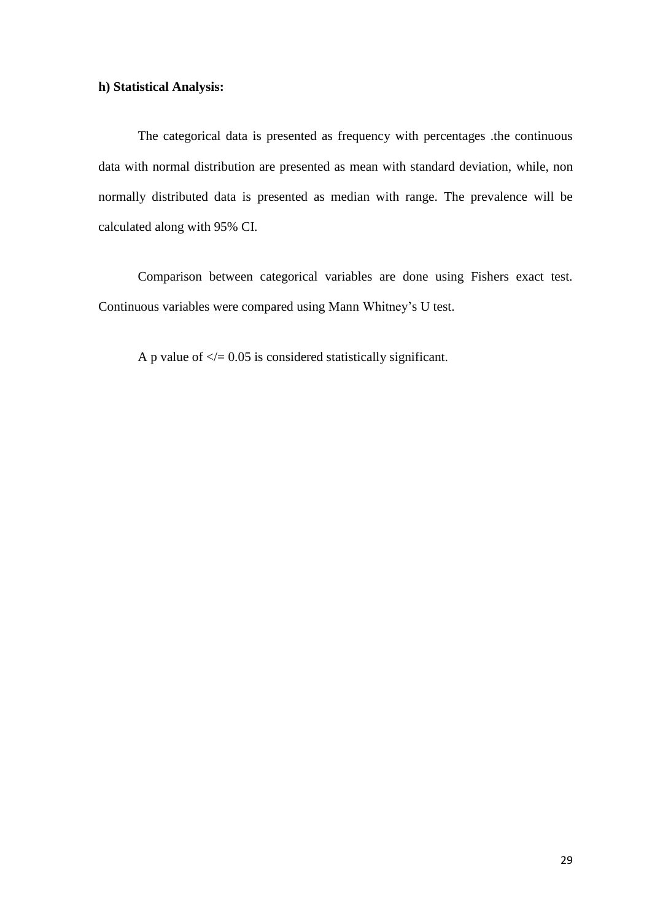**h) Statistical Analysis:**

The categorical data is presented as frequency with percentages .the continuous data with normal distribution are presented as mean with standard deviation, while, non normally distributed data is presented as median with range. The prevalence will be calculated along with 95% CI.

Comparison between categorical variables are done using Fishers exact test. Continuous variables were compared using Mann Whitney's U test.

A p value of </= 0.05 is considered statistically significant.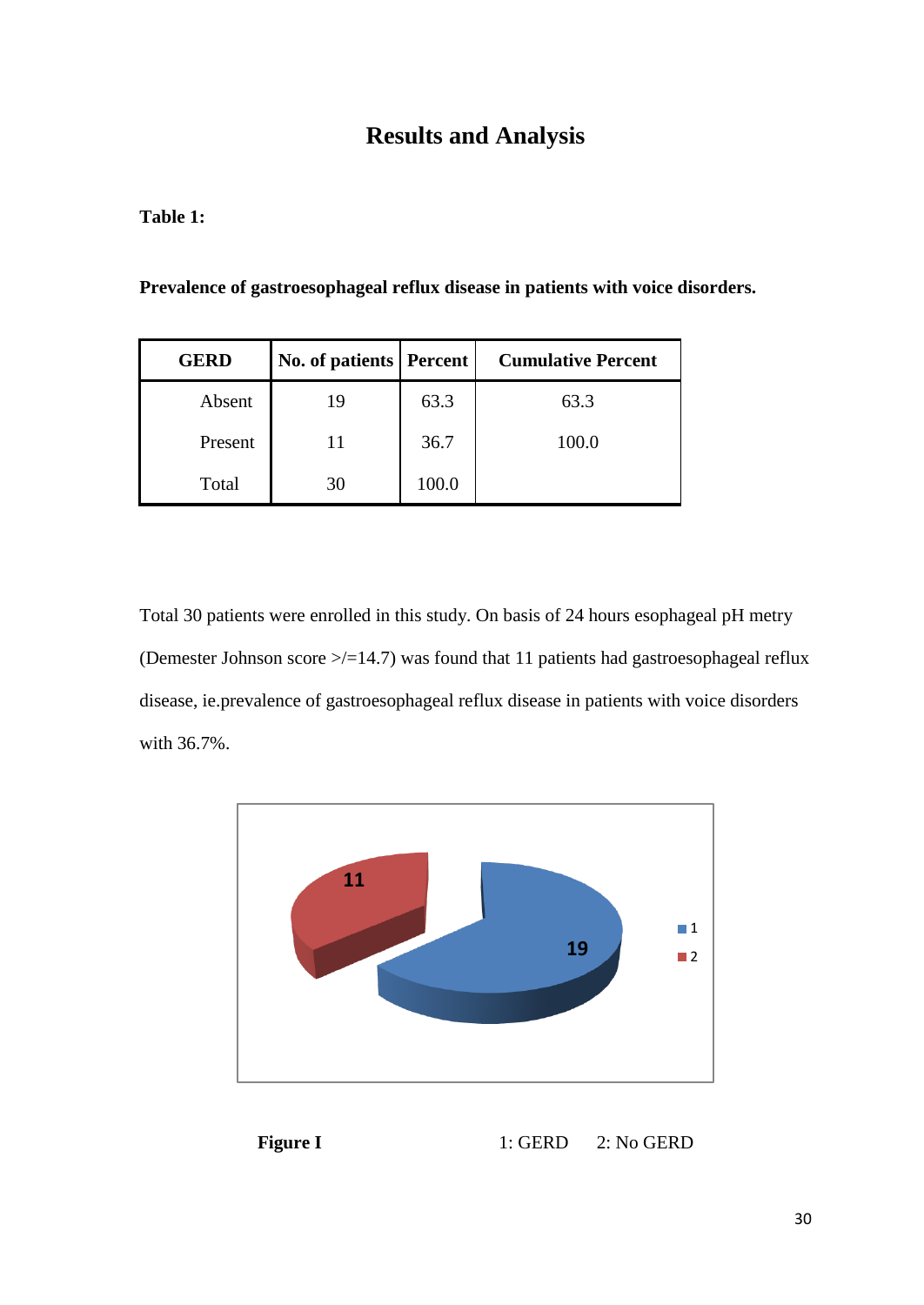# Results and Analysis

**Table 1:**

**Prevalence of gastroesophageal reflux disease in patients with voice disorders.**

| GERD | No. of patients | Percent | Cumulative Percent |
|---|---|---|---|
| Absent | 19 | 63.3 | 63.3 |
| Present | 11 | 36.7 | 100.0 |
| Total | 30 | 100.0 | |

Total 30 patients were enrolled in this study. On basis of 24 hours esophageal pH metry (Demester Johnson score >/=14.7) was found that 11 patients had gastroesophageal reflux disease, ie.prevalence of gastroesophageal reflux disease in patients with voice disorders with 36.7%.

**Figure I** 1: GERD 2: No GERD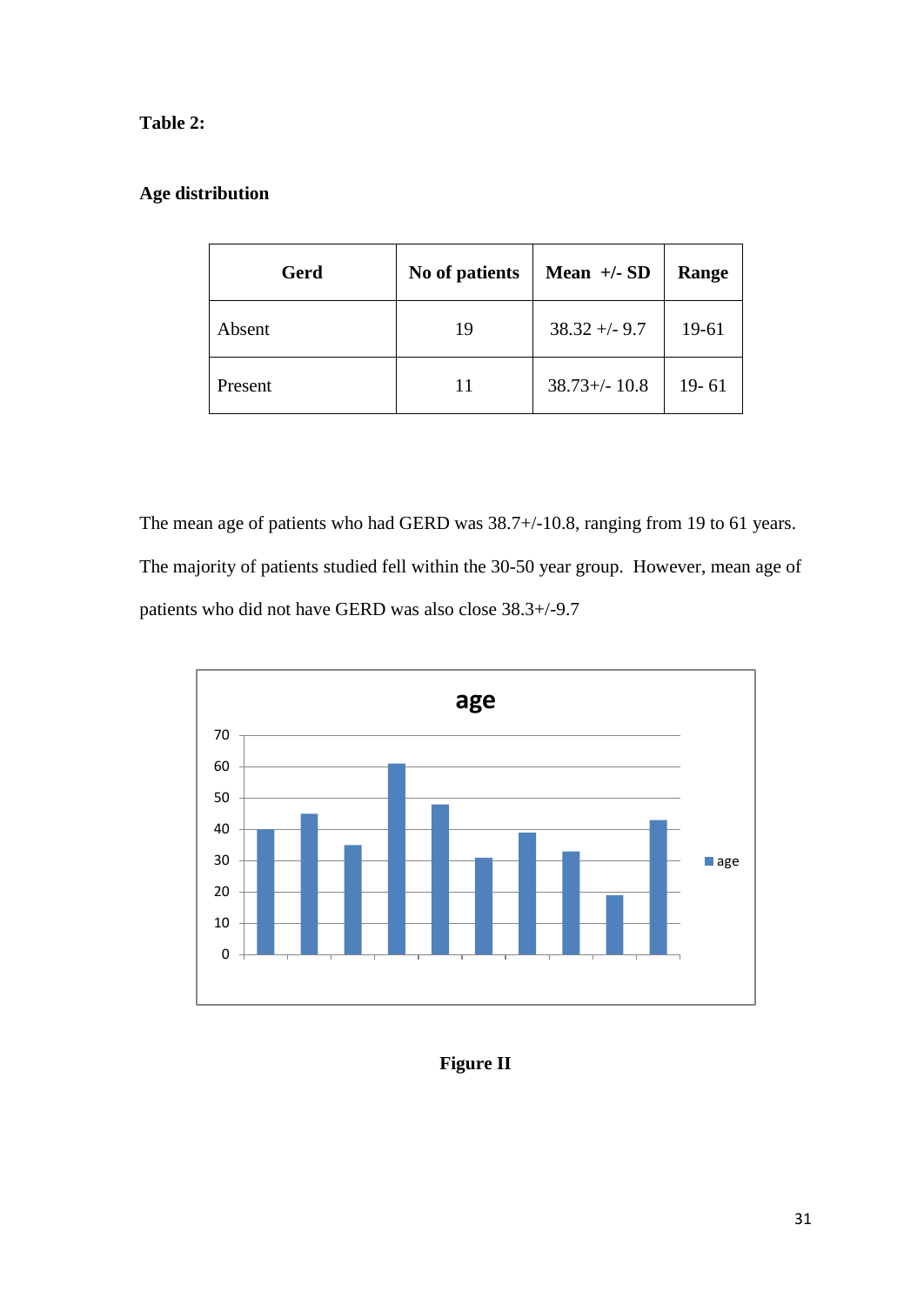**Table 2:**

**Age distribution**

| Gerd | No of patients | Mean +/- SD | Range |
|---|---|---|---|
| Absent | 19 | 38.32 +/- 9.7 | 19-61 |
| Present | 11 | 38.73+/- 10.8 | 19- 61 |

The mean age of patients who had GERD was 38.7+/-10.8, ranging from 19 to 61 years. The majority of patients studied fell within the 30-50 year group. However, mean age of patients who did not have GERD was also close 38.3+/-9.7

**Figure II**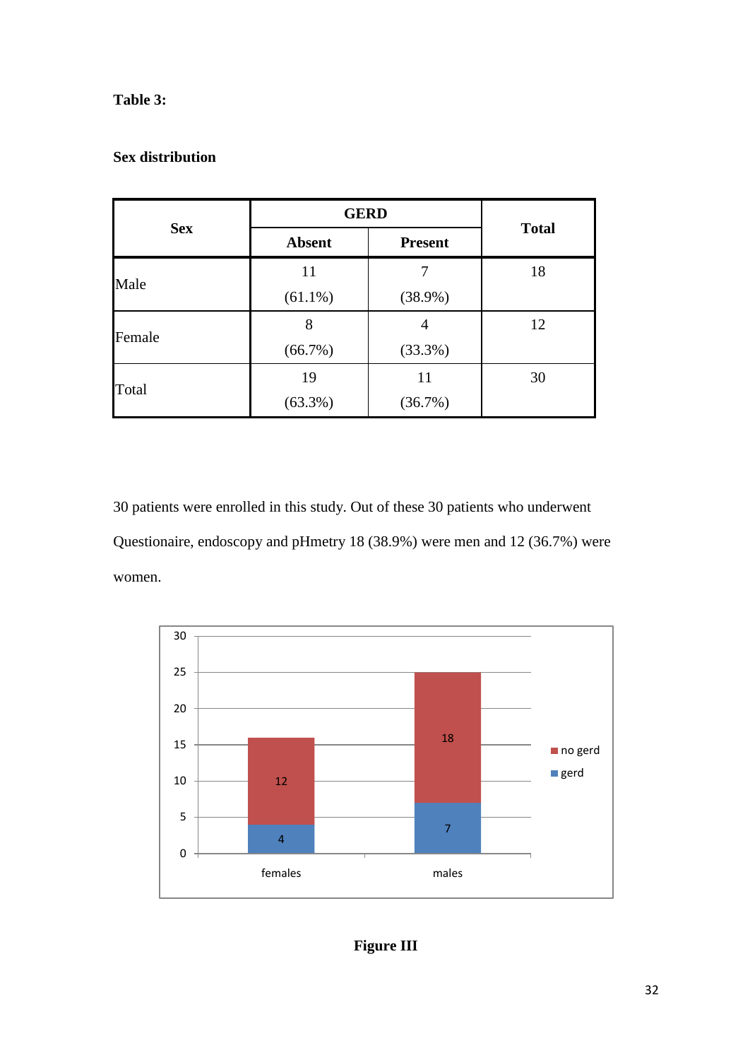**Table 3:**

**Sex distribution**

| Sex | GERD | | Total |
|---|---|---|---|
| | Absent | Present | |
| Male | 11 (61.1%) | 7 (38.9%) | 18 |
| Female | 8 (66.7%) | 4 (33.3%) | 12 |
| Total | 19 (63.3%) | 11 (36.7%) | 30 |

30 patients were enrolled in this study. Out of these 30 patients who underwent Questionaire, endoscopy and pHmetry 18 (38.9%) were men and 12 (36.7%) were women.

**Figure III**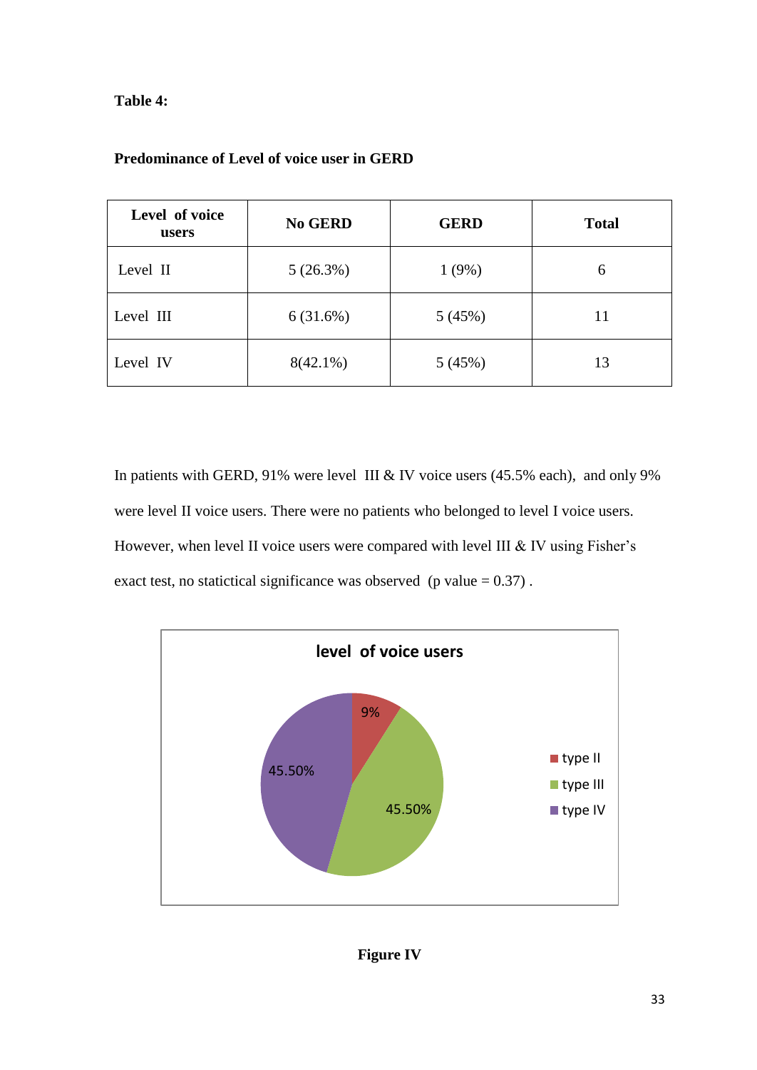**Table 4:**

**Predominance of Level of voice user in GERD**

| Level of voice users | No GERD | GERD | Total |
|---|---|---|---|
| Level II | 5 (26.3%) | 1 (9%) | 6 |
| Level III | 6 (31.6%) | 5 (45%) | 11 |
| Level IV | 8(42.1%) | 5 (45%) | 13 |

In patients with GERD, 91% were level III & IV voice users (45.5% each), and only 9% were level II voice users. There were no patients who belonged to level I voice users. However, when level II voice users were compared with level III & IV using Fisher's exact test, no statictical significance was observed (p value = 0.37) .

**level of voice users**

| | |
|---|---|
| type II | 9% |
| type III | 45.50% |
| type IV | 45.50% |

**Figure IV**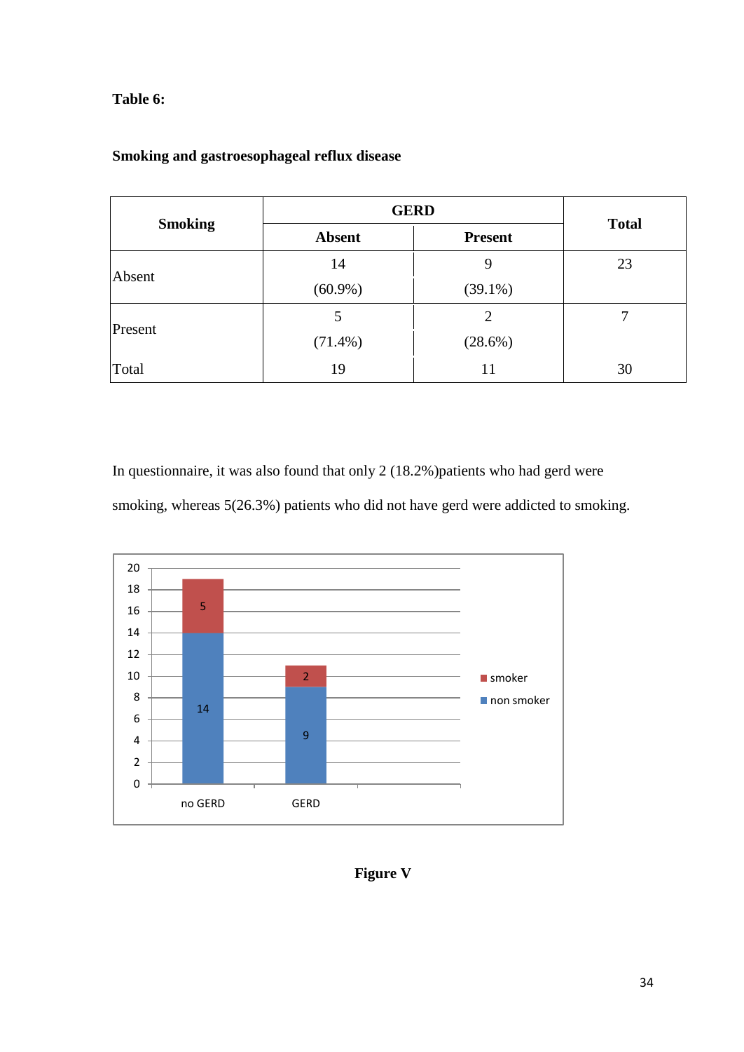**Table 6:**

**Smoking and gastroesophageal reflux disease**

| Smoking | GERD | | Total |
|---|---|---|---|
| | Absent | Present | |
| Absent | 14 (60.9%) | 9 (39.1%) | 23 |
| Present | 5 (71.4%) | 2 (28.6%) | 7 |
| Total | 19 | 11 | 30 |

In questionnaire, it was also found that only 2 (18.2%)patients who had gerd were smoking, whereas 5(26.3%) patients who did not have gerd were addicted to smoking.

**Figure V**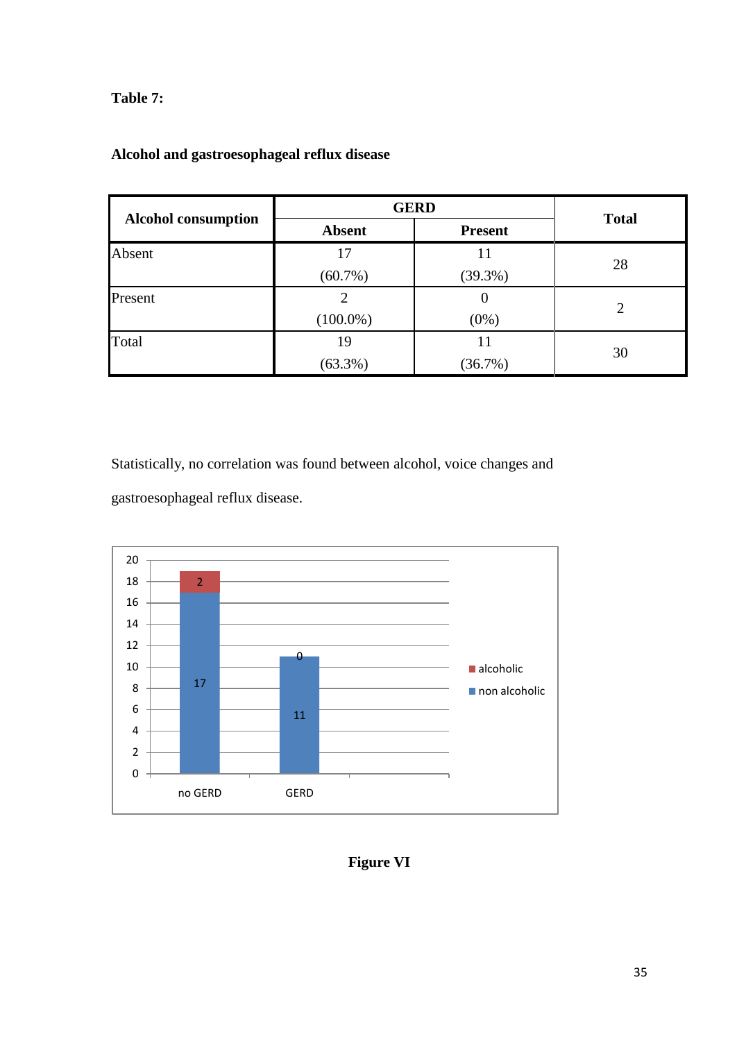**Table 7:**

**Alcohol and gastroesophageal reflux disease**

| Alcohol consumption | GERD | | Total |
|---|---|---|---|
| | Absent | Present | |
| Absent | 17 (60.7%) | 11 (39.3%) | 28 |
| Present | 2 (100.0%) | 0 (0%) | 2 |
| Total | 19 (63.3%) | 11 (36.7%) | 30 |

Statistically, no correlation was found between alcohol, voice changes and gastroesophageal reflux disease.

**Figure VI**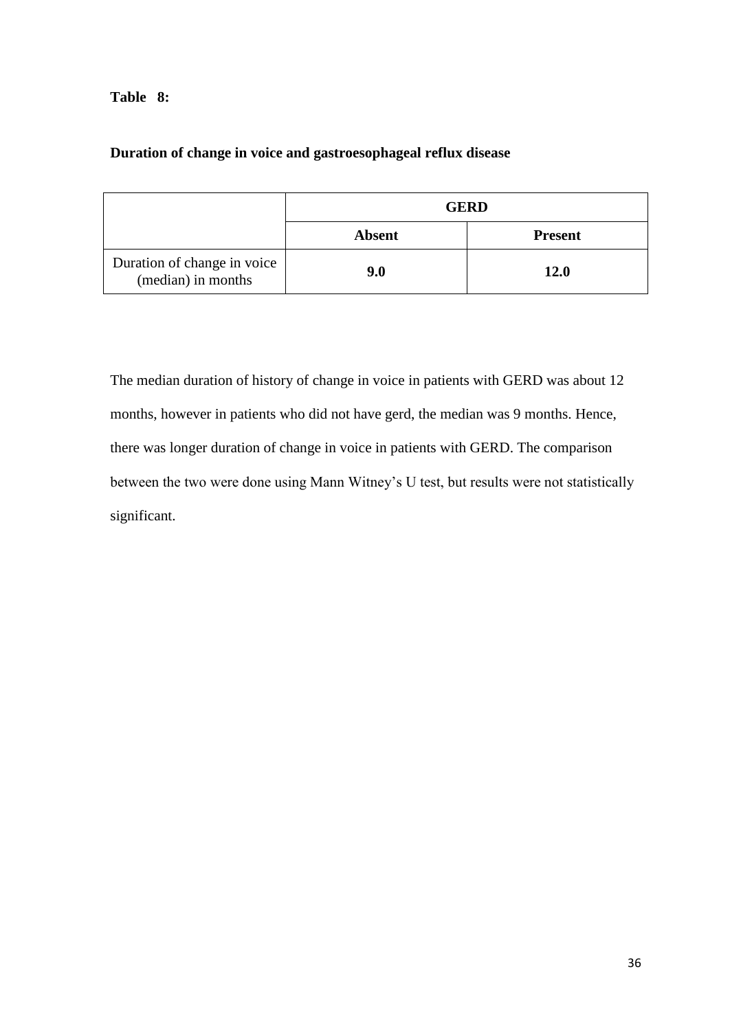**Table 8:**

**Duration of change in voice and gastroesophageal reflux disease**

| | **GERD** | |
|---|---|---|
| | **Absent** | **Present** |
| Duration of change in voice (median) in months | **9.0** | **12.0** |

The median duration of history of change in voice in patients with GERD was about 12 months, however in patients who did not have gerd, the median was 9 months. Hence, there was longer duration of change in voice in patients with GERD. The comparison between the two were done using Mann Witney's U test, but results were not statistically significant.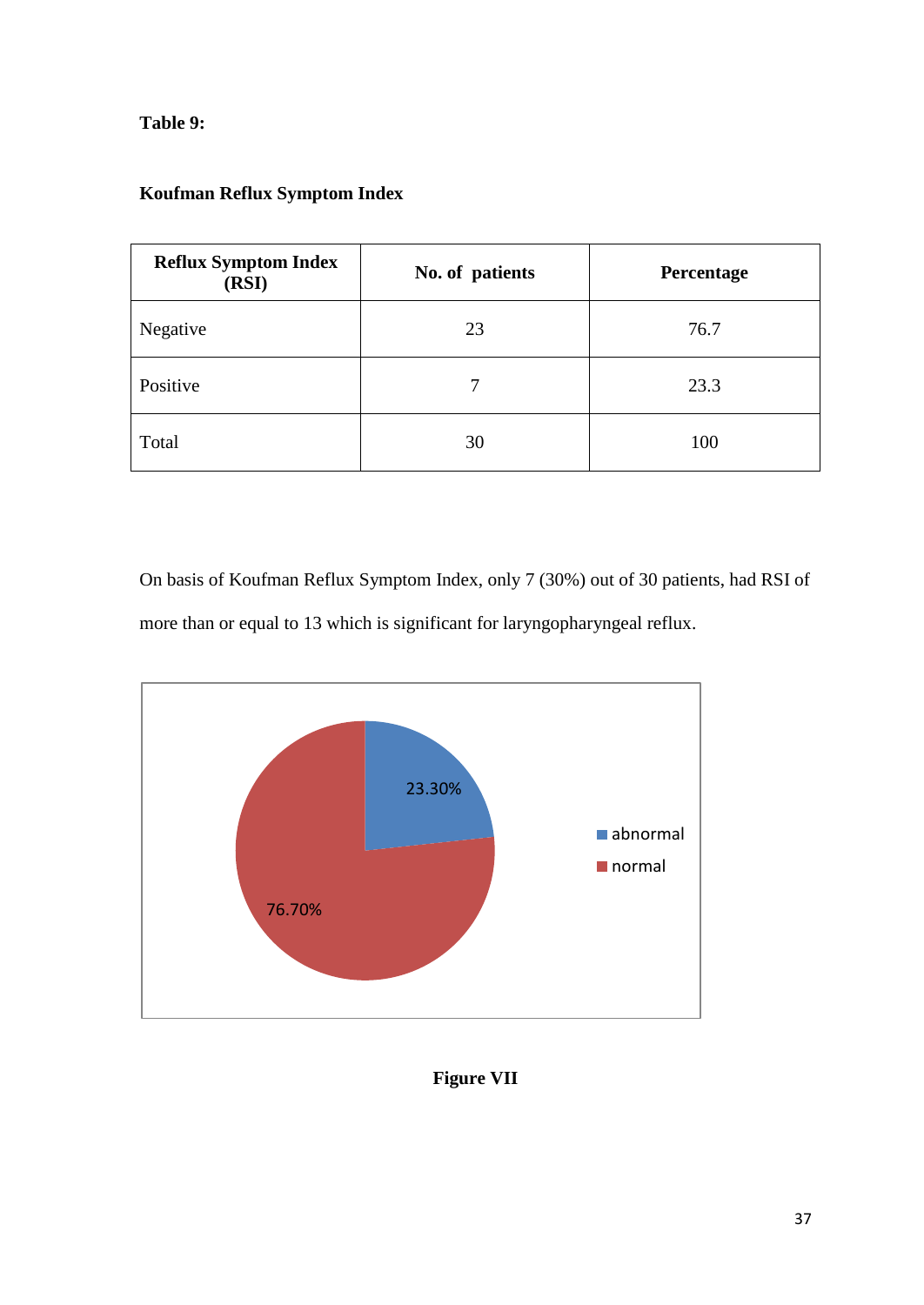**Table 9:**

**Koufman Reflux Symptom Index**

| Reflux Symptom Index (RSI) | No. of patients | Percentage |
|---|---|---|
| Negative | 23 | 76.7 |
| Positive | 7 | 23.3 |
| Total | 30 | 100 |

On basis of Koufman Reflux Symptom Index, only 7 (30%) out of 30 patients, had RSI of more than or equal to 13 which is significant for laryngopharyngeal reflux.

23.30%

76.70%

abnormal

normal

**Figure VII**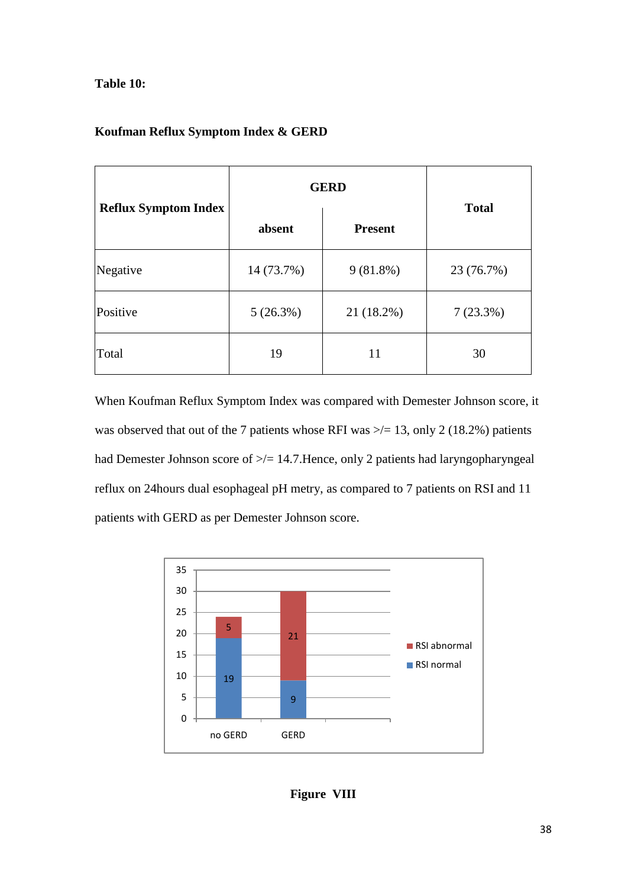**Table 10:**

**Koufman Reflux Symptom Index & GERD**

| Reflux Symptom Index | GERD | | Total |
|---|---|---|---|
| | absent | Present | |
| Negative | 14 (73.7%) | 9 (81.8%) | 23 (76.7%) |
| Positive | 5 (26.3%) | 21 (18.2%) | 7 (23.3%) |
| Total | 19 | 11 | 30 |

When Koufman Reflux Symptom Index was compared with Demester Johnson score, it was observed that out of the 7 patients whose RFI was >/= 13, only 2 (18.2%) patients had Demester Johnson score of >/= 14.7.Hence, only 2 patients had laryngopharyngeal reflux on 24hours dual esophageal pH metry, as compared to 7 patients on RSI and 11 patients with GERD as per Demester Johnson score.

**Figure VIII**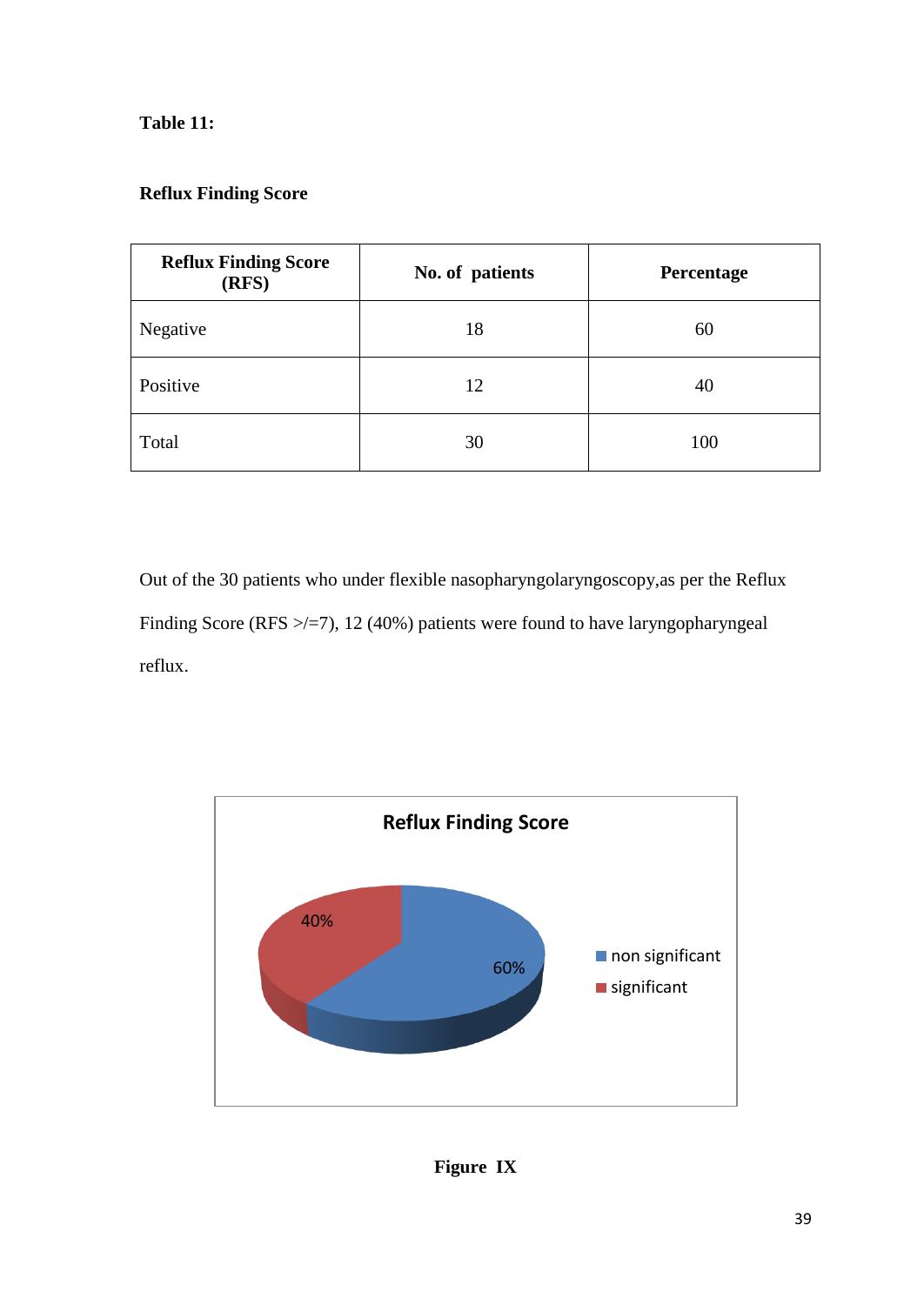**Table 11:**

**Reflux Finding Score**

| Reflux Finding Score (RFS) | No. of patients | Percentage |
|---|---|---|
| Negative | 18 | 60 |
| Positive | 12 | 40 |
| Total | 30 | 100 |

Out of the 30 patients who under flexible nasopharyngolaryngoscopy,as per the Reflux Finding Score (RFS >/=7), 12 (40%) patients were found to have laryngopharyngeal reflux.

**Figure IX**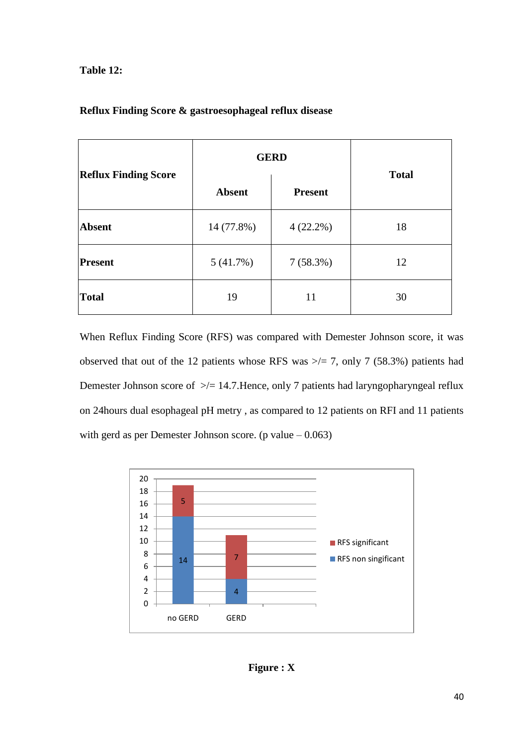**Table 12:**

**Reflux Finding Score & gastroesophageal reflux disease**

| Reflux Finding Score | GERD | | Total |
|---|---|---|---|
| | Absent | Present | |
| **Absent** | 14 (77.8%) | 4 (22.2%) | 18 |
| **Present** | 5 (41.7%) | 7 (58.3%) | 12 |
| **Total** | 19 | 11 | 30 |

When Reflux Finding Score (RFS) was compared with Demester Johnson score, it was observed that out of the 12 patients whose RFS was >/= 7, only 7 (58.3%) patients had Demester Johnson score of >/= 14.7.Hence, only 7 patients had laryngopharyngeal reflux on 24hours dual esophageal pH metry , as compared to 12 patients on RFI and 11 patients with gerd as per Demester Johnson score. (p value – 0.063)

**Figure : X**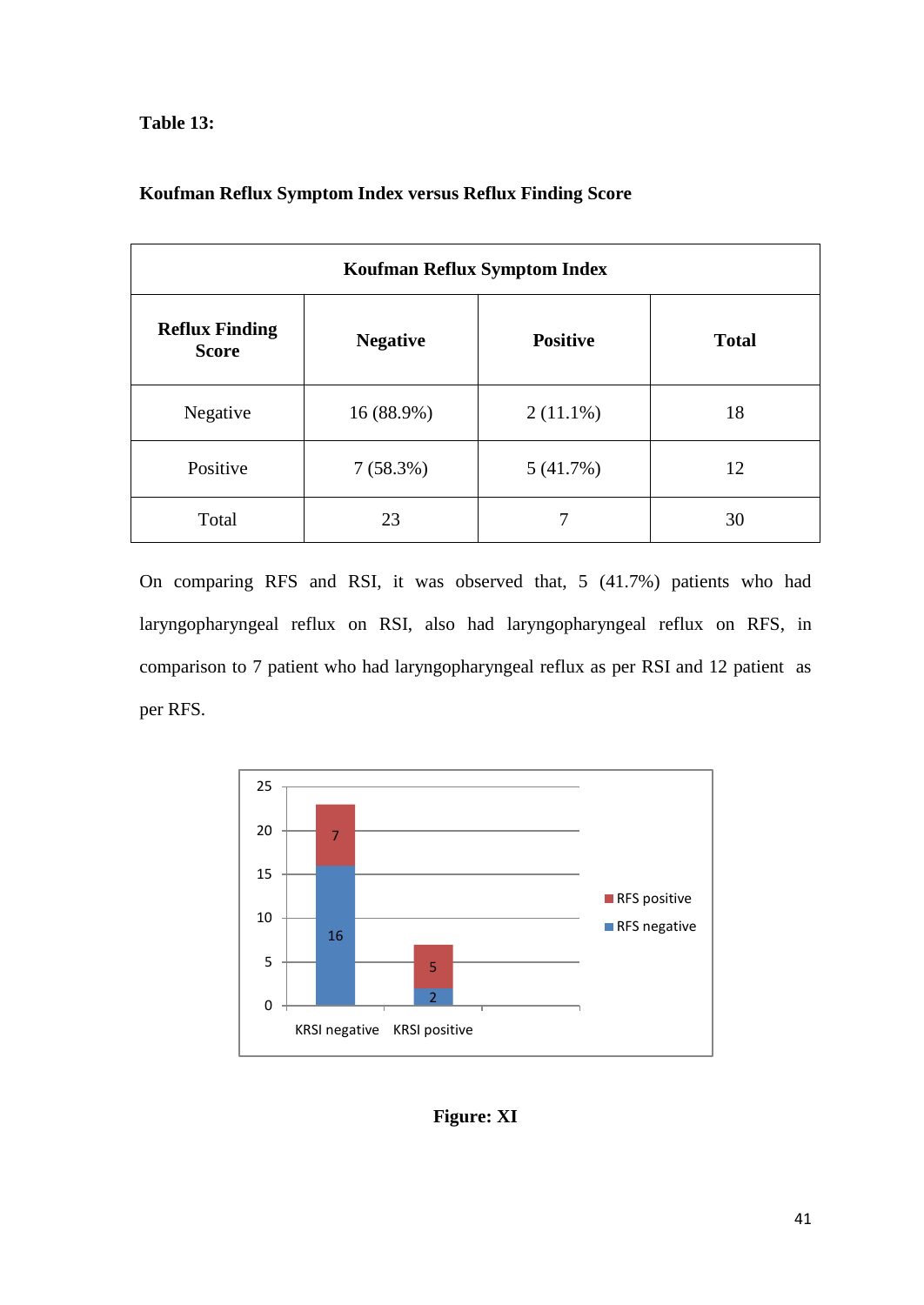**Table 13:**

**Koufman Reflux Symptom Index versus Reflux Finding Score**

| | **Koufman Reflux Symptom Index** | | |
|---|---|---|---|
| **Reflux Finding Score** | **Negative** | **Positive** | **Total** |
| Negative | 16 (88.9%) | 2 (11.1%) | 18 |
| Positive | 7 (58.3%) | 5 (41.7%) | 12 |
| Total | 23 | 7 | 30 |

On comparing RFS and RSI, it was observed that, 5 (41.7%) patients who had laryngopharyngeal reflux on RSI, also had laryngopharyngeal reflux on RFS, in comparison to 7 patient who had laryngopharyngeal reflux as per RSI and 12 patient as per RFS.

**Figure: XI**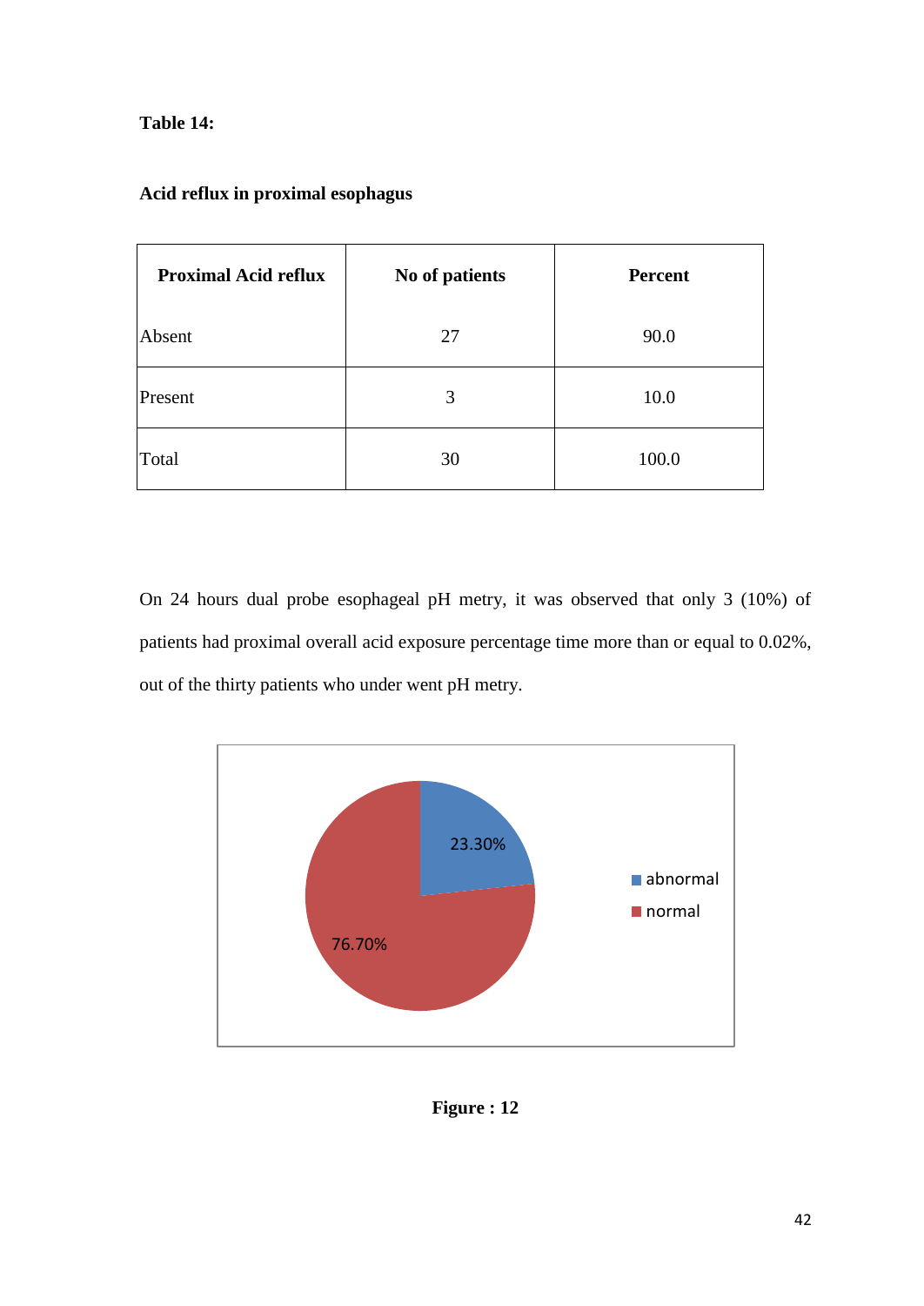**Table 14:**

**Acid reflux in proximal esophagus**

| Proximal Acid reflux | No of patients | Percent |
|---|---|---|
| Absent | 27 | 90.0 |
| Present | 3 | 10.0 |
| Total | 30 | 100.0 |

On 24 hours dual probe esophageal pH metry, it was observed that only 3 (10%) of patients had proximal overall acid exposure percentage time more than or equal to 0.02%, out of the thirty patients who under went pH metry.

**Figure : 12**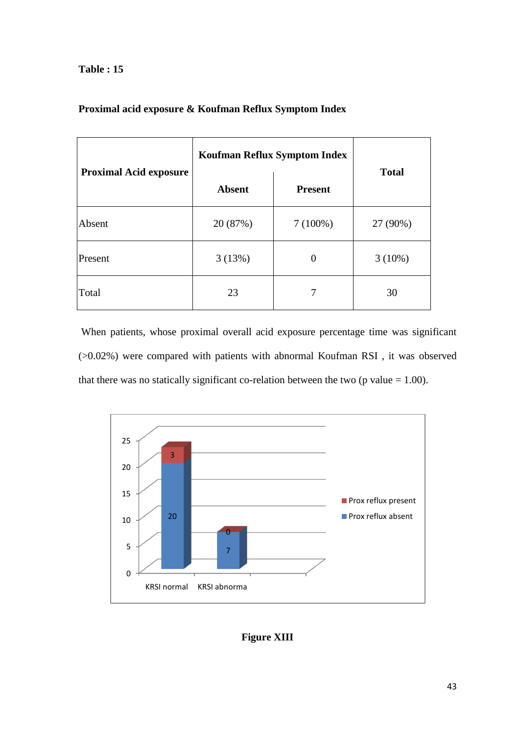**Table : 15**

**Proximal acid exposure & Koufman Reflux Symptom Index**

| Proximal Acid exposure | Koufman Reflux Symptom Index | | Total |
|---|---|---|---|
| | Absent | Present | |
| Absent | 20 (87%) | 7 (100%) | 27 (90%) |
| Present | 3 (13%) | 0 | 3 (10%) |
| Total | 23 | 7 | 30 |

When patients, whose proximal overall acid exposure percentage time was significant (>0.02%) were compared with patients with abnormal Koufman RSI , it was observed that there was no statically significant co-relation between the two (p value = 1.00).

**Figure XIII**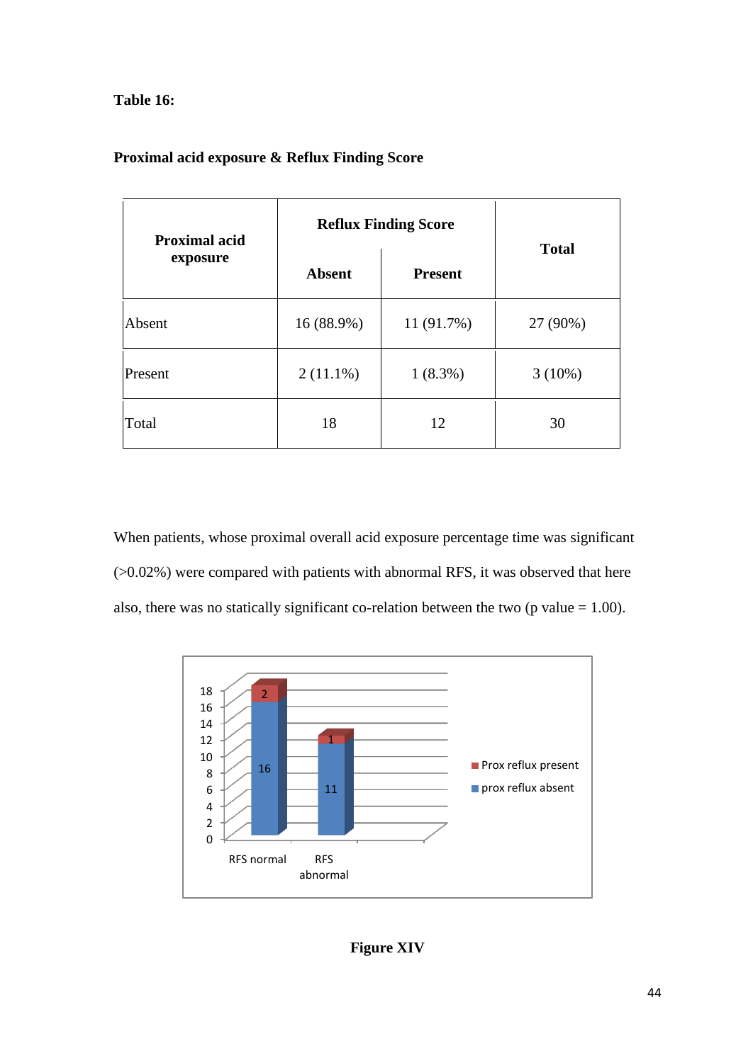**Table 16:**

**Proximal acid exposure & Reflux Finding Score**

| Proximal acid exposure | Reflux Finding Score | | Total |
|---|---|---|---|
| | Absent | Present | |
| Absent | 16 (88.9%) | 11 (91.7%) | 27 (90%) |
| Present | 2 (11.1%) | 1 (8.3%) | 3 (10%) |
| Total | 18 | 12 | 30 |

When patients, whose proximal overall acid exposure percentage time was significant (>0.02%) were compared with patients with abnormal RFS, it was observed that here also, there was no statically significant co-relation between the two (p value = 1.00).

**Figure XIV**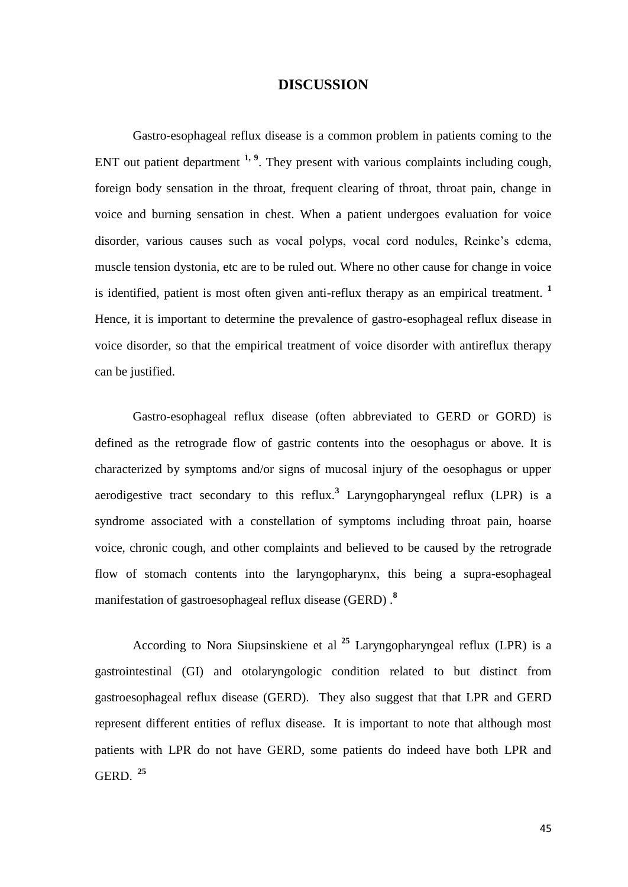# DISCUSSION

Gastro-esophageal reflux disease is a common problem in patients coming to the ENT out patient department [1, 9]. They present with various complaints including cough, foreign body sensation in the throat, frequent clearing of throat, throat pain, change in voice and burning sensation in chest. When a patient undergoes evaluation for voice disorder, various causes such as vocal polyps, vocal cord nodules, Reinke's edema, muscle tension dystonia, etc are to be ruled out. Where no other cause for change in voice is identified, patient is most often given anti-reflux therapy as an empirical treatment. [1] Hence, it is important to determine the prevalence of gastro-esophageal reflux disease in voice disorder, so that the empirical treatment of voice disorder with antireflux therapy can be justified.

Gastro-esophageal reflux disease (often abbreviated to GERD or GORD) is defined as the retrograde flow of gastric contents into the oesophagus or above. It is characterized by symptoms and/or signs of mucosal injury of the oesophagus or upper aerodigestive tract secondary to this reflux.[3] Laryngopharyngeal reflux (LPR) is a syndrome associated with a constellation of symptoms including throat pain, hoarse voice, chronic cough, and other complaints and believed to be caused by the retrograde flow of stomach contents into the laryngopharynx, this being a supra-esophageal manifestation of gastroesophageal reflux disease (GERD) .[8]

According to Nora Siupsinskiene et al [25] Laryngopharyngeal reflux (LPR) is a gastrointestinal (GI) and otolaryngologic condition related to but distinct from gastroesophageal reflux disease (GERD). They also suggest that that LPR and GERD represent different entities of reflux disease. It is important to note that although most patients with LPR do not have GERD, some patients do indeed have both LPR and GERD. [25]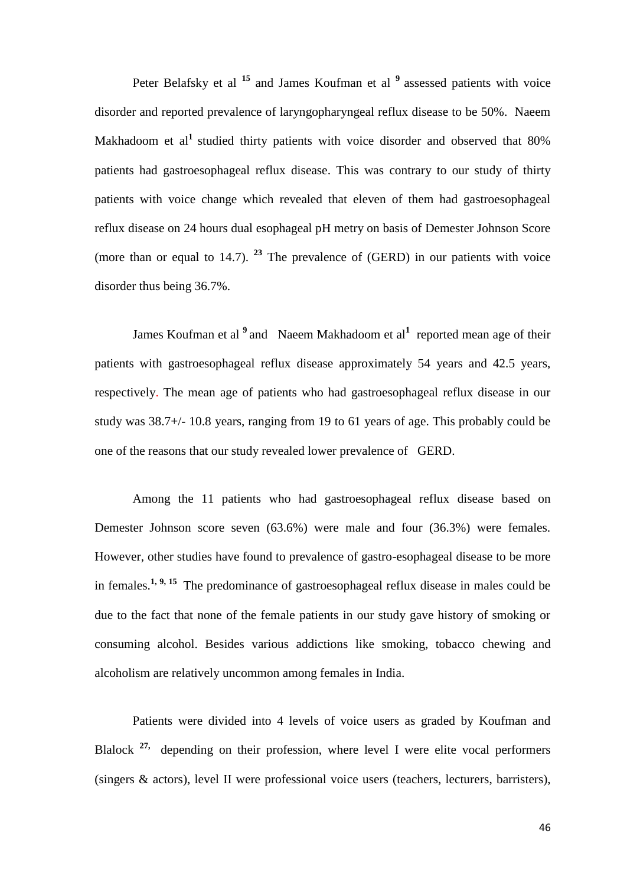Peter Belafsky et al [15] and James Koufman et al [9] assessed patients with voice disorder and reported prevalence of laryngopharyngeal reflux disease to be 50%. Naeem Makhadoom et al[1] studied thirty patients with voice disorder and observed that 80% patients had gastroesophageal reflux disease. This was contrary to our study of thirty patients with voice change which revealed that eleven of them had gastroesophageal reflux disease on 24 hours dual esophageal pH metry on basis of Demester Johnson Score (more than or equal to 14.7). [23] The prevalence of (GERD) in our patients with voice disorder thus being 36.7%.

James Koufman et al [9] and Naeem Makhadoom et al[1] reported mean age of their patients with gastroesophageal reflux disease approximately 54 years and 42.5 years, respectively. The mean age of patients who had gastroesophageal reflux disease in our study was 38.7+/- 10.8 years, ranging from 19 to 61 years of age. This probably could be one of the reasons that our study revealed lower prevalence of GERD.

Among the 11 patients who had gastroesophageal reflux disease based on Demester Johnson score seven (63.6%) were male and four (36.3%) were females. However, other studies have found to prevalence of gastro-esophageal disease to be more in females.[1, 9, 15] The predominance of gastroesophageal reflux disease in males could be due to the fact that none of the female patients in our study gave history of smoking or consuming alcohol. Besides various addictions like smoking, tobacco chewing and alcoholism are relatively uncommon among females in India.

Patients were divided into 4 levels of voice users as graded by Koufman and Blalock [27], depending on their profession, where level I were elite vocal performers (singers & actors), level II were professional voice users (teachers, lecturers, barristers),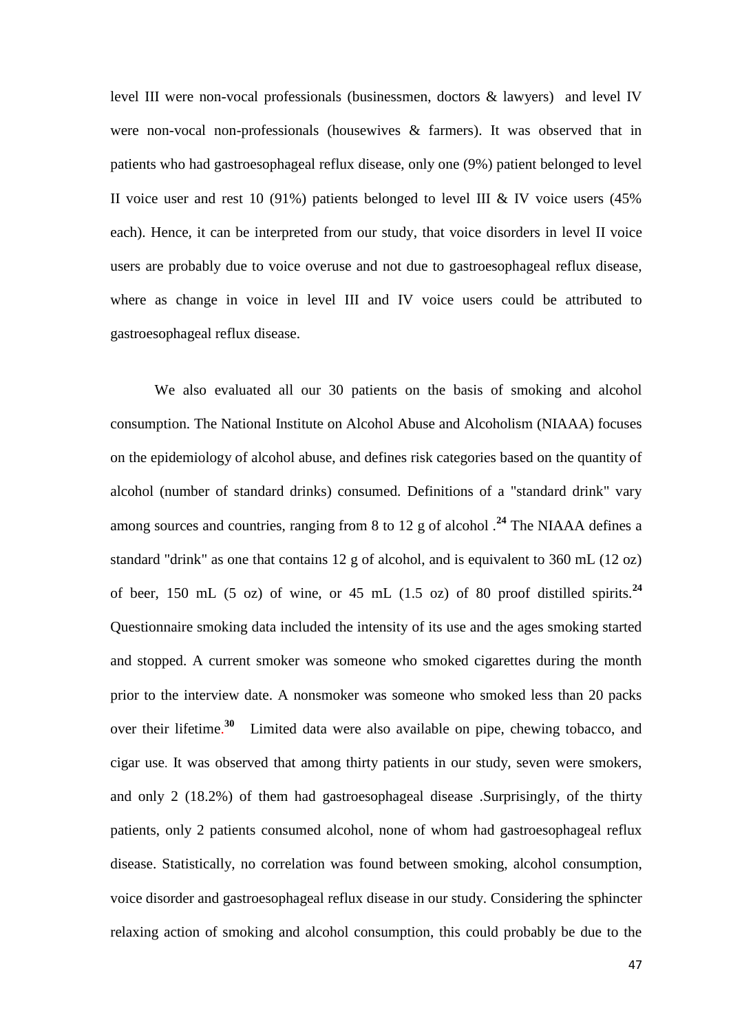level III were non-vocal professionals (businessmen, doctors & lawyers) and level IV were non-vocal non-professionals (housewives & farmers). It was observed that in patients who had gastroesophageal reflux disease, only one (9%) patient belonged to level II voice user and rest 10 (91%) patients belonged to level III & IV voice users (45% each). Hence, it can be interpreted from our study, that voice disorders in level II voice users are probably due to voice overuse and not due to gastroesophageal reflux disease, where as change in voice in level III and IV voice users could be attributed to gastroesophageal reflux disease.

We also evaluated all our 30 patients on the basis of smoking and alcohol consumption. The National Institute on Alcohol Abuse and Alcoholism (NIAAA) focuses on the epidemiology of alcohol abuse, and defines risk categories based on the quantity of alcohol (number of standard drinks) consumed. Definitions of a "standard drink" vary among sources and countries, ranging from 8 to 12 g of alcohol .[24] The NIAAA defines a standard "drink" as one that contains 12 g of alcohol, and is equivalent to 360 mL (12 oz) of beer, 150 mL (5 oz) of wine, or 45 mL (1.5 oz) of 80 proof distilled spirits.[24] Questionnaire smoking data included the intensity of its use and the ages smoking started and stopped. A current smoker was someone who smoked cigarettes during the month prior to the interview date. A nonsmoker was someone who smoked less than 20 packs over their lifetime.[30] Limited data were also available on pipe, chewing tobacco, and cigar use. It was observed that among thirty patients in our study, seven were smokers, and only 2 (18.2%) of them had gastroesophageal disease .Surprisingly, of the thirty patients, only 2 patients consumed alcohol, none of whom had gastroesophageal reflux disease. Statistically, no correlation was found between smoking, alcohol consumption, voice disorder and gastroesophageal reflux disease in our study. Considering the sphincter relaxing action of smoking and alcohol consumption, this could probably be due to the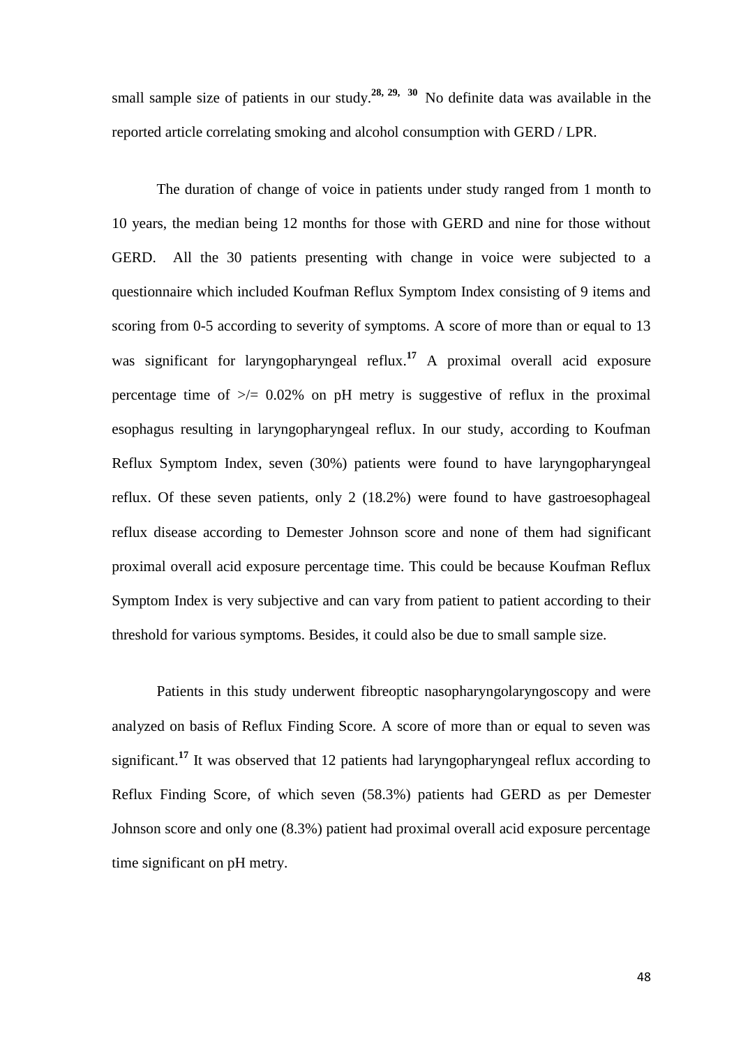small sample size of patients in our study.[28, 29, 30] No definite data was available in the reported article correlating smoking and alcohol consumption with GERD / LPR.

The duration of change of voice in patients under study ranged from 1 month to 10 years, the median being 12 months for those with GERD and nine for those without GERD. All the 30 patients presenting with change in voice were subjected to a questionnaire which included Koufman Reflux Symptom Index consisting of 9 items and scoring from 0-5 according to severity of symptoms. A score of more than or equal to 13 was significant for laryngopharyngeal reflux.[17] A proximal overall acid exposure percentage time of >/= 0.02% on pH metry is suggestive of reflux in the proximal esophagus resulting in laryngopharyngeal reflux. In our study, according to Koufman Reflux Symptom Index, seven (30%) patients were found to have laryngopharyngeal reflux. Of these seven patients, only 2 (18.2%) were found to have gastroesophageal reflux disease according to Demester Johnson score and none of them had significant proximal overall acid exposure percentage time. This could be because Koufman Reflux Symptom Index is very subjective and can vary from patient to patient according to their threshold for various symptoms. Besides, it could also be due to small sample size.

Patients in this study underwent fibreoptic nasopharyngolaryngoscopy and were analyzed on basis of Reflux Finding Score. A score of more than or equal to seven was significant.[17] It was observed that 12 patients had laryngopharyngeal reflux according to Reflux Finding Score, of which seven (58.3%) patients had GERD as per Demester Johnson score and only one (8.3%) patient had proximal overall acid exposure percentage time significant on pH metry.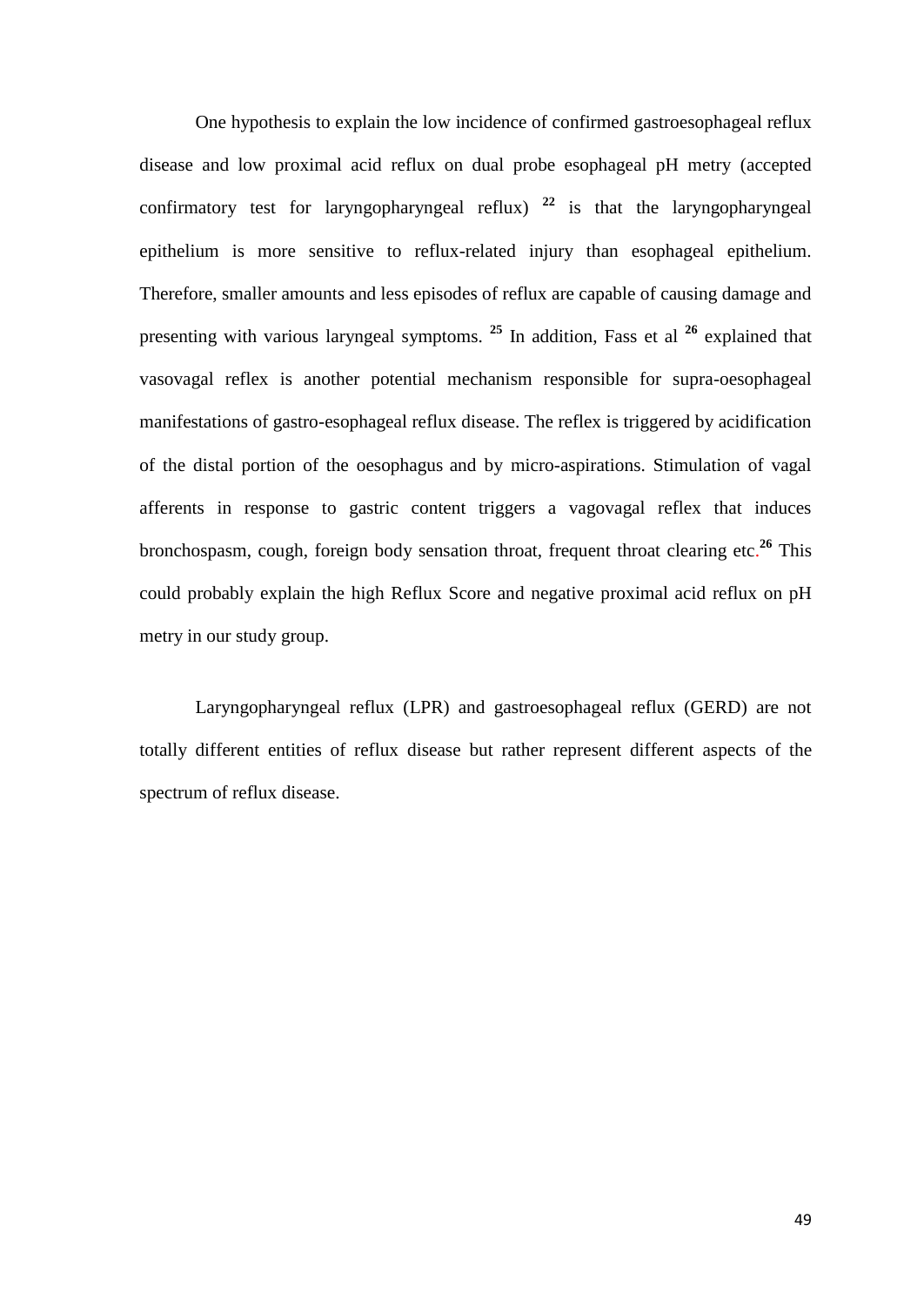One hypothesis to explain the low incidence of confirmed gastroesophageal reflux disease and low proximal acid reflux on dual probe esophageal pH metry (accepted confirmatory test for laryngopharyngeal reflux) [22] is that the laryngopharyngeal epithelium is more sensitive to reflux-related injury than esophageal epithelium. Therefore, smaller amounts and less episodes of reflux are capable of causing damage and presenting with various laryngeal symptoms. [25] In addition, Fass et al [26] explained that vasovagal reflex is another potential mechanism responsible for supra-oesophageal manifestations of gastro-esophageal reflux disease. The reflex is triggered by acidification of the distal portion of the oesophagus and by micro-aspirations. Stimulation of vagal afferents in response to gastric content triggers a vagovagal reflex that induces bronchospasm, cough, foreign body sensation throat, frequent throat clearing etc.[26] This could probably explain the high Reflux Score and negative proximal acid reflux on pH metry in our study group.

Laryngopharyngeal reflux (LPR) and gastroesophageal reflux (GERD) are not totally different entities of reflux disease but rather represent different aspects of the spectrum of reflux disease.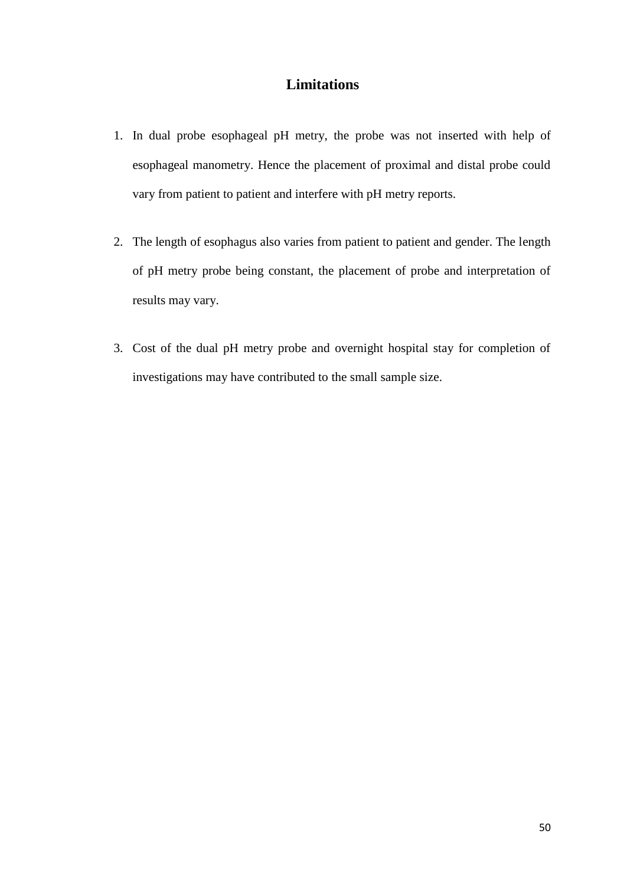# Limitations

1. In dual probe esophageal pH metry, the probe was not inserted with help of esophageal manometry. Hence the placement of proximal and distal probe could vary from patient to patient and interfere with pH metry reports.

2. The length of esophagus also varies from patient to patient and gender. The length of pH metry probe being constant, the placement of probe and interpretation of results may vary.

3. Cost of the dual pH metry probe and overnight hospital stay for completion of investigations may have contributed to the small sample size.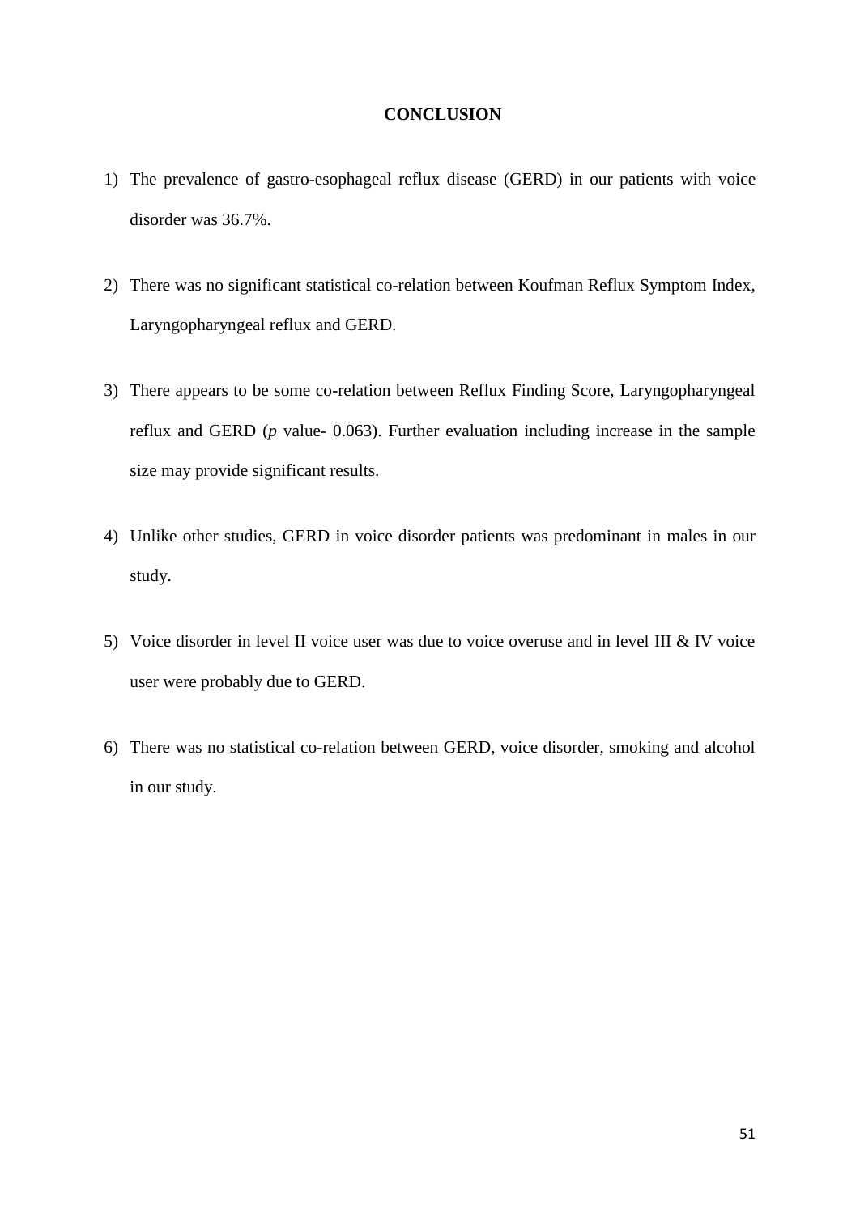# CONCLUSION

1) The prevalence of gastro-esophageal reflux disease (GERD) in our patients with voice disorder was 36.7%.

2) There was no significant statistical co-relation between Koufman Reflux Symptom Index, Laryngopharyngeal reflux and GERD.

3) There appears to be some co-relation between Reflux Finding Score, Laryngopharyngeal reflux and GERD (*p* value- 0.063). Further evaluation including increase in the sample size may provide significant results.

4) Unlike other studies, GERD in voice disorder patients was predominant in males in our study.

5) Voice disorder in level II voice user was due to voice overuse and in level III & IV voice user were probably due to GERD.

6) There was no statistical co-relation between GERD, voice disorder, smoking and alcohol in our study.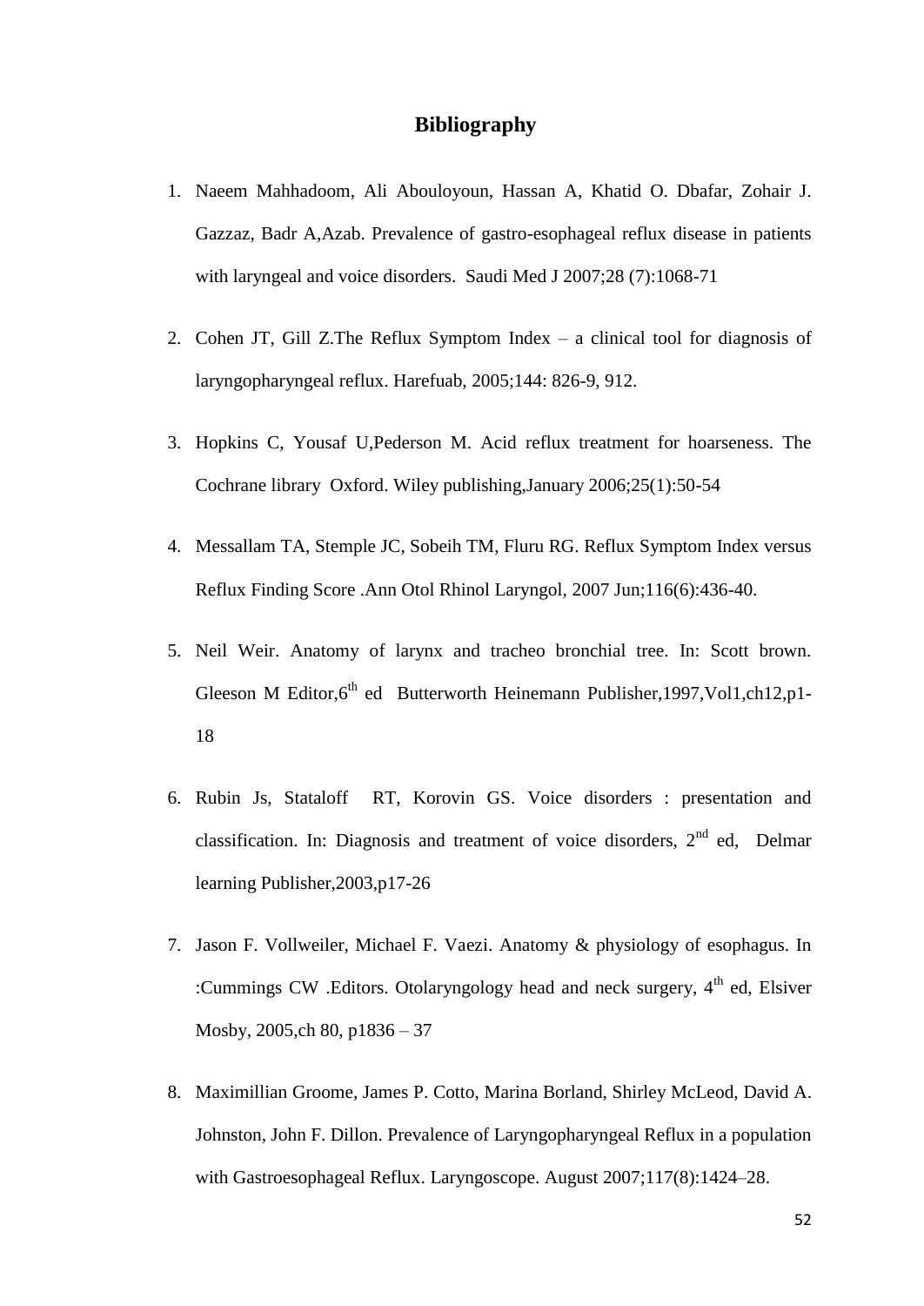## Bibliography

1. Naeem Mahhadoom, Ali Abouloyoun, Hassan A, Khatid O. Dbafar, Zohair J. Gazzaz, Badr A,Azab. Prevalence of gastro-esophageal reflux disease in patients with laryngeal and voice disorders. Saudi Med J 2007;28 (7):1068-71

2. Cohen JT, Gill Z.The Reflux Symptom Index – a clinical tool for diagnosis of laryngopharyngeal reflux. Harefuab, 2005;144: 826-9, 912.

3. Hopkins C, Yousaf U,Pederson M. Acid reflux treatment for hoarseness. The Cochrane library Oxford. Wiley publishing,January 2006;25(1):50-54

4. Messallam TA, Stemple JC, Sobeih TM, Fluru RG. Reflux Symptom Index versus Reflux Finding Score .Ann Otol Rhinol Laryngol, 2007 Jun;116(6):436-40.

5. Neil Weir. Anatomy of larynx and tracheo bronchial tree. In: Scott brown. Gleeson M Editor,6th ed Butterworth Heinemann Publisher,1997,Vol1,ch12,p1-18

6. Rubin Js, Stataloff RT, Korovin GS. Voice disorders : presentation and classification. In: Diagnosis and treatment of voice disorders, 2nd ed, Delmar learning Publisher,2003,p17-26

7. Jason F. Vollweiler, Michael F. Vaezi. Anatomy & physiology of esophagus. In :Cummings CW .Editors. Otolaryngology head and neck surgery, 4th ed, Elsiver Mosby, 2005,ch 80, p1836 – 37

8. Maximillian Groome, James P. Cotto, Marina Borland, Shirley McLeod, David A. Johnston, John F. Dillon. Prevalence of Laryngopharyngeal Reflux in a population with Gastroesophageal Reflux. Laryngoscope. August 2007;117(8):1424–28.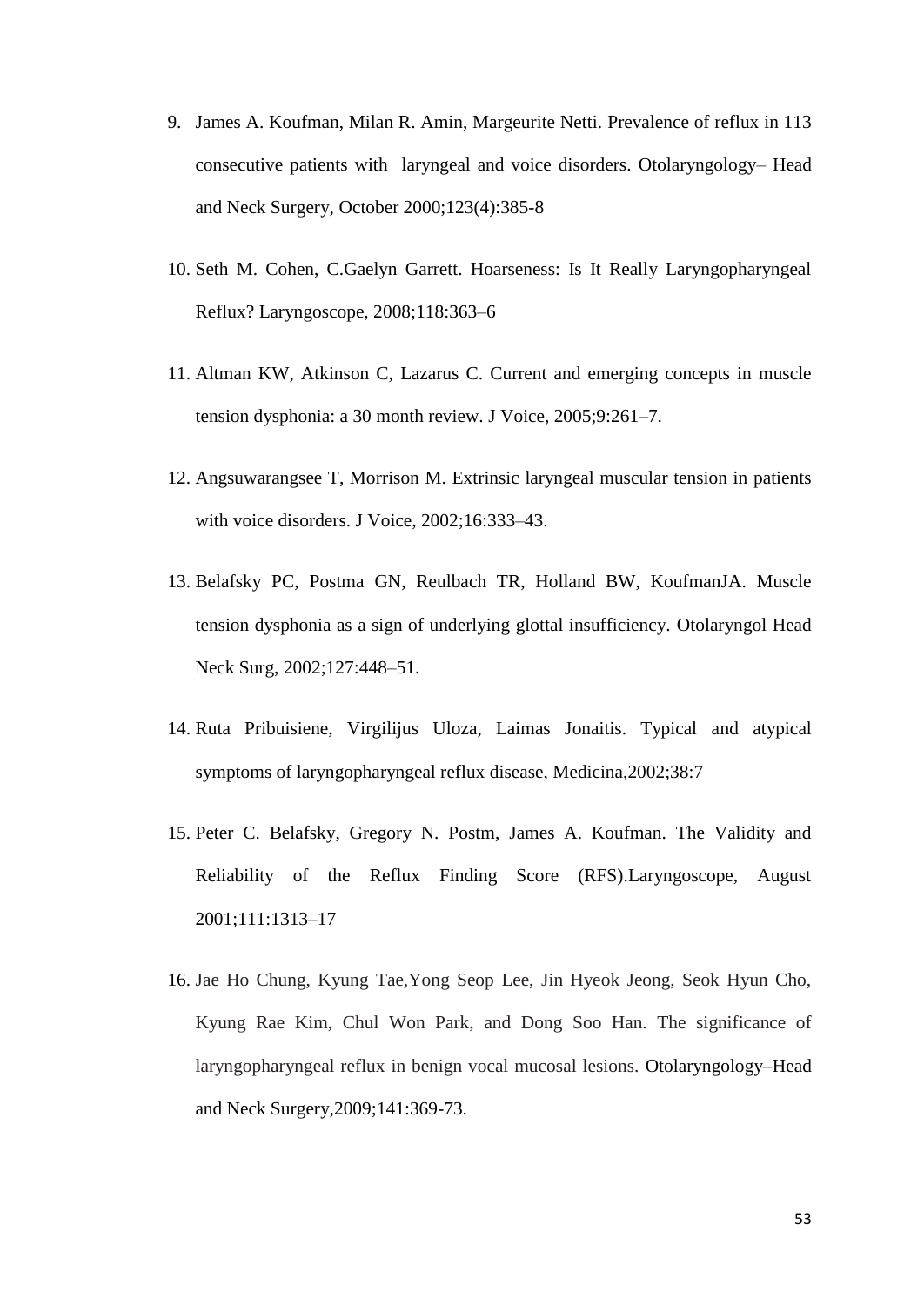9. James A. Koufman, Milan R. Amin, Margeurite Netti. Prevalence of reflux in 113 consecutive patients with laryngeal and voice disorders. Otolaryngology– Head and Neck Surgery, October 2000;123(4):385-8

10. Seth M. Cohen, C.Gaelyn Garrett. Hoarseness: Is It Really Laryngopharyngeal Reflux? Laryngoscope, 2008;118:363–6

11. Altman KW, Atkinson C, Lazarus C. Current and emerging concepts in muscle tension dysphonia: a 30 month review. J Voice, 2005;9:261–7.

12. Angsuwarangsee T, Morrison M. Extrinsic laryngeal muscular tension in patients with voice disorders. J Voice, 2002;16:333–43.

13. Belafsky PC, Postma GN, Reulbach TR, Holland BW, KoufmanJA. Muscle tension dysphonia as a sign of underlying glottal insufficiency. Otolaryngol Head Neck Surg, 2002;127:448–51.

14. Ruta Pribuisiene, Virgilijus Uloza, Laimas Jonaitis. Typical and atypical symptoms of laryngopharyngeal reflux disease, Medicina,2002;38:7

15. Peter C. Belafsky, Gregory N. Postm, James A. Koufman. The Validity and Reliability of the Reflux Finding Score (RFS).Laryngoscope, August 2001;111:1313–17

16. Jae Ho Chung, Kyung Tae,Yong Seop Lee, Jin Hyeok Jeong, Seok Hyun Cho, Kyung Rae Kim, Chul Won Park, and Dong Soo Han. The significance of laryngopharyngeal reflux in benign vocal mucosal lesions. Otolaryngology–Head and Neck Surgery,2009;141:369-73.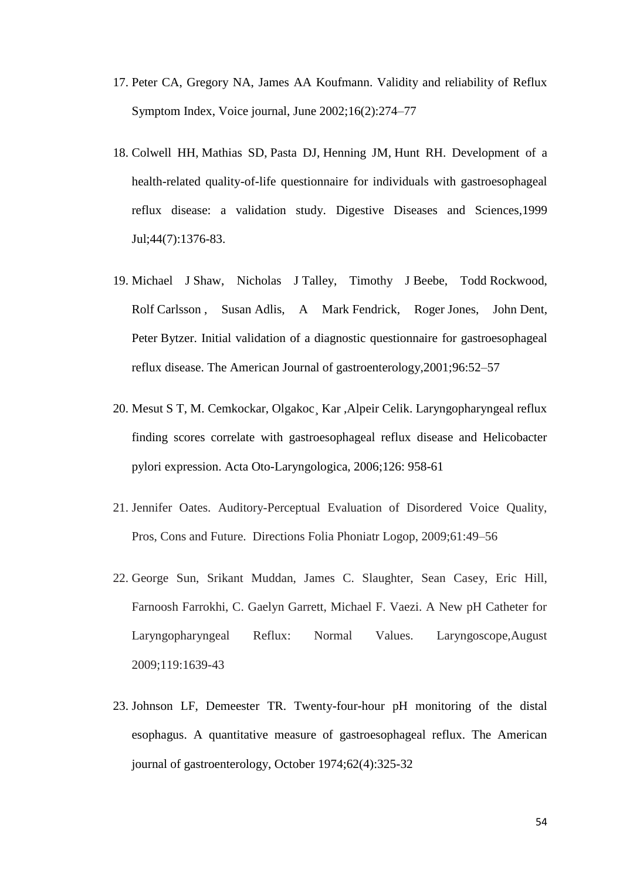17. Peter CA, Gregory NA, James AA Koufmann. Validity and reliability of Reflux Symptom Index, Voice journal, June 2002;16(2):274–77

18. Colwell HH, Mathias SD, Pasta DJ, Henning JM, Hunt RH. Development of a health-related quality-of-life questionnaire for individuals with gastroesophageal reflux disease: a validation study. Digestive Diseases and Sciences,1999 Jul;44(7):1376-83.

19. Michael J Shaw, Nicholas J Talley, Timothy J Beebe, Todd Rockwood, Rolf Carlsson , Susan Adlis, A Mark Fendrick, Roger Jones, John Dent, Peter Bytzer. Initial validation of a diagnostic questionnaire for gastroesophageal reflux disease. The American Journal of gastroenterology,2001;96:52–57

20. Mesut S T, M. Cemkockar, Olgakoc¸ Kar ,Alpeir Celik. Laryngopharyngeal reflux finding scores correlate with gastroesophageal reflux disease and Helicobacter pylori expression. Acta Oto-Laryngologica, 2006;126: 958-61

21. Jennifer Oates. Auditory-Perceptual Evaluation of Disordered Voice Quality, Pros, Cons and Future. Directions Folia Phoniatr Logop, 2009;61:49–56

22. George Sun, Srikant Muddan, James C. Slaughter, Sean Casey, Eric Hill, Farnoosh Farrokhi, C. Gaelyn Garrett, Michael F. Vaezi. A New pH Catheter for Laryngopharyngeal Reflux: Normal Values. Laryngoscope,August 2009;119:1639-43

23. Johnson LF, Demeester TR. Twenty-four-hour pH monitoring of the distal esophagus. A quantitative measure of gastroesophageal reflux. The American journal of gastroenterology, October 1974;62(4):325-32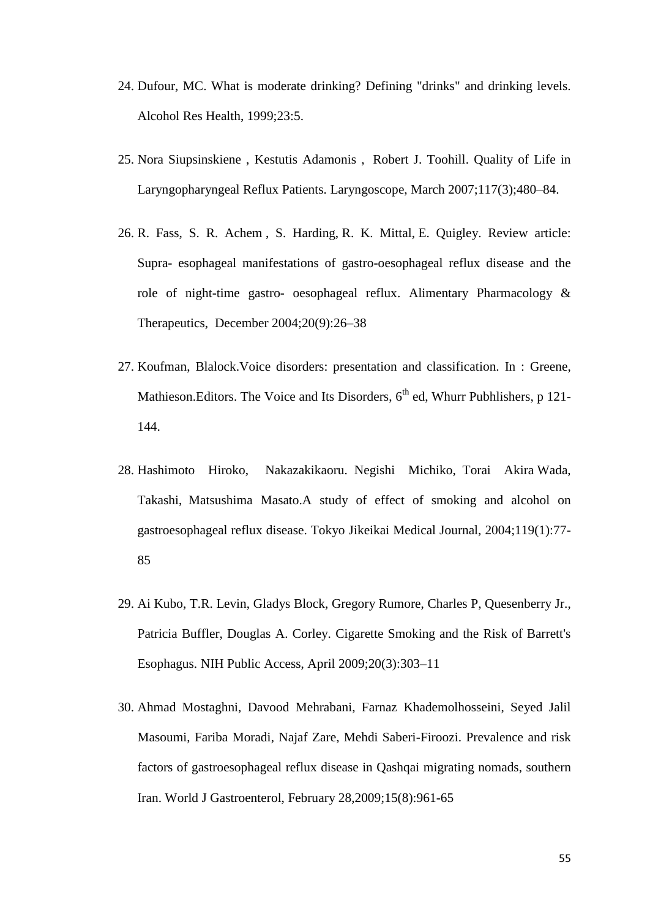24. Dufour, MC. What is moderate drinking? Defining "drinks" and drinking levels. Alcohol Res Health, 1999;23:5.

25. Nora Siupsinskiene , Kestutis Adamonis , Robert J. Toohill. Quality of Life in Laryngopharyngeal Reflux Patients. Laryngoscope, March 2007;117(3);480–84.

26. R. Fass, S. R. Achem , S. Harding, R. K. Mittal, E. Quigley. Review article: Supra- esophageal manifestations of gastro-oesophageal reflux disease and the role of night-time gastro- oesophageal reflux. Alimentary Pharmacology & Therapeutics, December 2004;20(9):26–38

27. Koufman, Blalock.Voice disorders: presentation and classification. In : Greene, Mathieson.Editors. The Voice and Its Disorders, 6th ed, Whurr Pubhlishers, p 121-144.

28. Hashimoto Hiroko, Nakazakikaoru. Negishi Michiko, Torai Akira Wada, Takashi, Matsushima Masato.A study of effect of smoking and alcohol on gastroesophageal reflux disease. Tokyo Jikeikai Medical Journal, 2004;119(1):77-85

29. Ai Kubo, T.R. Levin, Gladys Block, Gregory Rumore, Charles P, Quesenberry Jr., Patricia Buffler, Douglas A. Corley. Cigarette Smoking and the Risk of Barrett's Esophagus. NIH Public Access, April 2009;20(3):303–11

30. Ahmad Mostaghni, Davood Mehrabani, Farnaz Khademolhosseini, Seyed Jalil Masoumi, Fariba Moradi, Najaf Zare, Mehdi Saberi-Firoozi. Prevalence and risk factors of gastroesophageal reflux disease in Qashqai migrating nomads, southern Iran. World J Gastroenterol, February 28,2009;15(8):961-65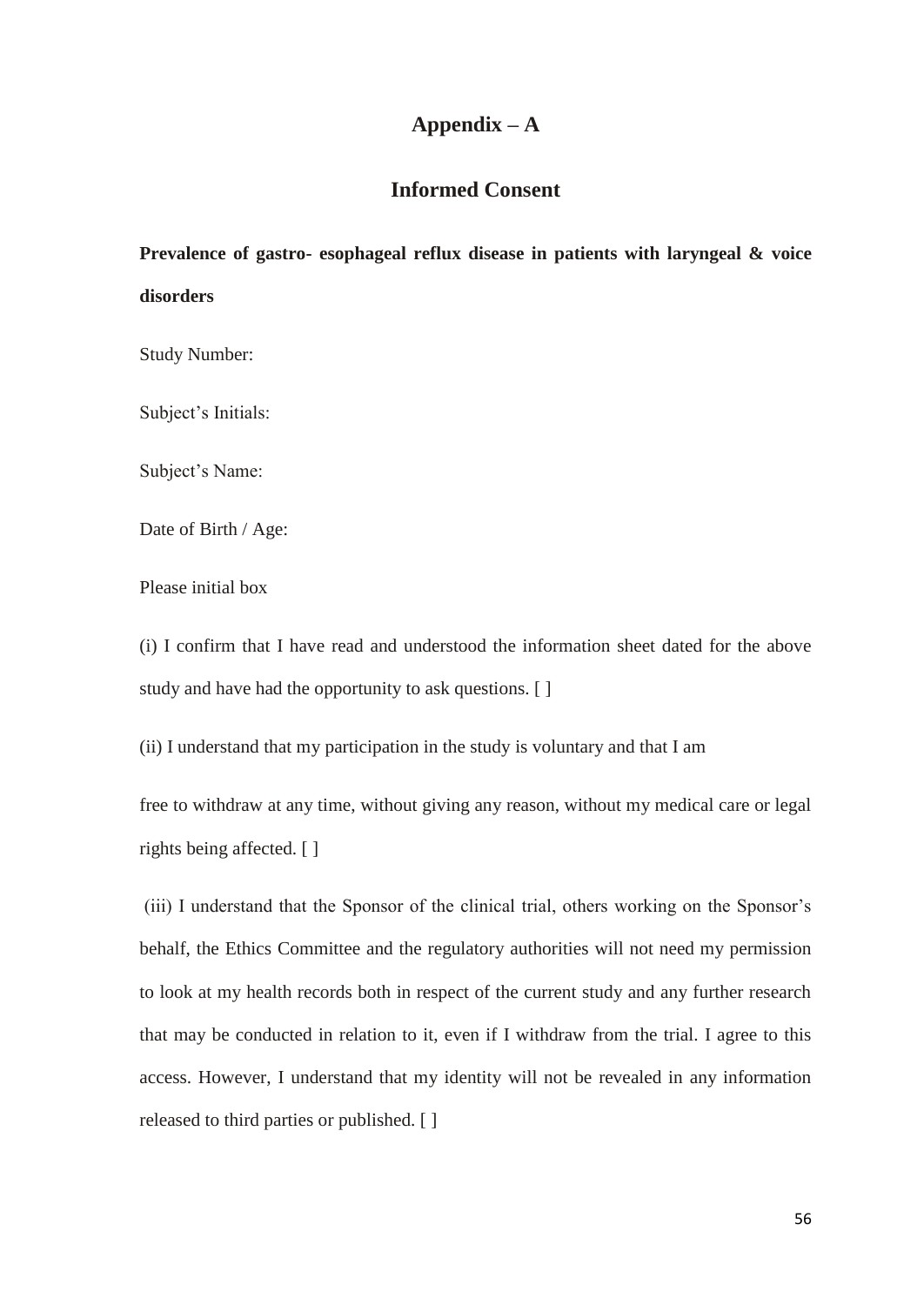# Appendix – A

## Informed Consent

**Prevalence of gastro- esophageal reflux disease in patients with laryngeal & voice disorders**

Study Number:

Subject's Initials:

Subject's Name:

Date of Birth / Age:

Please initial box

(i) I confirm that I have read and understood the information sheet dated for the above study and have had the opportunity to ask questions. [ ]

(ii) I understand that my participation in the study is voluntary and that I am

free to withdraw at any time, without giving any reason, without my medical care or legal rights being affected. [ ]

(iii) I understand that the Sponsor of the clinical trial, others working on the Sponsor's behalf, the Ethics Committee and the regulatory authorities will not need my permission to look at my health records both in respect of the current study and any further research that may be conducted in relation to it, even if I withdraw from the trial. I agree to this access. However, I understand that my identity will not be revealed in any information released to third parties or published. [ ]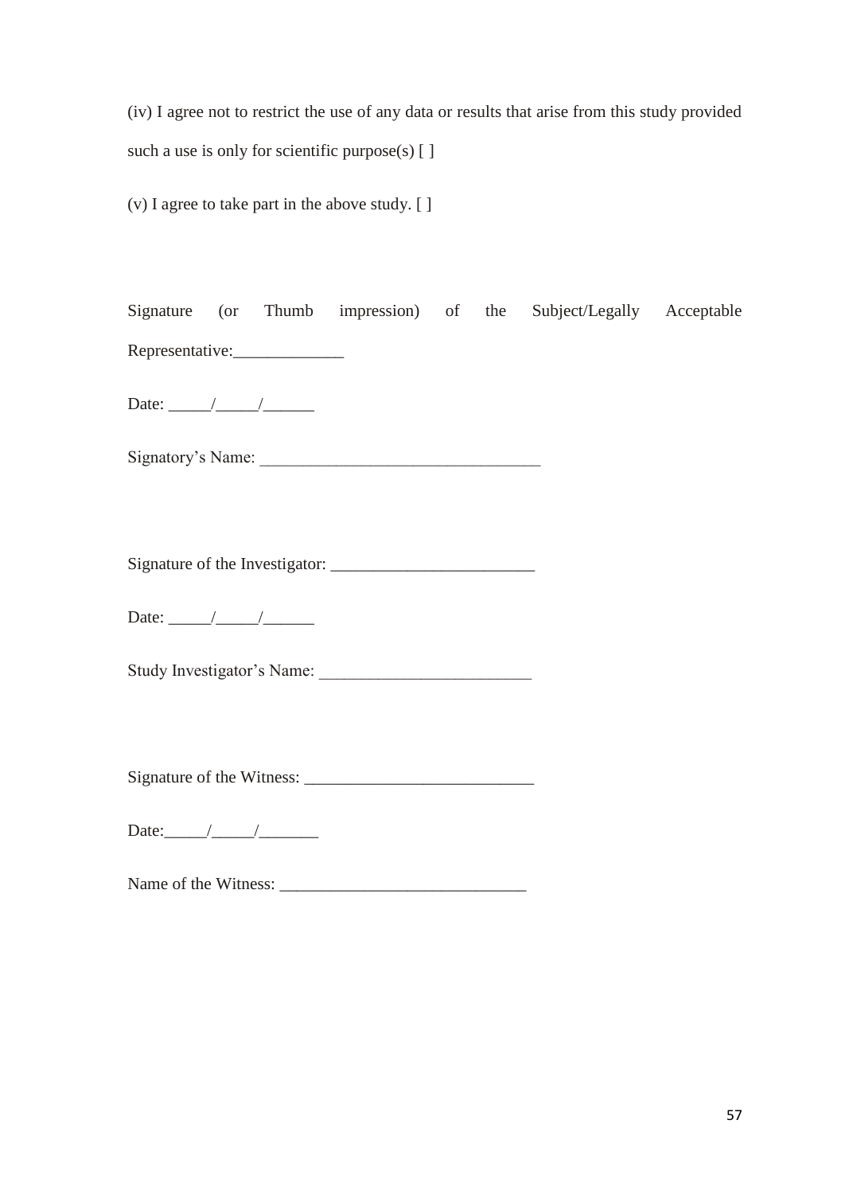(iv) I agree not to restrict the use of any data or results that arise from this study provided such a use is only for scientific purpose(s) [ ]

(v) I agree to take part in the above study. [ ]

Signature (or Thumb impression) of the Subject/Legally Acceptable Representative:_____________

Date: _____/_____/______

Signatory's Name: ________________________________

Signature of the Investigator: ________________________

Date: _____/_____/______

Study Investigator's Name: ________________________

Signature of the Witness: __________________________

Date:_____/_____/_______

Name of the Witness: ____________________________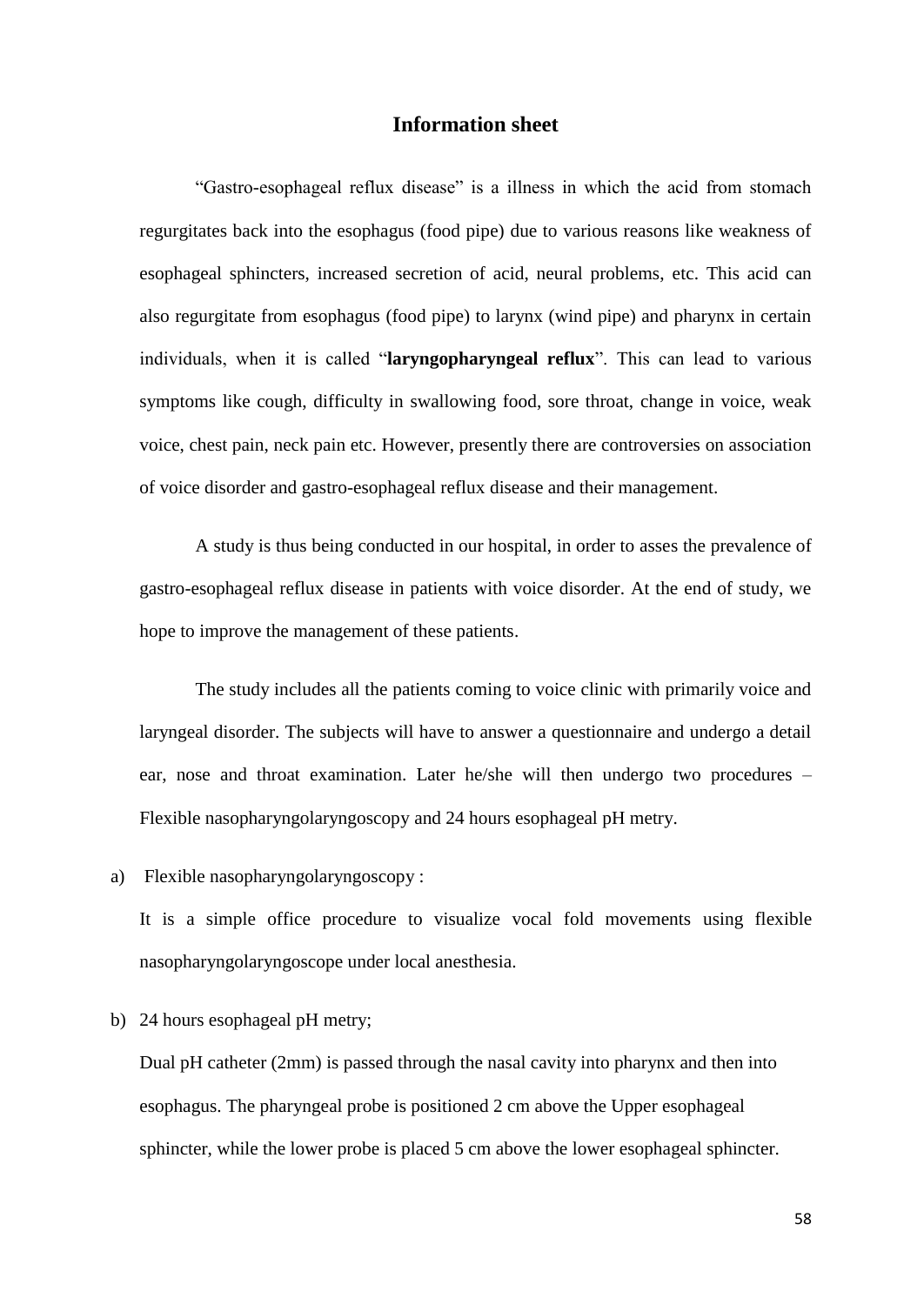## Information sheet

"Gastro-esophageal reflux disease" is a illness in which the acid from stomach regurgitates back into the esophagus (food pipe) due to various reasons like weakness of esophageal sphincters, increased secretion of acid, neural problems, etc. This acid can also regurgitate from esophagus (food pipe) to larynx (wind pipe) and pharynx in certain individuals, when it is called "**laryngopharyngeal reflux**". This can lead to various symptoms like cough, difficulty in swallowing food, sore throat, change in voice, weak voice, chest pain, neck pain etc. However, presently there are controversies on association of voice disorder and gastro-esophageal reflux disease and their management.

A study is thus being conducted in our hospital, in order to asses the prevalence of gastro-esophageal reflux disease in patients with voice disorder. At the end of study, we hope to improve the management of these patients.

The study includes all the patients coming to voice clinic with primarily voice and laryngeal disorder. The subjects will have to answer a questionnaire and undergo a detail ear, nose and throat examination. Later he/she will then undergo two procedures – Flexible nasopharyngolaryngoscopy and 24 hours esophageal pH metry.

a) Flexible nasopharyngolaryngoscopy :

   It is a simple office procedure to visualize vocal fold movements using flexible nasopharyngolaryngoscope under local anesthesia.

b) 24 hours esophageal pH metry;

   Dual pH catheter (2mm) is passed through the nasal cavity into pharynx and then into esophagus. The pharyngeal probe is positioned 2 cm above the Upper esophageal sphincter, while the lower probe is placed 5 cm above the lower esophageal sphincter.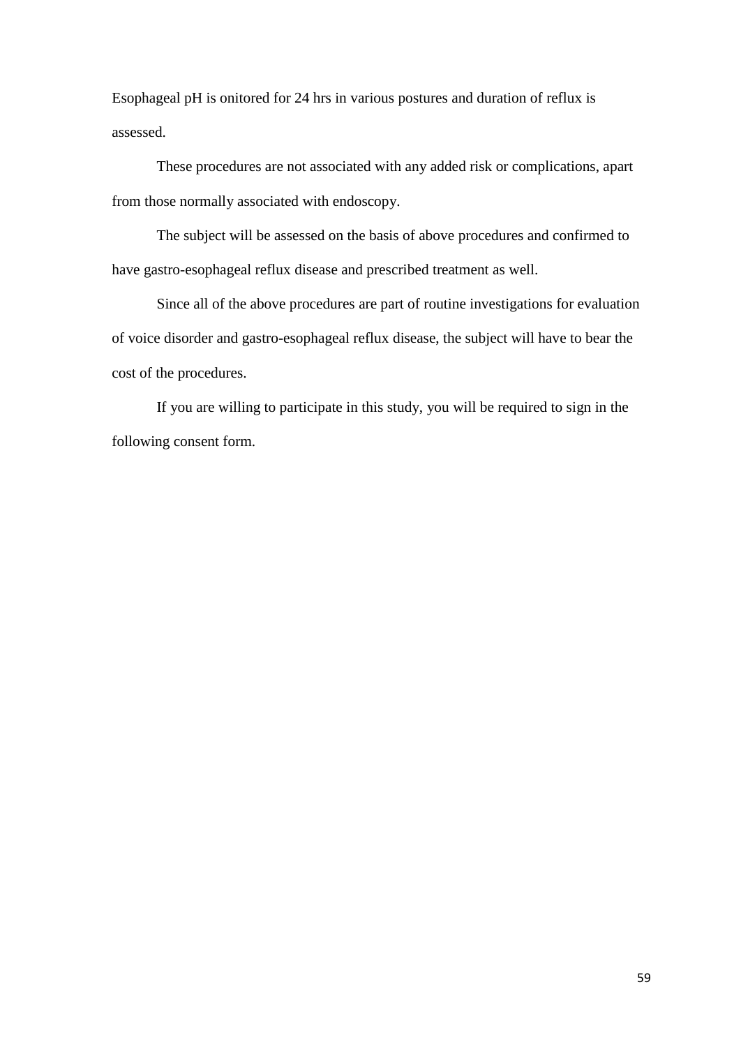Esophageal pH is onitored for 24 hrs in various postures and duration of reflux is assessed.

These procedures are not associated with any added risk or complications, apart from those normally associated with endoscopy.

The subject will be assessed on the basis of above procedures and confirmed to have gastro-esophageal reflux disease and prescribed treatment as well.

Since all of the above procedures are part of routine investigations for evaluation of voice disorder and gastro-esophageal reflux disease, the subject will have to bear the cost of the procedures.

If you are willing to participate in this study, you will be required to sign in the following consent form.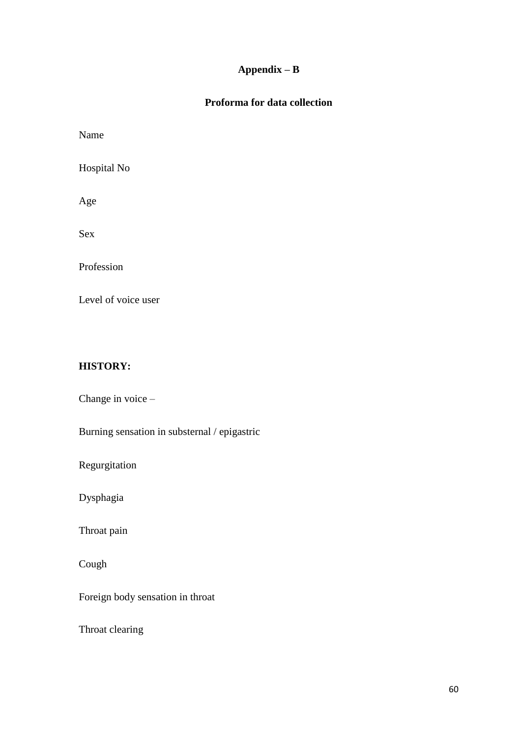**Appendix – B**

**Proforma for data collection**

Name

Hospital No

Age

Sex

Profession

Level of voice user

**HISTORY:**

Change in voice –

Burning sensation in substernal / epigastric

Regurgitation

Dysphagia

Throat pain

Cough

Foreign body sensation in throat

Throat clearing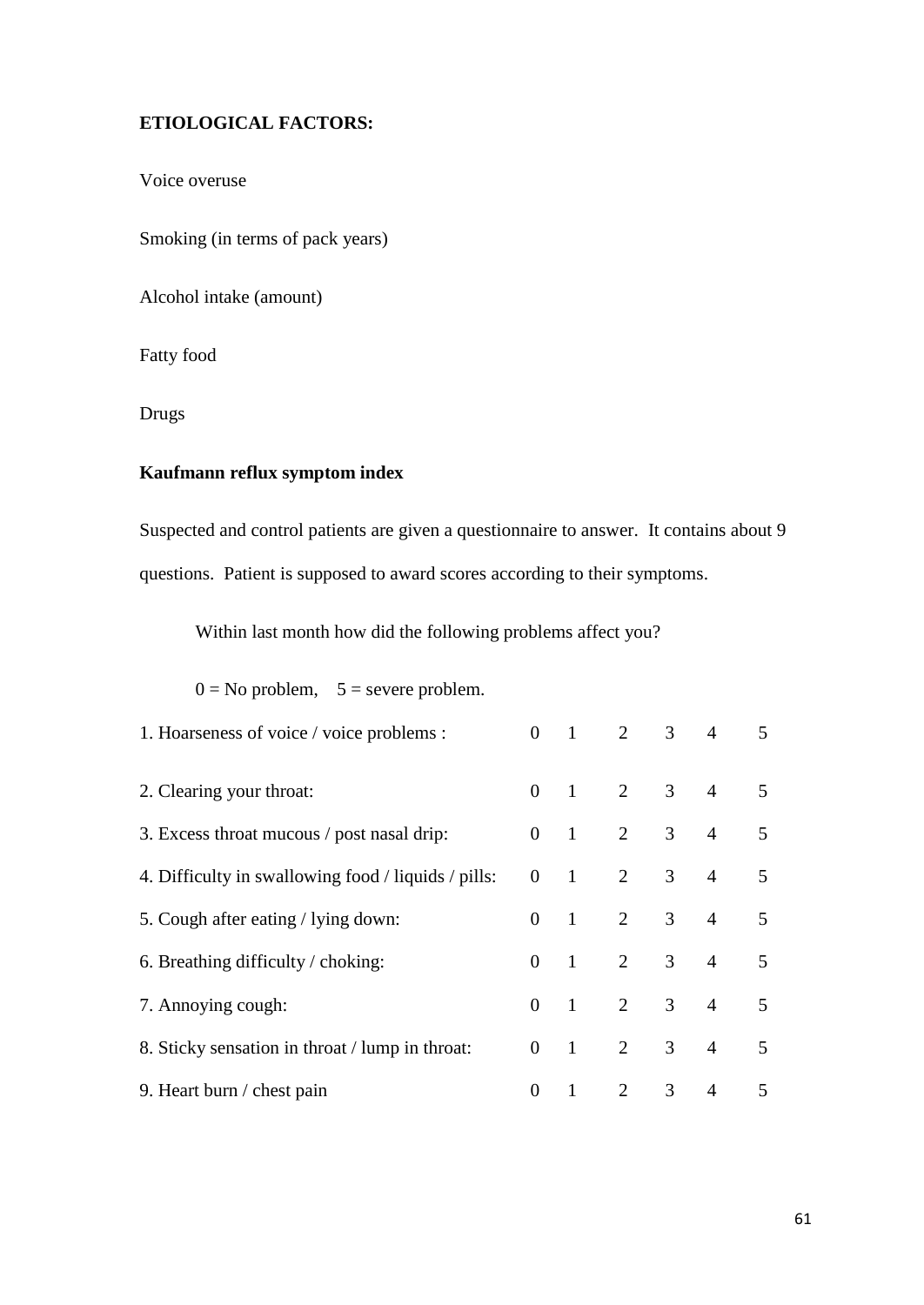**ETIOLOGICAL FACTORS:**

Voice overuse

Smoking (in terms of pack years)

Alcohol intake (amount)

Fatty food

Drugs

**Kaufmann reflux symptom index**

Suspected and control patients are given a questionnaire to answer. It contains about 9 questions. Patient is supposed to award scores according to their symptoms.

Within last month how did the following problems affect you?

0 = No problem, 5 = severe problem.

| | | | | | | |
|---|---|---|---|---|---|---|
| 1. Hoarseness of voice / voice problems : | 0 | 1 | 2 | 3 | 4 | 5 |
| 2. Clearing your throat: | 0 | 1 | 2 | 3 | 4 | 5 |
| 3. Excess throat mucous / post nasal drip: | 0 | 1 | 2 | 3 | 4 | 5 |
| 4. Difficulty in swallowing food / liquids / pills: | 0 | 1 | 2 | 3 | 4 | 5 |
| 5. Cough after eating / lying down: | 0 | 1 | 2 | 3 | 4 | 5 |
| 6. Breathing difficulty / choking: | 0 | 1 | 2 | 3 | 4 | 5 |
| 7. Annoying cough: | 0 | 1 | 2 | 3 | 4 | 5 |
| 8. Sticky sensation in throat / lump in throat: | 0 | 1 | 2 | 3 | 4 | 5 |
| 9. Heart burn / chest pain | 0 | 1 | 2 | 3 | 4 | 5 |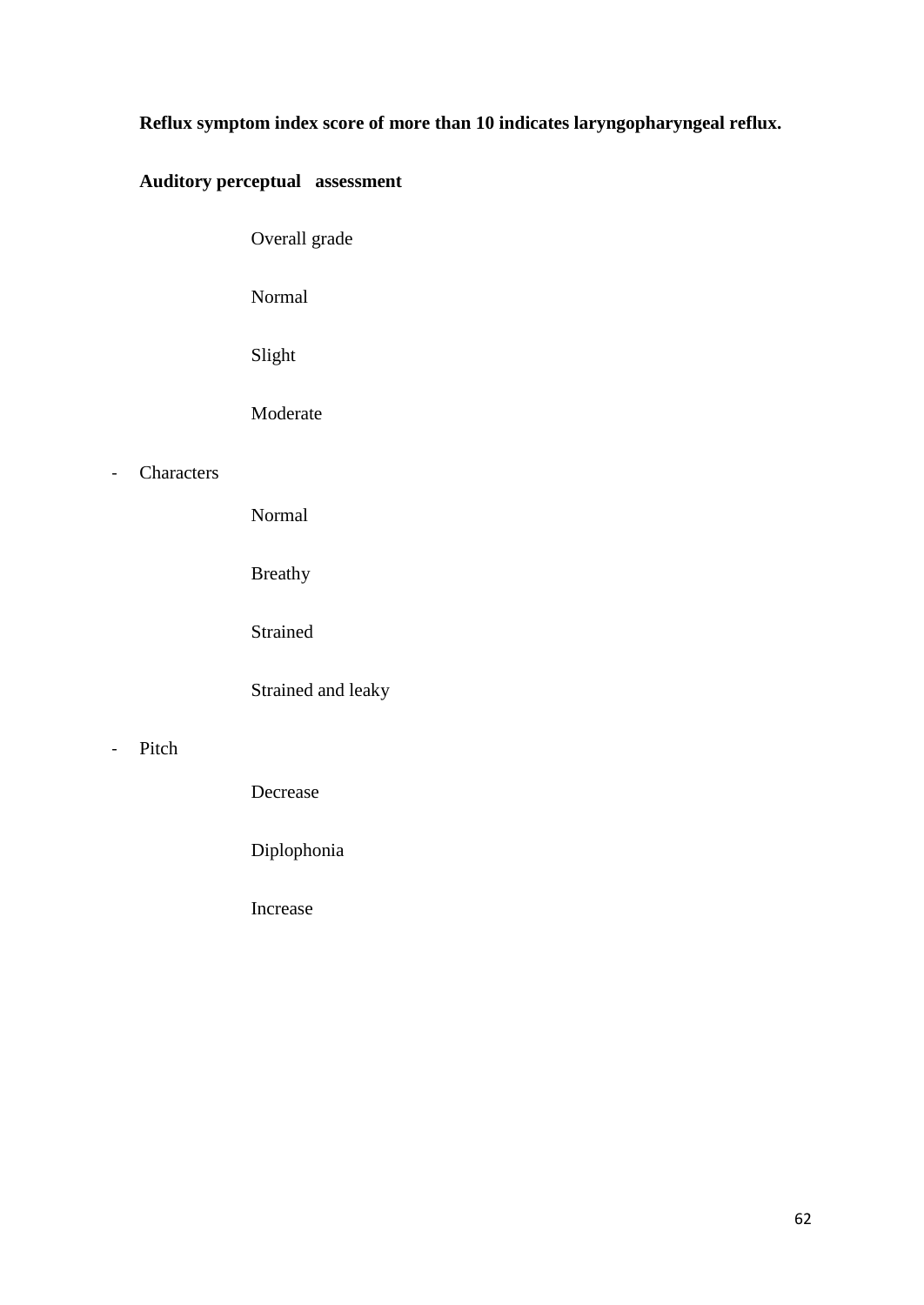**Reflux symptom index score of more than 10 indicates laryngopharyngeal reflux.**

**Auditory perceptual assessment**

Overall grade

Normal

Slight

Moderate

- Characters

  Normal

  Breathy

  Strained

  Strained and leaky

- Pitch

  Decrease

  Diplophonia

  Increase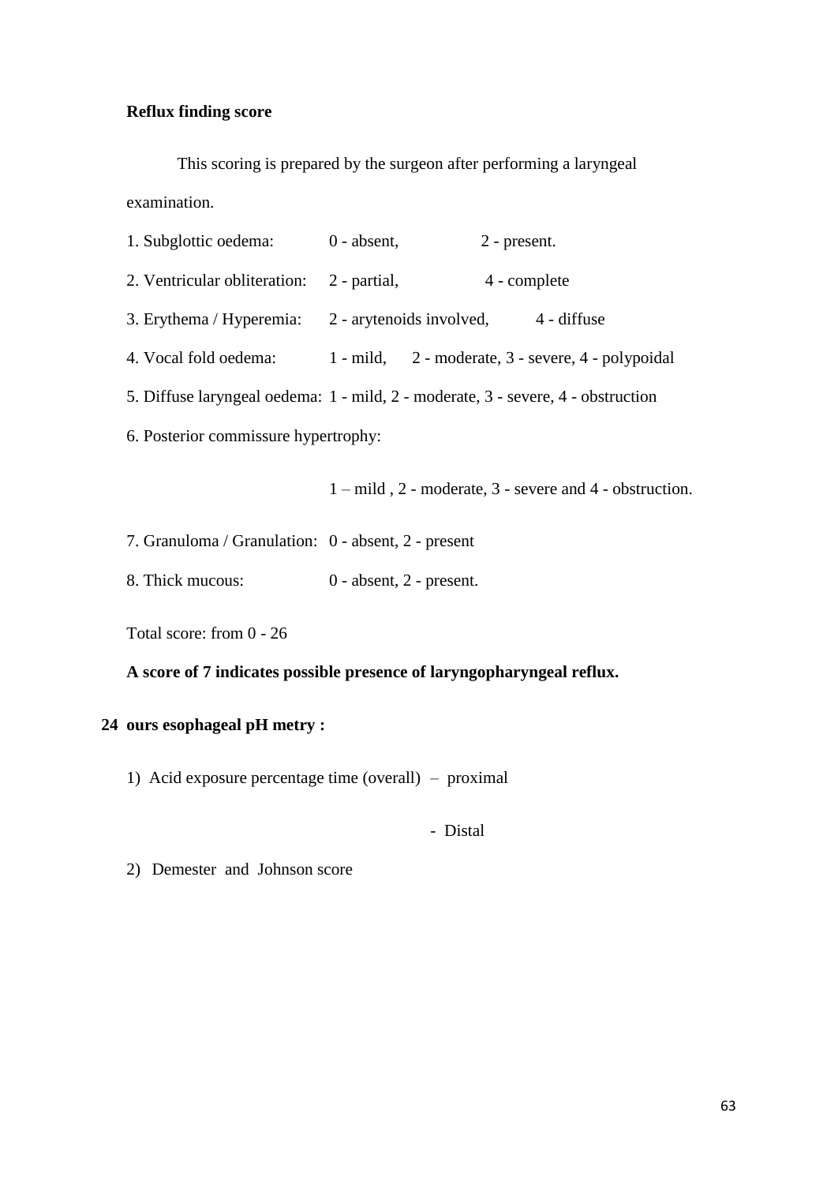**Reflux finding score**

This scoring is prepared by the surgeon after performing a laryngeal examination.

1. Subglottic oedema: 0 - absent, 2 - present.
2. Ventricular obliteration: 2 - partial, 4 - complete
3. Erythema / Hyperemia: 2 - arytenoids involved, 4 - diffuse
4. Vocal fold oedema: 1 - mild, 2 - moderate, 3 - severe, 4 - polypoidal
5. Diffuse laryngeal oedema: 1 - mild, 2 - moderate, 3 - severe, 4 - obstruction
6. Posterior commissure hypertrophy:

   1 – mild , 2 - moderate, 3 - severe and 4 - obstruction.

7. Granuloma / Granulation: 0 - absent, 2 - present
8. Thick mucous: 0 - absent, 2 - present.

Total score: from 0 - 26

**A score of 7 indicates possible presence of laryngopharyngeal reflux.**

**24 ours esophageal pH metry :**

1) Acid exposure percentage time (overall) – proximal

   - Distal

2) Demester and Johnson score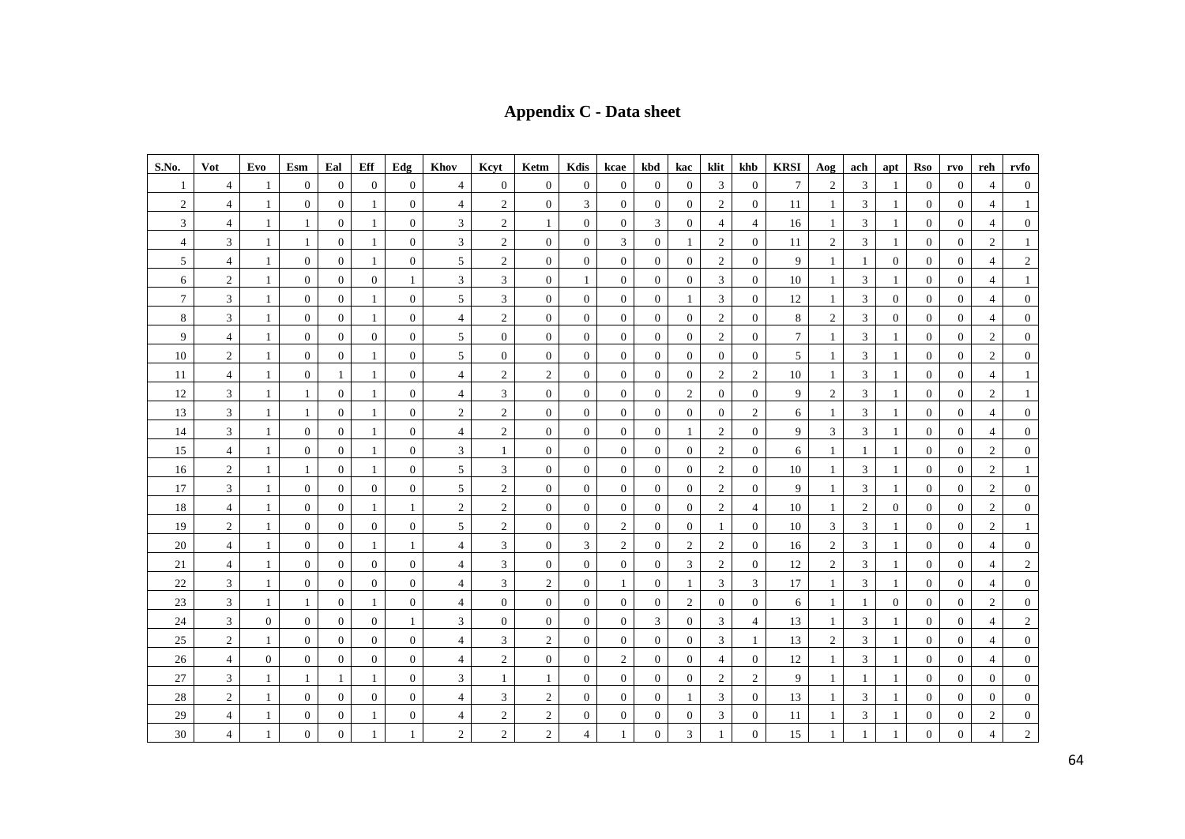## Appendix C - Data sheet

| S.No. | Vot | Evo | Esm | Eal | Eff | Edg | Khov | Kcyt | Ketm | Kdis | kcae | kbd | kac | klit | khb | KRSI | Aog | ach | apt | Rso | rvo | reh | rvfo |
|---|---|---|---|---|---|---|---|---|---|---|---|---|---|---|---|---|---|---|---|---|---|---|---|
| 1 | 4 | 1 | 0 | 0 | 0 | 0 | 4 | 0 | 0 | 0 | 0 | 0 | 0 | 3 | 0 | 7 | 2 | 3 | 1 | 0 | 0 | 4 | 0 |
| 2 | 4 | 1 | 0 | 0 | 1 | 0 | 4 | 2 | 0 | 3 | 0 | 0 | 0 | 2 | 0 | 11 | 1 | 3 | 1 | 0 | 0 | 4 | 1 |
| 3 | 4 | 1 | 1 | 0 | 1 | 0 | 3 | 2 | 1 | 0 | 0 | 3 | 0 | 4 | 4 | 16 | 1 | 3 | 1 | 0 | 0 | 4 | 0 |
| 4 | 3 | 1 | 1 | 0 | 1 | 0 | 3 | 2 | 0 | 0 | 3 | 0 | 1 | 2 | 0 | 11 | 2 | 3 | 1 | 0 | 0 | 2 | 1 |
| 5 | 4 | 1 | 0 | 0 | 1 | 0 | 5 | 2 | 0 | 0 | 0 | 0 | 0 | 2 | 0 | 9 | 1 | 1 | 0 | 0 | 0 | 4 | 2 |
| 6 | 2 | 1 | 0 | 0 | 0 | 1 | 3 | 3 | 0 | 1 | 0 | 0 | 0 | 3 | 0 | 10 | 1 | 3 | 1 | 0 | 0 | 4 | 1 |
| 7 | 3 | 1 | 0 | 0 | 1 | 0 | 5 | 3 | 0 | 0 | 0 | 0 | 1 | 3 | 0 | 12 | 1 | 3 | 0 | 0 | 0 | 4 | 0 |
| 8 | 3 | 1 | 0 | 0 | 1 | 0 | 4 | 2 | 0 | 0 | 0 | 0 | 0 | 2 | 0 | 8 | 2 | 3 | 0 | 0 | 0 | 4 | 0 |
| 9 | 4 | 1 | 0 | 0 | 0 | 0 | 5 | 0 | 0 | 0 | 0 | 0 | 0 | 2 | 0 | 7 | 1 | 3 | 1 | 0 | 0 | 2 | 0 |
| 10 | 2 | 1 | 0 | 0 | 1 | 0 | 5 | 0 | 0 | 0 | 0 | 0 | 0 | 0 | 0 | 5 | 1 | 3 | 1 | 0 | 0 | 2 | 0 |
| 11 | 4 | 1 | 0 | 1 | 1 | 0 | 4 | 2 | 2 | 0 | 0 | 0 | 0 | 2 | 2 | 10 | 1 | 3 | 1 | 0 | 0 | 4 | 1 |
| 12 | 3 | 1 | 1 | 0 | 1 | 0 | 4 | 3 | 0 | 0 | 0 | 0 | 2 | 0 | 0 | 9 | 2 | 3 | 1 | 0 | 0 | 2 | 1 |
| 13 | 3 | 1 | 1 | 0 | 1 | 0 | 2 | 2 | 0 | 0 | 0 | 0 | 0 | 0 | 2 | 6 | 1 | 3 | 1 | 0 | 0 | 4 | 0 |
| 14 | 3 | 1 | 0 | 0 | 1 | 0 | 4 | 2 | 0 | 0 | 0 | 0 | 1 | 2 | 0 | 9 | 3 | 3 | 1 | 0 | 0 | 4 | 0 |
| 15 | 4 | 1 | 0 | 0 | 1 | 0 | 3 | 1 | 0 | 0 | 0 | 0 | 0 | 2 | 0 | 6 | 1 | 1 | 1 | 0 | 0 | 2 | 0 |
| 16 | 2 | 1 | 1 | 0 | 1 | 0 | 5 | 3 | 0 | 0 | 0 | 0 | 0 | 2 | 0 | 10 | 1 | 3 | 1 | 0 | 0 | 2 | 1 |
| 17 | 3 | 1 | 0 | 0 | 0 | 0 | 5 | 2 | 0 | 0 | 0 | 0 | 0 | 2 | 0 | 9 | 1 | 3 | 1 | 0 | 0 | 2 | 0 |
| 18 | 4 | 1 | 0 | 0 | 1 | 1 | 2 | 2 | 0 | 0 | 0 | 0 | 0 | 2 | 4 | 10 | 1 | 2 | 0 | 0 | 0 | 2 | 0 |
| 19 | 2 | 1 | 0 | 0 | 0 | 0 | 5 | 2 | 0 | 0 | 2 | 0 | 0 | 1 | 0 | 10 | 3 | 3 | 1 | 0 | 0 | 2 | 1 |
| 20 | 4 | 1 | 0 | 0 | 1 | 1 | 4 | 3 | 0 | 3 | 2 | 0 | 2 | 2 | 0 | 16 | 2 | 3 | 1 | 0 | 0 | 4 | 0 |
| 21 | 4 | 1 | 0 | 0 | 0 | 0 | 4 | 3 | 0 | 0 | 0 | 0 | 3 | 2 | 0 | 12 | 2 | 3 | 1 | 0 | 0 | 4 | 2 |
| 22 | 3 | 1 | 0 | 0 | 0 | 0 | 4 | 3 | 2 | 0 | 1 | 0 | 1 | 3 | 3 | 17 | 1 | 3 | 1 | 0 | 0 | 4 | 0 |
| 23 | 3 | 1 | 1 | 0 | 1 | 0 | 4 | 0 | 0 | 0 | 0 | 0 | 2 | 0 | 0 | 6 | 1 | 1 | 0 | 0 | 0 | 2 | 0 |
| 24 | 3 | 0 | 0 | 0 | 0 | 1 | 3 | 0 | 0 | 0 | 0 | 3 | 0 | 3 | 4 | 13 | 1 | 3 | 1 | 0 | 0 | 4 | 2 |
| 25 | 2 | 1 | 0 | 0 | 0 | 0 | 4 | 3 | 2 | 0 | 0 | 0 | 0 | 3 | 1 | 13 | 2 | 3 | 1 | 0 | 0 | 4 | 0 |
| 26 | 4 | 0 | 0 | 0 | 0 | 0 | 4 | 2 | 0 | 0 | 2 | 0 | 0 | 4 | 0 | 12 | 1 | 3 | 1 | 0 | 0 | 4 | 0 |
| 27 | 3 | 1 | 1 | 1 | 1 | 0 | 3 | 1 | 1 | 0 | 0 | 0 | 0 | 2 | 2 | 9 | 1 | 1 | 1 | 0 | 0 | 0 | 0 |
| 28 | 2 | 1 | 0 | 0 | 0 | 0 | 4 | 3 | 2 | 0 | 0 | 0 | 1 | 3 | 0 | 13 | 1 | 3 | 1 | 0 | 0 | 0 | 0 |
| 29 | 4 | 1 | 0 | 0 | 1 | 0 | 4 | 2 | 2 | 0 | 0 | 0 | 0 | 3 | 0 | 11 | 1 | 3 | 1 | 0 | 0 | 2 | 0 |
| 30 | 4 | 1 | 0 | 0 | 1 | 1 | 2 | 2 | 2 | 4 | 1 | 0 | 3 | 1 | 0 | 15 | 1 | 1 | 1 | 0 | 0 | 4 | 2 |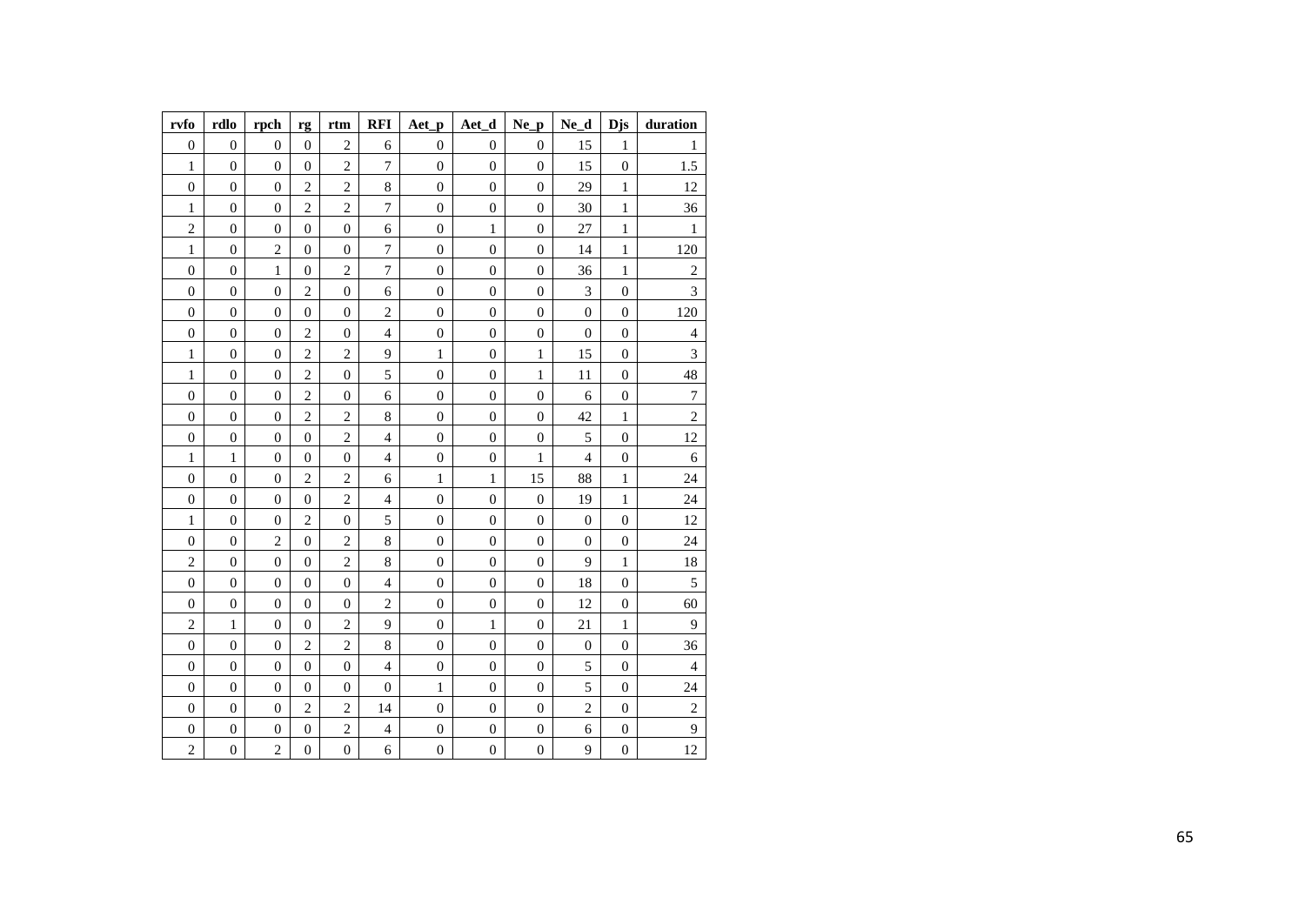| rvfo | rdlo | rpch | rg | rtm | RFI | Aet_p | Aet_d | Ne_p | Ne_d | Djs | duration |
|---|---|---|---|---|---|---|---|---|---|---|---|
| 0 | 0 | 0 | 0 | 2 | 6 | 0 | 0 | 0 | 15 | 1 | 1 |
| 1 | 0 | 0 | 0 | 2 | 7 | 0 | 0 | 0 | 15 | 0 | 1.5 |
| 0 | 0 | 0 | 2 | 2 | 8 | 0 | 0 | 0 | 29 | 1 | 12 |
| 1 | 0 | 0 | 2 | 2 | 7 | 0 | 0 | 0 | 30 | 1 | 36 |
| 2 | 0 | 0 | 0 | 0 | 6 | 0 | 1 | 0 | 27 | 1 | 1 |
| 1 | 0 | 2 | 0 | 0 | 7 | 0 | 0 | 0 | 14 | 1 | 120 |
| 0 | 0 | 1 | 0 | 2 | 7 | 0 | 0 | 0 | 36 | 1 | 2 |
| 0 | 0 | 0 | 2 | 0 | 6 | 0 | 0 | 0 | 3 | 0 | 3 |
| 0 | 0 | 0 | 0 | 0 | 2 | 0 | 0 | 0 | 0 | 0 | 120 |
| 0 | 0 | 0 | 2 | 0 | 4 | 0 | 0 | 0 | 0 | 0 | 4 |
| 1 | 0 | 0 | 2 | 2 | 9 | 1 | 0 | 1 | 15 | 0 | 3 |
| 1 | 0 | 0 | 2 | 0 | 5 | 0 | 0 | 1 | 11 | 0 | 48 |
| 0 | 0 | 0 | 2 | 0 | 6 | 0 | 0 | 0 | 6 | 0 | 7 |
| 0 | 0 | 0 | 2 | 2 | 8 | 0 | 0 | 0 | 42 | 1 | 2 |
| 0 | 0 | 0 | 0 | 2 | 4 | 0 | 0 | 0 | 5 | 0 | 12 |
| 1 | 1 | 0 | 0 | 0 | 4 | 0 | 0 | 1 | 4 | 0 | 6 |
| 0 | 0 | 0 | 2 | 2 | 6 | 1 | 1 | 15 | 88 | 1 | 24 |
| 0 | 0 | 0 | 0 | 2 | 4 | 0 | 0 | 0 | 19 | 1 | 24 |
| 1 | 0 | 0 | 2 | 0 | 5 | 0 | 0 | 0 | 0 | 0 | 12 |
| 0 | 0 | 2 | 0 | 2 | 8 | 0 | 0 | 0 | 0 | 0 | 24 |
| 2 | 0 | 0 | 0 | 2 | 8 | 0 | 0 | 0 | 9 | 1 | 18 |
| 0 | 0 | 0 | 0 | 0 | 4 | 0 | 0 | 0 | 18 | 0 | 5 |
| 0 | 0 | 0 | 0 | 0 | 2 | 0 | 0 | 0 | 12 | 0 | 60 |
| 2 | 1 | 0 | 0 | 2 | 9 | 0 | 1 | 0 | 21 | 1 | 9 |
| 0 | 0 | 0 | 2 | 2 | 8 | 0 | 0 | 0 | 0 | 0 | 36 |
| 0 | 0 | 0 | 0 | 0 | 4 | 0 | 0 | 0 | 5 | 0 | 4 |
| 0 | 0 | 0 | 0 | 0 | 0 | 1 | 0 | 0 | 5 | 0 | 24 |
| 0 | 0 | 0 | 2 | 2 | 14 | 0 | 0 | 0 | 2 | 0 | 2 |
| 0 | 0 | 0 | 0 | 2 | 4 | 0 | 0 | 0 | 6 | 0 | 9 |
| 2 | 0 | 2 | 0 | 0 | 6 | 0 | 0 | 0 | 9 | 0 | 12 |